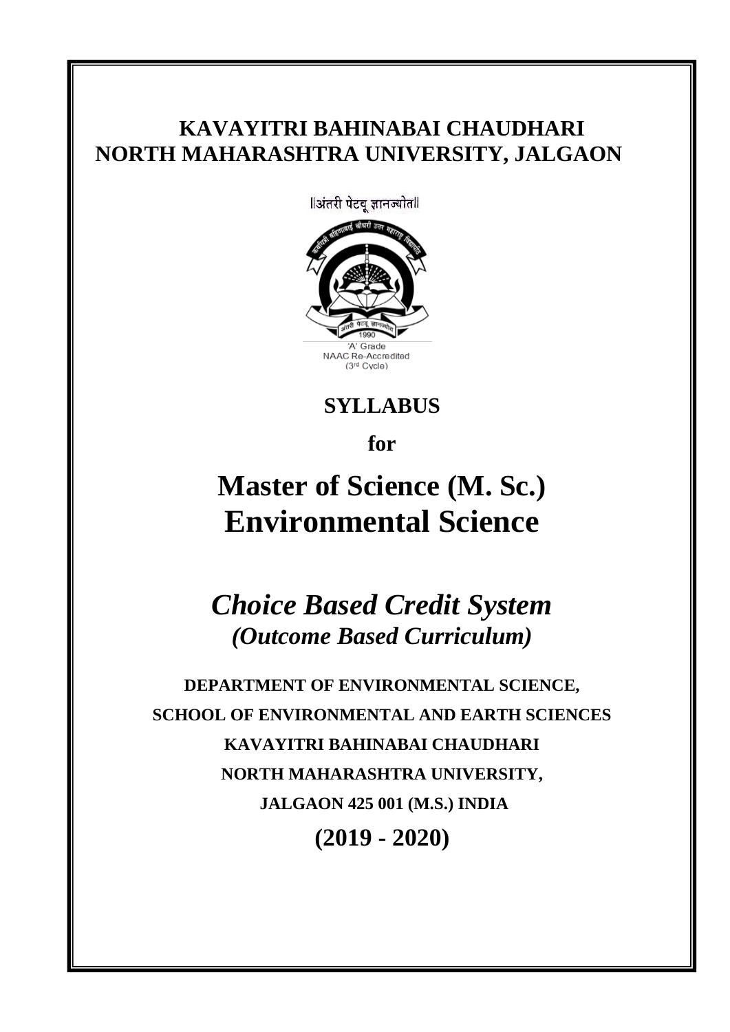# KAVAYITRI BAHINABAI CHAUDHARI NORTH MAHARASHTRA UNIVERSITY, JALGAON

||अंतरी पेटवू ज्ञानज्योत||

'A' Grade
NAAC Re-Accredited
(3rd Cycle)

## SYLLABUS

**for**

# Master of Science (M. Sc.) Environmental Science

## *Choice Based Credit System*

### *(Outcome Based Curriculum)*

**DEPARTMENT OF ENVIRONMENTAL SCIENCE,**

**SCHOOL OF ENVIRONMENTAL AND EARTH SCIENCES**

**KAVAYITRI BAHINABAI CHAUDHARI**

**NORTH MAHARASHTRA UNIVERSITY,**

**JALGAON 425 001 (M.S.) INDIA**

## (2019 - 2020)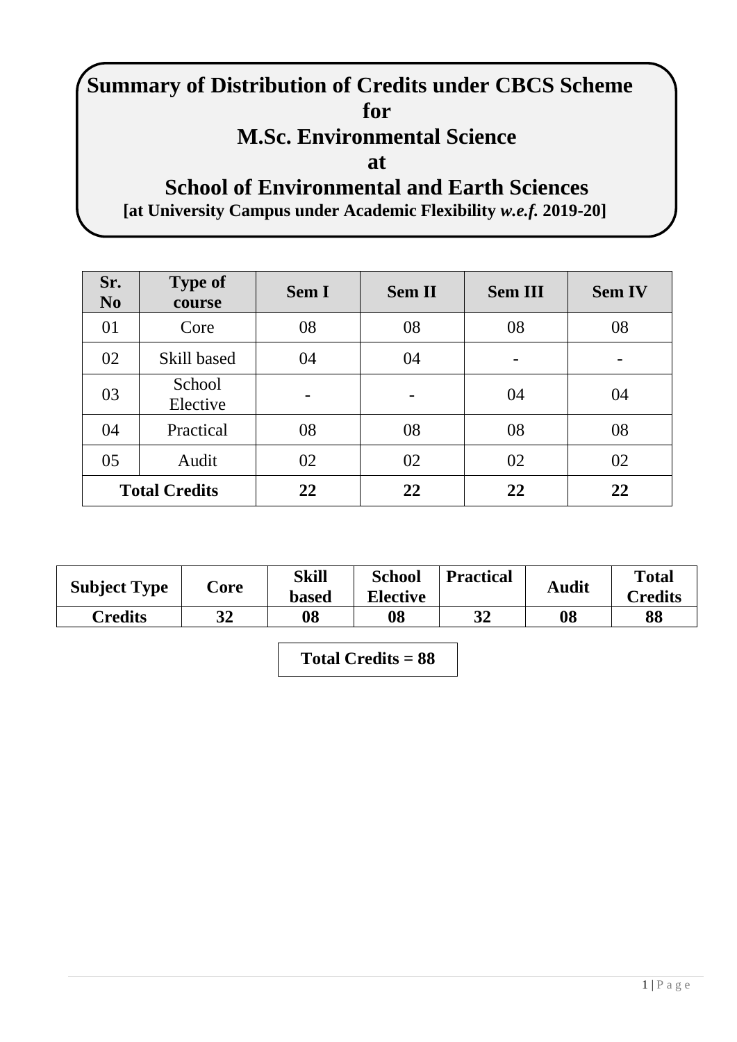# Summary of Distribution of Credits under CBCS Scheme for M.Sc. Environmental Science at School of Environmental and Earth Sciences

**[at University Campus under Academic Flexibility *w.e.f.* 2019-20]**

| Sr. No | Type of course | Sem I | Sem II | Sem III | Sem IV |
|---|---|---|---|---|---|
| 01 | Core | 08 | 08 | 08 | 08 |
| 02 | Skill based | 04 | 04 | - | - |
| 03 | School Elective | - | - | 04 | 04 |
| 04 | Practical | 08 | 08 | 08 | 08 |
| 05 | Audit | 02 | 02 | 02 | 02 |
| **Total Credits** | | **22** | **22** | **22** | **22** |

| Subject Type | Core | Skill based | School Elective | Practical | Audit | Total Credits |
|---|---|---|---|---|---|---|
| **Credits** | **32** | **08** | **08** | **32** | **08** | **88** |

**Total Credits = 88**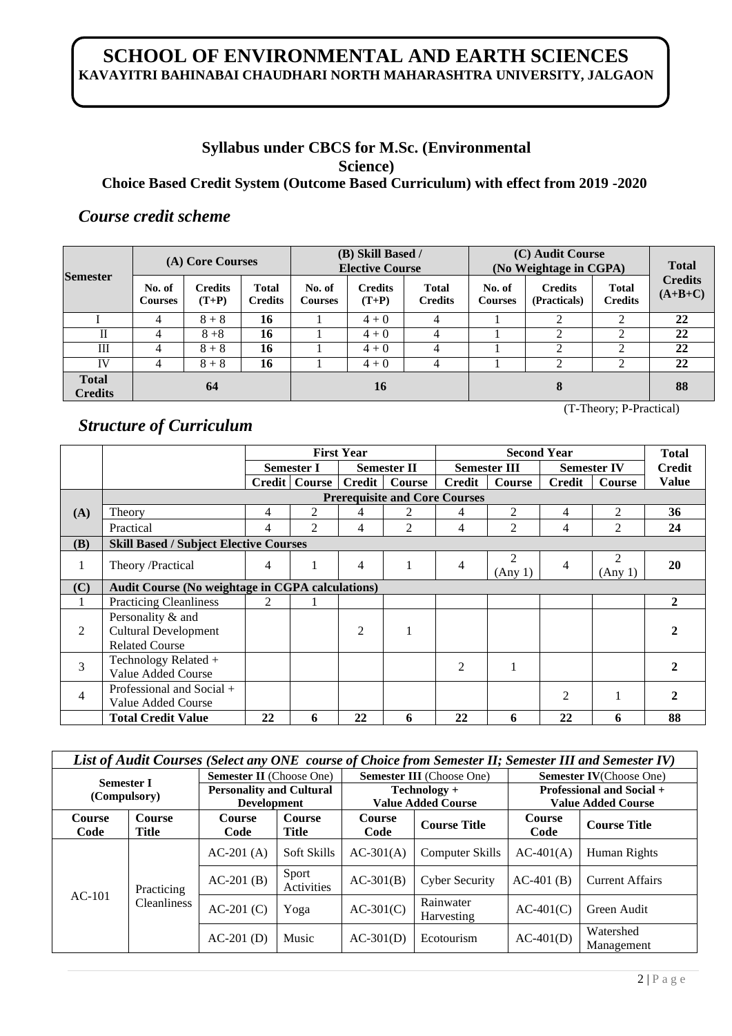# SCHOOL OF ENVIRONMENTAL AND EARTH SCIENCES

**KAVAYITRI BAHINABAI CHAUDHARI NORTH MAHARASHTRA UNIVERSITY, JALGAON**

## Syllabus under CBCS for M.Sc. (Environmental Science)

### Choice Based Credit System (Outcome Based Curriculum) with effect from 2019 -2020

## *Course credit scheme*

| Semester | (A) Core Courses | | | (B) Skill Based / Elective Course | | | (C) Audit Course (No Weightage in CGPA) | | | Total Credits (A+B+C) |
|---|---|---|---|---|---|---|---|---|---|---|
| | No. of Courses | Credits (T+P) | Total Credits | No. of Courses | Credits (T+P) | Total Credits | No. of Courses | Credits (Practicals) | Total Credits | |
| I | 4 | 8 + 8 | **16** | 1 | 4 + 0 | 4 | 1 | 2 | 2 | **22** |
| II | 4 | 8 +8 | **16** | 1 | 4 + 0 | 4 | 1 | 2 | 2 | **22** |
| III | 4 | 8 + 8 | **16** | 1 | 4 + 0 | 4 | 1 | 2 | 2 | **22** |
| IV | 4 | 8 + 8 | **16** | 1 | 4 + 0 | 4 | 1 | 2 | 2 | **22** |
| **Total Credits** | **64** | | | **16** | | | **8** | | | **88** |

(T-Theory; P-Practical)

## *Structure of Curriculum*

| | | First Year | | | | Second Year | | | | Total Credit Value |
|---|---|---|---|---|---|---|---|---|---|---|
| | | Semester I | | Semester II | | Semester III | | Semester IV | | |
| | | Credit | Course | Credit | Course | Credit | Course | Credit | Course | |
| | **Prerequisite and Core Courses** | | | | | | | | | |
| **(A)** | Theory | 4 | 2 | 4 | 2 | 4 | 2 | 4 | 2 | **36** |
| | Practical | 4 | 2 | 4 | 2 | 4 | 2 | 4 | 2 | **24** |
| **(B)** | **Skill Based / Subject Elective Courses** | | | | | | | | | |
| 1 | Theory /Practical | 4 | 1 | 4 | 1 | 4 | 2 (Any 1) | 4 | 2 (Any 1) | **20** |
| **(C)** | **Audit Course (No weightage in CGPA calculations)** | | | | | | | | | |
| 1 | Practicing Cleanliness | 2 | 1 | | | | | | | **2** |
| 2 | Personality & and Cultural Development Related Course | | | 2 | 1 | | | | | **2** |
| 3 | Technology Related + Value Added Course | | | | | 2 | 1 | | | **2** |
| 4 | Professional and Social + Value Added Course | | | | | | | 2 | 1 | **2** |
| | **Total Credit Value** | **22** | **6** | **22** | **6** | **22** | **6** | **22** | **6** | **88** |

***List of Audit Courses** (Select any ONE course of Choice from Semester II; Semester III and Semester IV)*

| Semester I (Compulsory) | | Semester II (Choose One) Personality and Cultural Development | | Semester III (Choose One) Technology + Value Added Course | | Semester IV (Choose One) Professional and Social + Value Added Course | |
|---|---|---|---|---|---|---|---|
| **Course Code** | **Course Title** | **Course Code** | **Course Title** | **Course Code** | **Course Title** | **Course Code** | **Course Title** |
| AC-101 | Practicing Cleanliness | AC-201 (A) | Soft Skills | AC-301(A) | Computer Skills | AC-401(A) | Human Rights |
| | | AC-201 (B) | Sport Activities | AC-301(B) | Cyber Security | AC-401 (B) | Current Affairs |
| | | AC-201 (C) | Yoga | AC-301(C) | Rainwater Harvesting | AC-401(C) | Green Audit |
| | | AC-201 (D) | Music | AC-301(D) | Ecotourism | AC-401(D) | Watershed Management |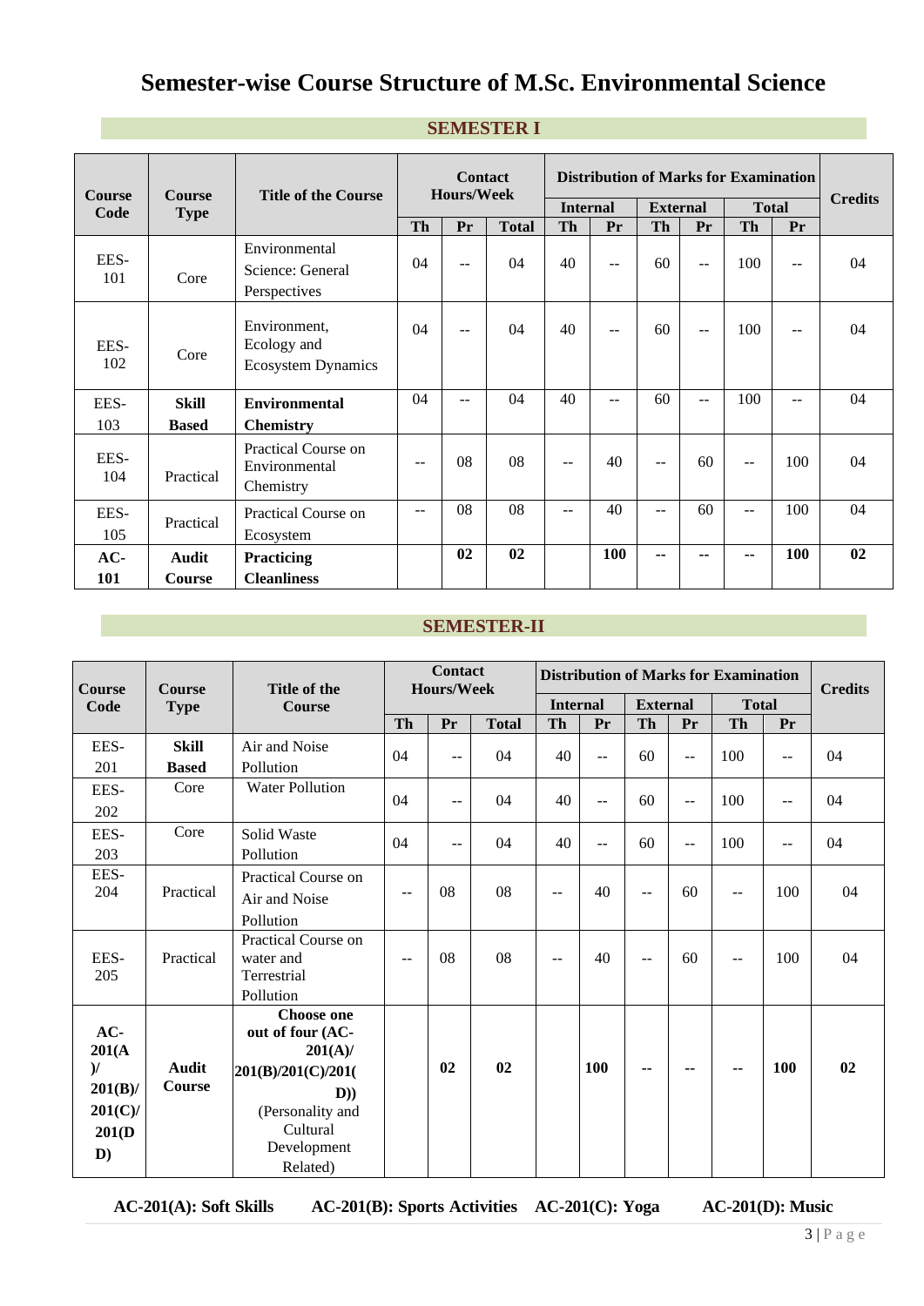# Semester-wise Course Structure of M.Sc. Environmental Science

## SEMESTER I

| Course Code | Course Type | Title of the Course | Contact Hours/Week | | | Distribution of Marks for Examination | | | | | | Credits |
|---|---|---|---|---|---|---|---|---|---|---|---|---|
| | | | | | | Internal | | External | | Total | | |
| | | | Th | Pr | Total | Th | Pr | Th | Pr | Th | Pr | |
| EES-101 | Core | Environmental Science: General Perspectives | 04 | -- | 04 | 40 | -- | 60 | -- | 100 | -- | 04 |
| EES-102 | Core | Environment, Ecology and Ecosystem Dynamics | 04 | -- | 04 | 40 | -- | 60 | -- | 100 | -- | 04 |
| EES-103 | **Skill Based** | **Environmental Chemistry** | 04 | -- | 04 | 40 | -- | 60 | -- | 100 | -- | 04 |
| EES-104 | Practical | Practical Course on Environmental Chemistry | -- | 08 | 08 | -- | 40 | -- | 60 | -- | 100 | 04 |
| EES-105 | Practical | Practical Course on Ecosystem | -- | 08 | 08 | -- | 40 | -- | 60 | -- | 100 | 04 |
| **AC-101** | **Audit Course** | **Practicing Cleanliness** | | **02** | **02** | | **100** | **--** | **--** | **--** | **100** | **02** |

## SEMESTER-II

| Course Code | Course Type | Title of the Course | Contact Hours/Week | | | Distribution of Marks for Examination | | | | | | Credits |
|---|---|---|---|---|---|---|---|---|---|---|---|---|
| | | | | | | Internal | | External | | Total | | |
| | | | Th | Pr | Total | Th | Pr | Th | Pr | Th | Pr | |
| EES-201 | **Skill Based** | Air and Noise Pollution | 04 | -- | 04 | 40 | -- | 60 | -- | 100 | -- | 04 |
| EES-202 | Core | Water Pollution | 04 | -- | 04 | 40 | -- | 60 | -- | 100 | -- | 04 |
| EES-203 | Core | Solid Waste Pollution | 04 | -- | 04 | 40 | -- | 60 | -- | 100 | -- | 04 |
| EES-204 | Practical | Practical Course on Air and Noise Pollution | -- | 08 | 08 | -- | 40 | -- | 60 | -- | 100 | 04 |
| EES-205 | Practical | Practical Course on water and Terrestrial Pollution | -- | 08 | 08 | -- | 40 | -- | 60 | -- | 100 | 04 |
| **AC-201(A)/ 201(B)/ 201(C)/ 201(D)** | **Audit Course** | **Choose one out of four (AC-201(A)/ 201(B)/201(C)/201(D))** (Personality and Cultural Development Related) | | **02** | **02** | | **100** | **--** | **--** | **--** | **100** | **02** |

**AC-201(A): Soft Skills** **AC-201(B): Sports Activities** **AC-201(C): Yoga** **AC-201(D): Music**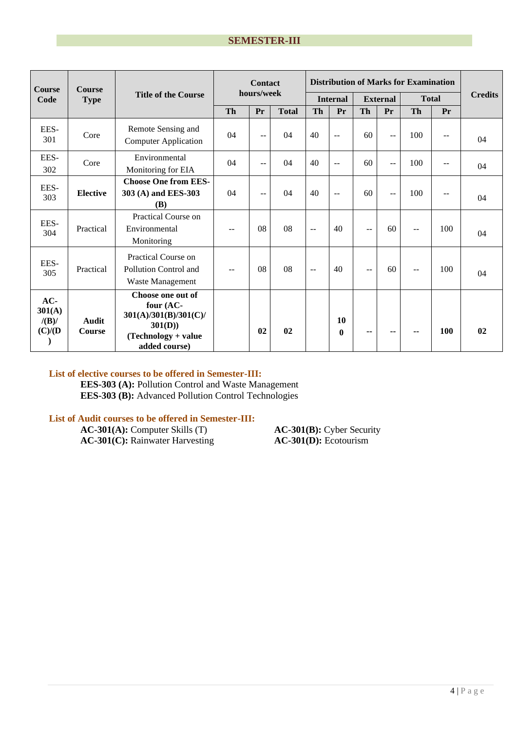## SEMESTER-III

| Course Code | Course Type | Title of the Course | Contact hours/week | | | Distribution of Marks for Examination | | | | | | Credits |
|---|---|---|---|---|---|---|---|---|---|---|---|---|
| | | | | | | Internal | | External | | Total | | |
| | | | Th | Pr | Total | Th | Pr | Th | Pr | Th | Pr | |
| EES-301 | Core | Remote Sensing and Computer Application | 04 | -- | 04 | 40 | -- | 60 | -- | 100 | -- | 04 |
| EES-302 | Core | Environmental Monitoring for EIA | 04 | -- | 04 | 40 | -- | 60 | -- | 100 | -- | 04 |
| EES-303 | **Elective** | **Choose One from EES-303 (A) and EES-303 (B)** | 04 | -- | 04 | 40 | -- | 60 | -- | 100 | -- | 04 |
| EES-304 | Practical | Practical Course on Environmental Monitoring | -- | 08 | 08 | -- | 40 | -- | 60 | -- | 100 | 04 |
| EES-305 | Practical | Practical Course on Pollution Control and Waste Management | -- | 08 | 08 | -- | 40 | -- | 60 | -- | 100 | 04 |
| **AC-301(A)/(B)/(C)/(D)** | **Audit Course** | **Choose one out of four (AC-301(A)/301(B)/301(C)/301(D)) (Technology + value added course)** | | **02** | **02** | | **100** | **--** | **--** | **--** | **100** | **02** |

**List of elective courses to be offered in Semester-III:**

**EES-303 (A):** Pollution Control and Waste Management
**EES-303 (B):** Advanced Pollution Control Technologies

**List of Audit courses to be offered in Semester-III:**

**AC-301(A):** Computer Skills (T)
**AC-301(B):** Cyber Security
**AC-301(C):** Rainwater Harvesting
**AC-301(D):** Ecotourism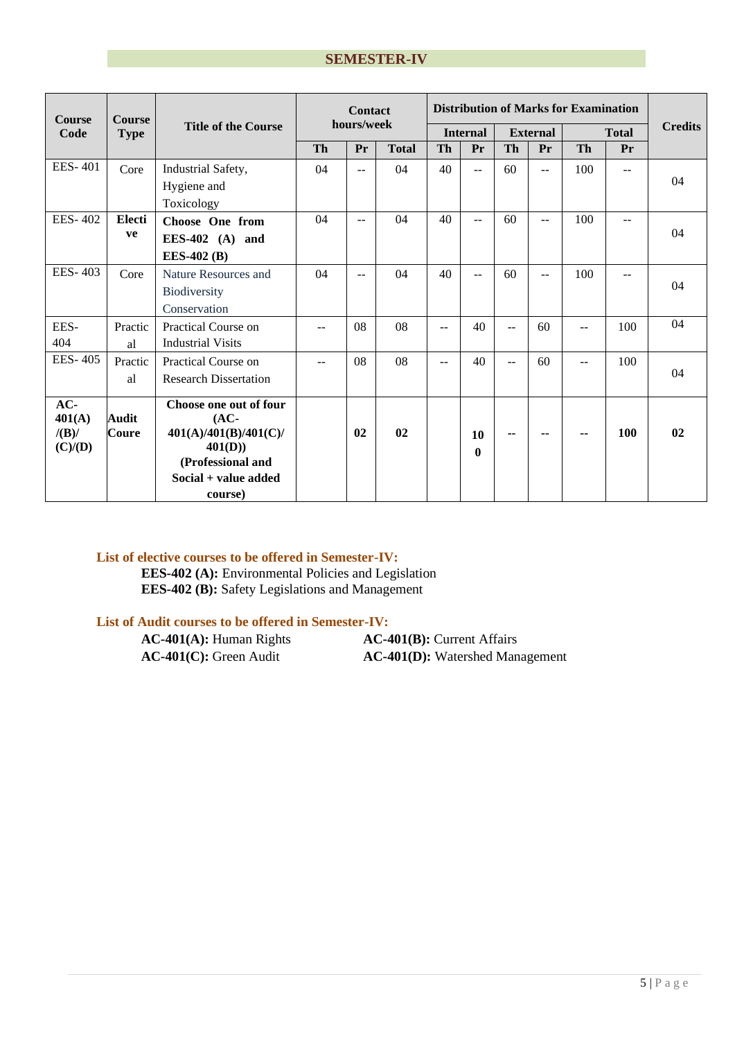## SEMESTER-IV

| Course Code | Course Type | Title of the Course | Contact hours/week | | | Distribution of Marks for Examination | | | | | | Credits |
|---|---|---|---|---|---|---|---|---|---|---|---|---|
| | | | | | | Internal | | External | | Total | | |
| | | | Th | Pr | Total | Th | Pr | Th | Pr | Th | Pr | |
| EES- 401 | Core | Industrial Safety, Hygiene and Toxicology | 04 | -- | 04 | 40 | -- | 60 | -- | 100 | -- | 04 |
| EES- 402 | **Elective** | **Choose One from EES-402 (A) and EES-402 (B)** | 04 | -- | 04 | 40 | -- | 60 | -- | 100 | -- | 04 |
| EES- 403 | Core | Nature Resources and Biodiversity Conservation | 04 | -- | 04 | 40 | -- | 60 | -- | 100 | -- | 04 |
| EES- 404 | Practical | Practical Course on Industrial Visits | -- | 08 | 08 | -- | 40 | -- | 60 | -- | 100 | 04 |
| EES- 405 | Practical | Practical Course on Research Dissertation | -- | 08 | 08 | -- | 40 | -- | 60 | -- | 100 | 04 |
| **AC-401(A)/(B)/(C)/(D)** | **Audit Coure** | **Choose one out of four (AC-401(A)/401(B)/401(C)/401(D)) (Professional and Social + value added course)** | | **02** | **02** | | **100** | **--** | **--** | **--** | **100** | **02** |

**List of elective courses to be offered in Semester-IV:**

- **EES-402 (A):** Environmental Policies and Legislation
- **EES-402 (B):** Safety Legislations and Management

**List of Audit courses to be offered in Semester-IV:**

- **AC-401(A):** Human Rights
- **AC-401(B):** Current Affairs
- **AC-401(C):** Green Audit
- **AC-401(D):** Watershed Management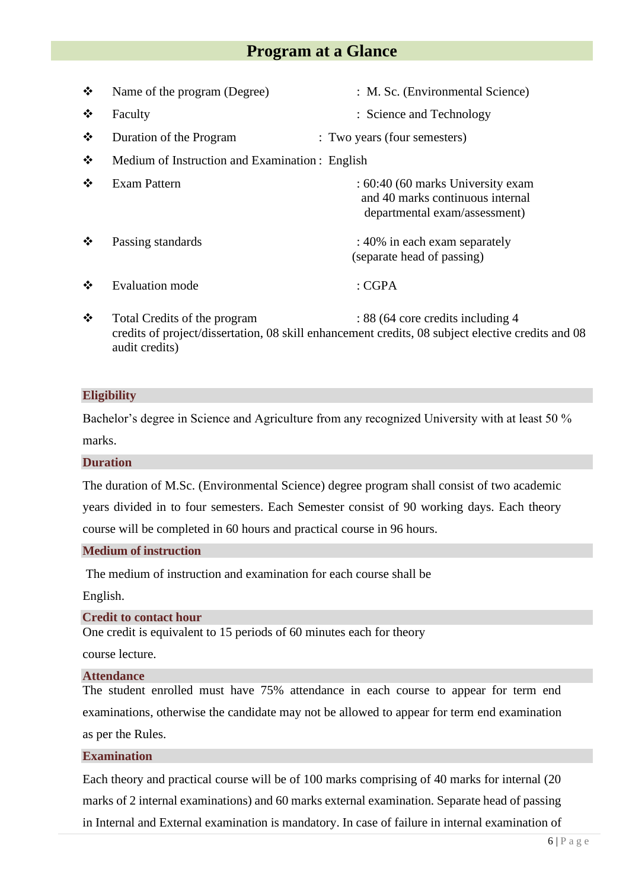## Program at a Glance

- Name of the program (Degree) : M. Sc. (Environmental Science)
- Faculty : Science and Technology
- Duration of the Program : Two years (four semesters)
- Medium of Instruction and Examination : English
- Exam Pattern : 60:40 (60 marks University exam and 40 marks continuous internal departmental exam/assessment)
- Passing standards : 40% in each exam separately (separate head of passing)
- Evaluation mode : CGPA
- Total Credits of the program : 88 (64 core credits including 4 credits of project/dissertation, 08 skill enhancement credits, 08 subject elective credits and 08 audit credits)

### Eligibility

Bachelor's degree in Science and Agriculture from any recognized University with at least 50 % marks.

### Duration

The duration of M.Sc. (Environmental Science) degree program shall consist of two academic years divided in to four semesters. Each Semester consist of 90 working days. Each theory course will be completed in 60 hours and practical course in 96 hours.

### Medium of instruction

The medium of instruction and examination for each course shall be English.

### Credit to contact hour

One credit is equivalent to 15 periods of 60 minutes each for theory course lecture.

### Attendance

The student enrolled must have 75% attendance in each course to appear for term end examinations, otherwise the candidate may not be allowed to appear for term end examination as per the Rules.

### Examination

Each theory and practical course will be of 100 marks comprising of 40 marks for internal (20 marks of 2 internal examinations) and 60 marks external examination. Separate head of passing in Internal and External examination is mandatory. In case of failure in internal examination of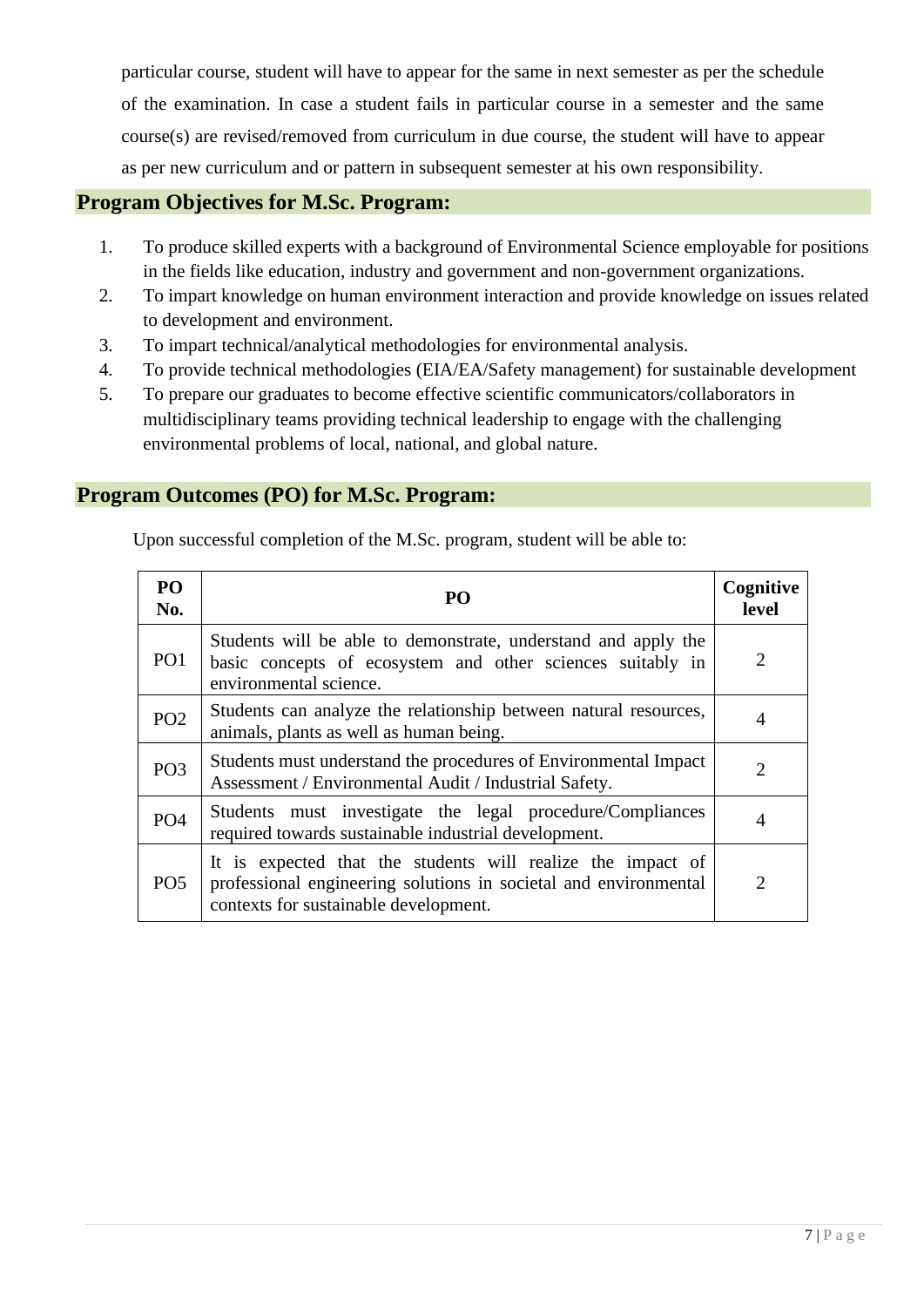particular course, student will have to appear for the same in next semester as per the schedule of the examination. In case a student fails in particular course in a semester and the same course(s) are revised/removed from curriculum in due course, the student will have to appear as per new curriculum and or pattern in subsequent semester at his own responsibility.

## Program Objectives for M.Sc. Program:

1. To produce skilled experts with a background of Environmental Science employable for positions in the fields like education, industry and government and non-government organizations.
2. To impart knowledge on human environment interaction and provide knowledge on issues related to development and environment.
3. To impart technical/analytical methodologies for environmental analysis.
4. To provide technical methodologies (EIA/EA/Safety management) for sustainable development
5. To prepare our graduates to become effective scientific communicators/collaborators in multidisciplinary teams providing technical leadership to engage with the challenging environmental problems of local, national, and global nature.

## Program Outcomes (PO) for M.Sc. Program:

Upon successful completion of the M.Sc. program, student will be able to:

| PO No. | PO | Cognitive level |
|---|---|---|
| PO1 | Students will be able to demonstrate, understand and apply the basic concepts of ecosystem and other sciences suitably in environmental science. | 2 |
| PO2 | Students can analyze the relationship between natural resources, animals, plants as well as human being. | 4 |
| PO3 | Students must understand the procedures of Environmental Impact Assessment / Environmental Audit / Industrial Safety. | 2 |
| PO4 | Students must investigate the legal procedure/Compliances required towards sustainable industrial development. | 4 |
| PO5 | It is expected that the students will realize the impact of professional engineering solutions in societal and environmental contexts for sustainable development. | 2 |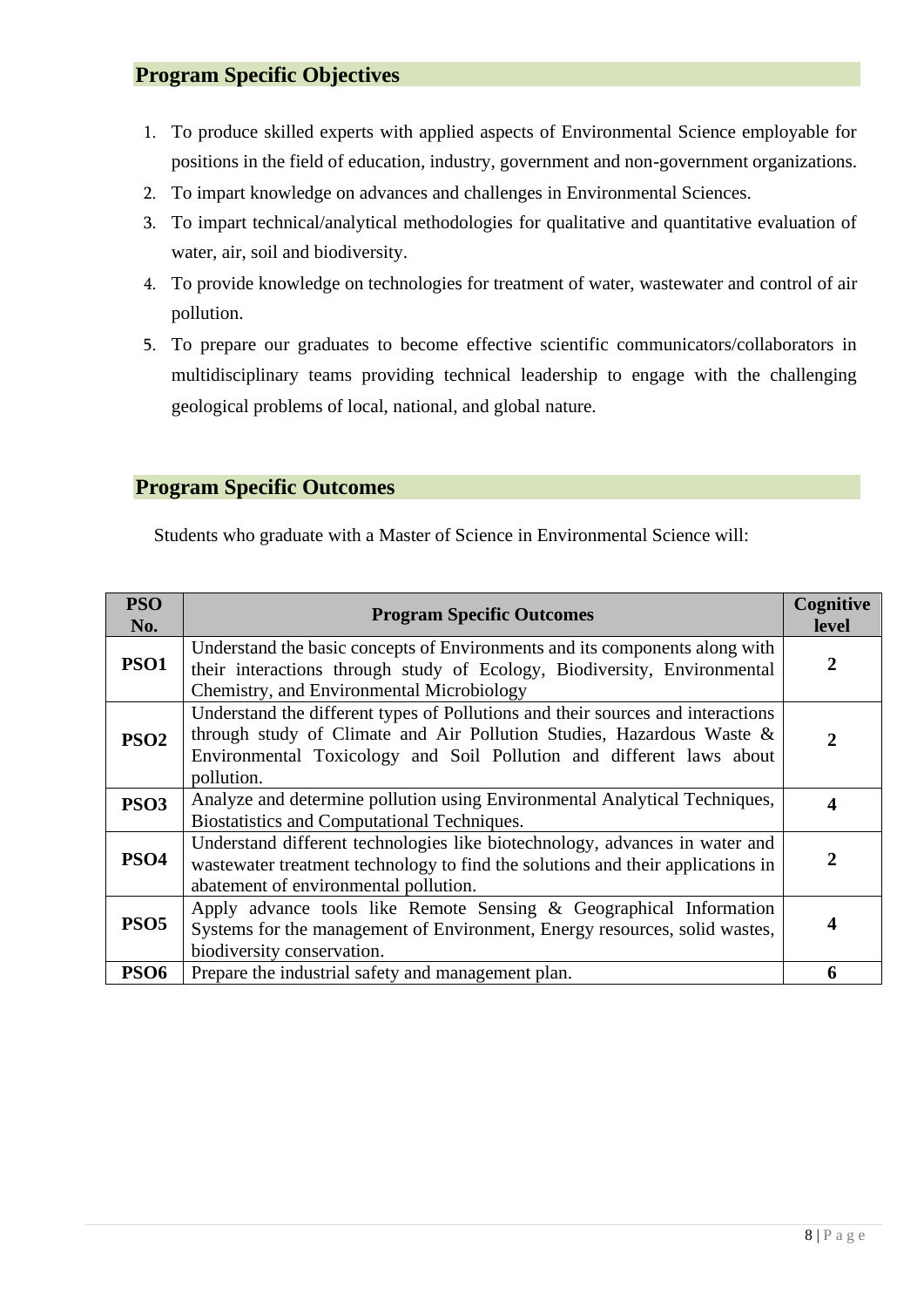## Program Specific Objectives

1. To produce skilled experts with applied aspects of Environmental Science employable for positions in the field of education, industry, government and non-government organizations.
2. To impart knowledge on advances and challenges in Environmental Sciences.
3. To impart technical/analytical methodologies for qualitative and quantitative evaluation of water, air, soil and biodiversity.
4. To provide knowledge on technologies for treatment of water, wastewater and control of air pollution.
5. To prepare our graduates to become effective scientific communicators/collaborators in multidisciplinary teams providing technical leadership to engage with the challenging geological problems of local, national, and global nature.

## Program Specific Outcomes

Students who graduate with a Master of Science in Environmental Science will:

| PSO No. | Program Specific Outcomes | Cognitive level |
|---|---|---|
| **PSO1** | Understand the basic concepts of Environments and its components along with their interactions through study of Ecology, Biodiversity, Environmental Chemistry, and Environmental Microbiology | **2** |
| **PSO2** | Understand the different types of Pollutions and their sources and interactions through study of Climate and Air Pollution Studies, Hazardous Waste & Environmental Toxicology and Soil Pollution and different laws about pollution. | **2** |
| **PSO3** | Analyze and determine pollution using Environmental Analytical Techniques, Biostatistics and Computational Techniques. | **4** |
| **PSO4** | Understand different technologies like biotechnology, advances in water and wastewater treatment technology to find the solutions and their applications in abatement of environmental pollution. | **2** |
| **PSO5** | Apply advance tools like Remote Sensing & Geographical Information Systems for the management of Environment, Energy resources, solid wastes, biodiversity conservation. | **4** |
| **PSO6** | Prepare the industrial safety and management plan. | **6** |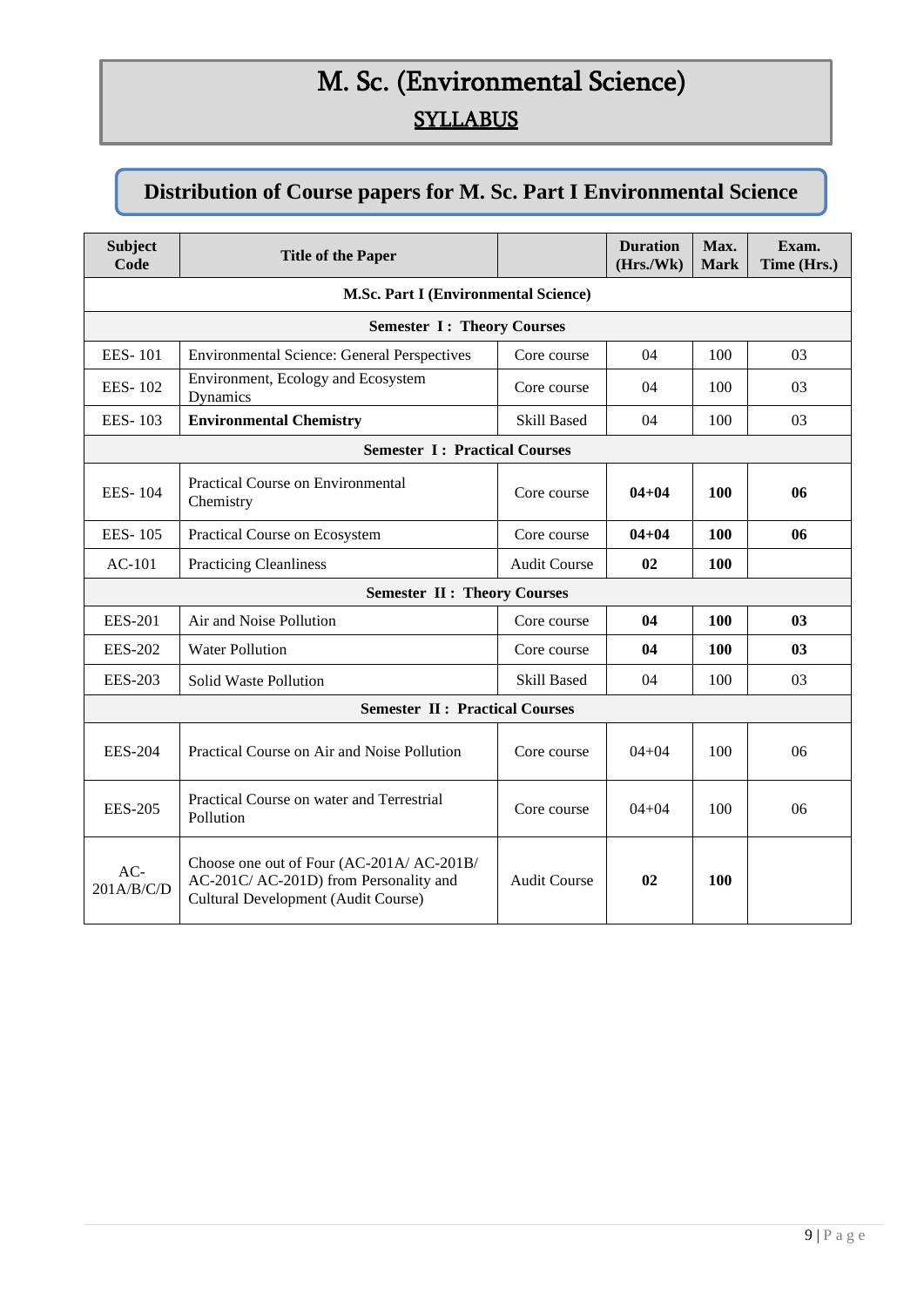# M. Sc. (Environmental Science)

## SYLLABUS

## Distribution of Course papers for M. Sc. Part I Environmental Science

| Subject Code | Title of the Paper | | Duration (Hrs./Wk) | Max. Mark | Exam. Time (Hrs.) |
|---|---|---|---|---|---|
| **M.Sc. Part I (Environmental Science)** | | | | | |
| **Semester I : Theory Courses** | | | | | |
| EES- 101 | Environmental Science: General Perspectives | Core course | 04 | 100 | 03 |
| EES- 102 | Environment, Ecology and Ecosystem Dynamics | Core course | 04 | 100 | 03 |
| EES- 103 | **Environmental Chemistry** | Skill Based | 04 | 100 | 03 |
| **Semester I : Practical Courses** | | | | | |
| EES- 104 | Practical Course on Environmental Chemistry | Core course | **04+04** | **100** | **06** |
| EES- 105 | Practical Course on Ecosystem | Core course | **04+04** | **100** | **06** |
| AC-101 | Practicing Cleanliness | Audit Course | **02** | **100** | |
| **Semester II : Theory Courses** | | | | | |
| EES-201 | Air and Noise Pollution | Core course | **04** | **100** | **03** |
| EES-202 | Water Pollution | Core course | **04** | **100** | **03** |
| EES-203 | Solid Waste Pollution | Skill Based | 04 | 100 | 03 |
| **Semester II : Practical Courses** | | | | | |
| EES-204 | Practical Course on Air and Noise Pollution | Core course | 04+04 | 100 | 06 |
| EES-205 | Practical Course on water and Terrestrial Pollution | Core course | 04+04 | 100 | 06 |
| AC-201A/B/C/D | Choose one out of Four (AC-201A/ AC-201B/ AC-201C/ AC-201D) from Personality and Cultural Development (Audit Course) | Audit Course | **02** | **100** | |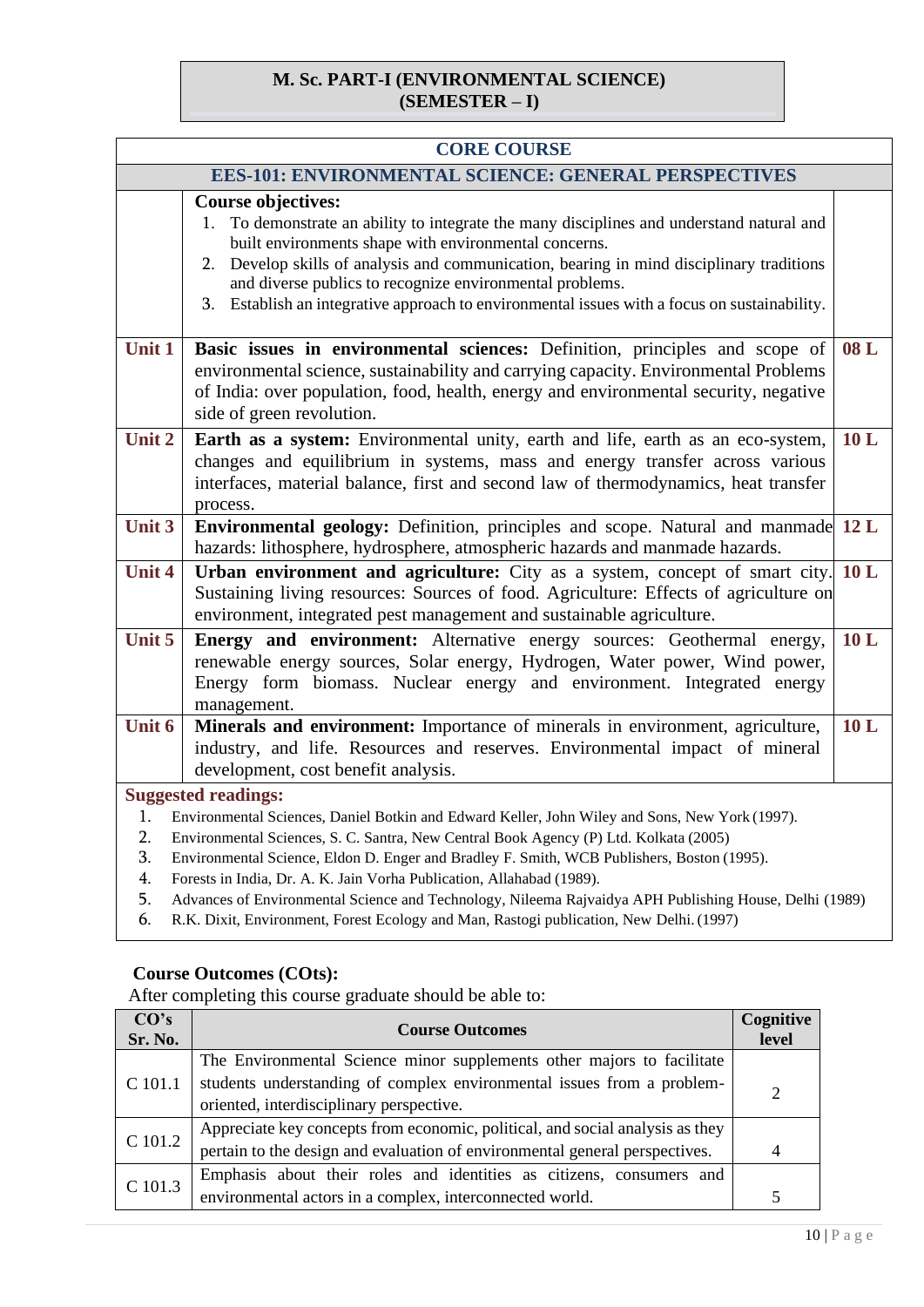# M. Sc. PART-I (ENVIRONMENTAL SCIENCE) (SEMESTER – I)

## CORE COURSE

### EES-101: ENVIRONMENTAL SCIENCE: GENERAL PERSPECTIVES

**Course objectives:**

1. To demonstrate an ability to integrate the many disciplines and understand natural and built environments shape with environmental concerns.
2. Develop skills of analysis and communication, bearing in mind disciplinary traditions and diverse publics to recognize environmental problems.
3. Establish an integrative approach to environmental issues with a focus on sustainability.

| Unit | Content | Lectures |
|---|---|---|
| Unit 1 | **Basic issues in environmental sciences:** Definition, principles and scope of environmental science, sustainability and carrying capacity. Environmental Problems of India: over population, food, health, energy and environmental security, negative side of green revolution. | 08 L |
| Unit 2 | **Earth as a system:** Environmental unity, earth and life, earth as an eco-system, changes and equilibrium in systems, mass and energy transfer across various interfaces, material balance, first and second law of thermodynamics, heat transfer process. | 10 L |
| Unit 3 | **Environmental geology:** Definition, principles and scope. Natural and manmade hazards: lithosphere, hydrosphere, atmospheric hazards and manmade hazards. | 12 L |
| Unit 4 | **Urban environment and agriculture:** City as a system, concept of smart city. Sustaining living resources: Sources of food. Agriculture: Effects of agriculture on environment, integrated pest management and sustainable agriculture. | 10 L |
| Unit 5 | **Energy and environment:** Alternative energy sources: Geothermal energy, renewable energy sources, Solar energy, Hydrogen, Water power, Wind power, Energy form biomass. Nuclear energy and environment. Integrated energy management. | 10 L |
| Unit 6 | **Minerals and environment:** Importance of minerals in environment, agriculture, industry, and life. Resources and reserves. Environmental impact of mineral development, cost benefit analysis. | 10 L |

**Suggested readings:**

1. Environmental Sciences, Daniel Botkin and Edward Keller, John Wiley and Sons, New York (1997).
2. Environmental Sciences, S. C. Santra, New Central Book Agency (P) Ltd. Kolkata (2005)
3. Environmental Science, Eldon D. Enger and Bradley F. Smith, WCB Publishers, Boston (1995).
4. Forests in India, Dr. A. K. Jain Vorha Publication, Allahabad (1989).
5. Advances of Environmental Science and Technology, Nileema Rajvaidya APH Publishing House, Delhi (1989)
6. R.K. Dixit, Environment, Forest Ecology and Man, Rastogi publication, New Delhi. (1997)

**Course Outcomes (COts):**

After completing this course graduate should be able to:

| CO's Sr. No. | Course Outcomes | Cognitive level |
|---|---|---|
| C 101.1 | The Environmental Science minor supplements other majors to facilitate students understanding of complex environmental issues from a problem-oriented, interdisciplinary perspective. | 2 |
| C 101.2 | Appreciate key concepts from economic, political, and social analysis as they pertain to the design and evaluation of environmental general perspectives. | 4 |
| C 101.3 | Emphasis about their roles and identities as citizens, consumers and environmental actors in a complex, interconnected world. | 5 |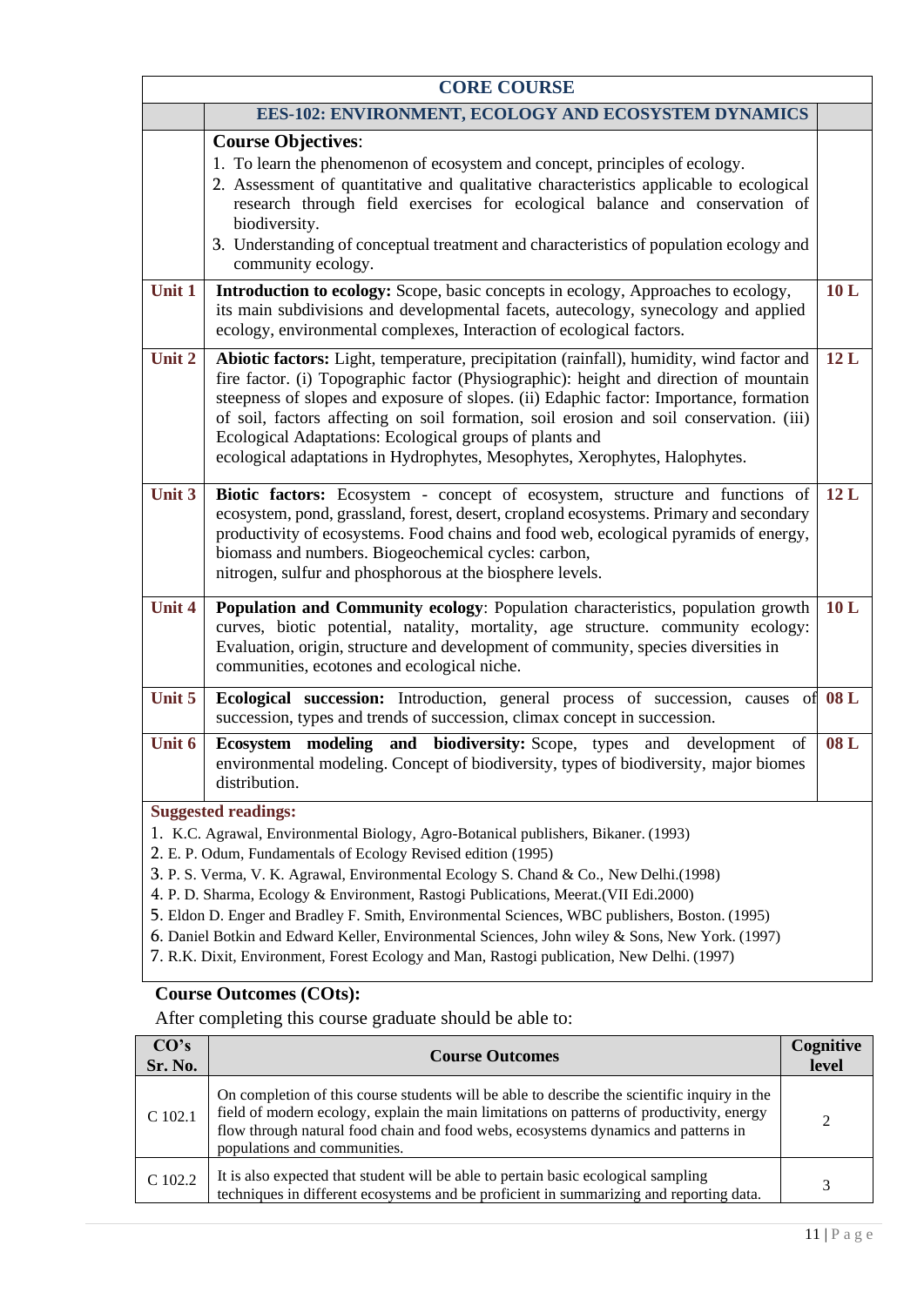| | CORE COURSE | |
|---|---|---|
| | **EES-102: ENVIRONMENT, ECOLOGY AND ECOSYSTEM DYNAMICS** | |
| | **Course Objectives**:<br>1. To learn the phenomenon of ecosystem and concept, principles of ecology.<br>2. Assessment of quantitative and qualitative characteristics applicable to ecological research through field exercises for ecological balance and conservation of biodiversity.<br>3. Understanding of conceptual treatment and characteristics of population ecology and community ecology. | |
| **Unit 1** | **Introduction to ecology:** Scope, basic concepts in ecology, Approaches to ecology, its main subdivisions and developmental facets, autecology, synecology and applied ecology, environmental complexes, Interaction of ecological factors. | **10 L** |
| **Unit 2** | **Abiotic factors:** Light, temperature, precipitation (rainfall), humidity, wind factor and fire factor. (i) Topographic factor (Physiographic): height and direction of mountain steepness of slopes and exposure of slopes. (ii) Edaphic factor: Importance, formation of soil, factors affecting on soil formation, soil erosion and soil conservation. (iii) Ecological Adaptations: Ecological groups of plants and ecological adaptations in Hydrophytes, Mesophytes, Xerophytes, Halophytes. | **12 L** |
| **Unit 3** | **Biotic factors:** Ecosystem - concept of ecosystem, structure and functions of ecosystem, pond, grassland, forest, desert, cropland ecosystems. Primary and secondary productivity of ecosystems. Food chains and food web, ecological pyramids of energy, biomass and numbers. Biogeochemical cycles: carbon, nitrogen, sulfur and phosphorous at the biosphere levels. | **12 L** |
| **Unit 4** | **Population and Community ecology**: Population characteristics, population growth curves, biotic potential, natality, mortality, age structure. community ecology: Evaluation, origin, structure and development of community, species diversities in communities, ecotones and ecological niche. | **10 L** |
| **Unit 5** | **Ecological succession:** Introduction, general process of succession, causes of succession, types and trends of succession, climax concept in succession. | **08 L** |
| **Unit 6** | **Ecosystem modeling and biodiversity:** Scope, types and development of environmental modeling. Concept of biodiversity, types of biodiversity, major biomes distribution. | **08 L** |

**Suggested readings:**

1. K.C. Agrawal, Environmental Biology, Agro-Botanical publishers, Bikaner. (1993)
2. E. P. Odum, Fundamentals of Ecology Revised edition (1995)
3. P. S. Verma, V. K. Agrawal, Environmental Ecology S. Chand & Co., New Delhi.(1998)
4. P. D. Sharma, Ecology & Environment, Rastogi Publications, Meerat.(VII Edi.2000)
5. Eldon D. Enger and Bradley F. Smith, Environmental Sciences, WBC publishers, Boston. (1995)
6. Daniel Botkin and Edward Keller, Environmental Sciences, John wiley & Sons, New York. (1997)
7. R.K. Dixit, Environment, Forest Ecology and Man, Rastogi publication, New Delhi. (1997)

**Course Outcomes (COts):**

After completing this course graduate should be able to:

| CO's Sr. No. | Course Outcomes | Cognitive level |
|---|---|---|
| C 102.1 | On completion of this course students will be able to describe the scientific inquiry in the field of modern ecology, explain the main limitations on patterns of productivity, energy flow through natural food chain and food webs, ecosystems dynamics and patterns in populations and communities. | 2 |
| C 102.2 | It is also expected that student will be able to pertain basic ecological sampling techniques in different ecosystems and be proficient in summarizing and reporting data. | 3 |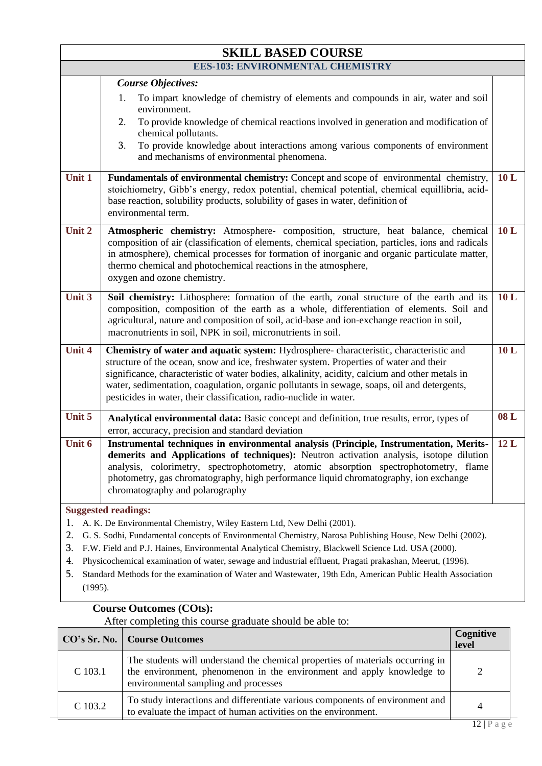# SKILL BASED COURSE

## EES-103: ENVIRONMENTAL CHEMISTRY

*Course Objectives:*

1. To impart knowledge of chemistry of elements and compounds in air, water and soil environment.
2. To provide knowledge of chemical reactions involved in generation and modification of chemical pollutants.
3. To provide knowledge about interactions among various components of environment and mechanisms of environmental phenomena.

| Unit | Content | Lectures |
|---|---|---|
| Unit 1 | **Fundamentals of environmental chemistry:** Concept and scope of environmental chemistry, stoichiometry, Gibb's energy, redox potential, chemical potential, chemical equillibria, acid-base reaction, solubility products, solubility of gases in water, definition of environmental term. | 10 L |
| Unit 2 | **Atmospheric chemistry:** Atmosphere- composition, structure, heat balance, chemical composition of air (classification of elements, chemical speciation, particles, ions and radicals in atmosphere), chemical processes for formation of inorganic and organic particulate matter, thermo chemical and photochemical reactions in the atmosphere, oxygen and ozone chemistry. | 10 L |
| Unit 3 | **Soil chemistry:** Lithosphere: formation of the earth, zonal structure of the earth and its composition, composition of the earth as a whole, differentiation of elements. Soil and agricultural, nature and composition of soil, acid-base and ion-exchange reaction in soil, macronutrients in soil, NPK in soil, micronutrients in soil. | 10 L |
| Unit 4 | **Chemistry of water and aquatic system:** Hydrosphere- characteristic, characteristic and structure of the ocean, snow and ice, freshwater system. Properties of water and their significance, characteristic of water bodies, alkalinity, acidity, calcium and other metals in water, sedimentation, coagulation, organic pollutants in sewage, soaps, oil and detergents, pesticides in water, their classification, radio-nuclide in water. | 10 L |
| Unit 5 | **Analytical environmental data:** Basic concept and definition, true results, error, types of error, accuracy, precision and standard deviation | 08 L |
| Unit 6 | **Instrumental techniques in environmental analysis (Principle, Instrumentation, Merits-demerits and Applications of techniques):** Neutron activation analysis, isotope dilution analysis, colorimetry, spectrophotometry, atomic absorption spectrophotometry, flame photometry, gas chromatography, high performance liquid chromatography, ion exchange chromatography and polarography | 12 L |

**Suggested readings:**

1. A. K. De Environmental Chemistry, Wiley Eastern Ltd, New Delhi (2001).
2. G. S. Sodhi, Fundamental concepts of Environmental Chemistry, Narosa Publishing House, New Delhi (2002).
3. F.W. Field and P.J. Haines, Environmental Analytical Chemistry, Blackwell Science Ltd. USA (2000).
4. Physicochemical examination of water, sewage and industrial effluent, Pragati prakashan, Meerut, (1996).
5. Standard Methods for the examination of Water and Wastewater, 19th Edn, American Public Health Association (1995).

**Course Outcomes (COts):**

After completing this course graduate should be able to:

| CO's Sr. No. | Course Outcomes | Cognitive level |
|---|---|---|
| C 103.1 | The students will understand the chemical properties of materials occurring in the environment, phenomenon in the environment and apply knowledge to environmental sampling and processes | 2 |
| C 103.2 | To study interactions and differentiate various components of environment and to evaluate the impact of human activities on the environment. | 4 |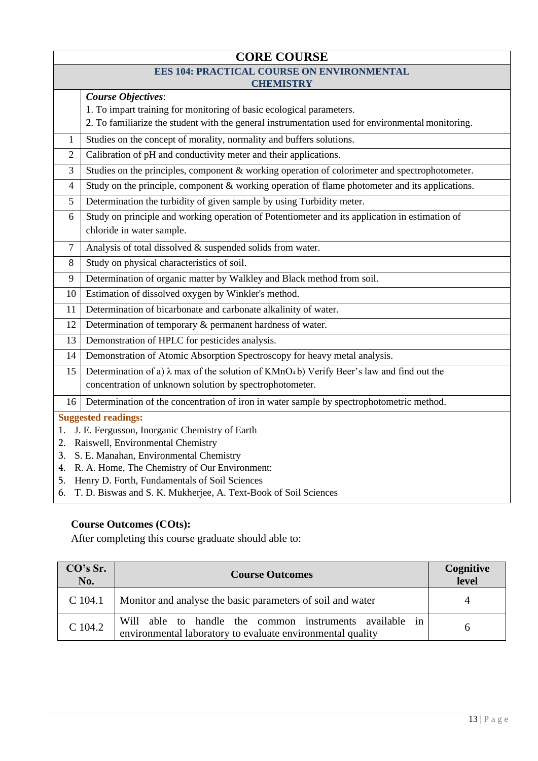## CORE COURSE

### EES 104: PRACTICAL COURSE ON ENVIRONMENTAL CHEMISTRY

***Course Objectives***:

1. To impart training for monitoring of basic ecological parameters.
2. To familiarize the student with the general instrumentation used for environmental monitoring.

| | |
|---|---|
| 1 | Studies on the concept of morality, normality and buffers solutions. |
| 2 | Calibration of pH and conductivity meter and their applications. |
| 3 | Studies on the principles, component & working operation of colorimeter and spectrophotometer. |
| 4 | Study on the principle, component & working operation of flame photometer and its applications. |
| 5 | Determination the turbidity of given sample by using Turbidity meter. |
| 6 | Study on principle and working operation of Potentiometer and its application in estimation of chloride in water sample. |
| 7 | Analysis of total dissolved & suspended solids from water. |
| 8 | Study on physical characteristics of soil. |
| 9 | Determination of organic matter by Walkley and Black method from soil. |
| 10 | Estimation of dissolved oxygen by Winkler's method. |
| 11 | Determination of bicarbonate and carbonate alkalinity of water. |
| 12 | Determination of temporary & permanent hardness of water. |
| 13 | Demonstration of HPLC for pesticides analysis. |
| 14 | Demonstration of Atomic Absorption Spectroscopy for heavy metal analysis. |
| 15 | Determination of a) $\lambda$ max of the solution of $KMnO_4$ b) Verify Beer's law and find out the concentration of unknown solution by spectrophotometer. |
| 16 | Determination of the concentration of iron in water sample by spectrophotometric method. |

**Suggested readings:**

1. J. E. Fergusson, Inorganic Chemistry of Earth
2. Raiswell, Environmental Chemistry
3. S. E. Manahan, Environmental Chemistry
4. R. A. Home, The Chemistry of Our Environment:
5. Henry D. Forth, Fundamentals of Soil Sciences
6. T. D. Biswas and S. K. Mukherjee, A. Text-Book of Soil Sciences

**Course Outcomes (COts):**

After completing this course graduate should able to:

| CO's Sr. No. | Course Outcomes | Cognitive level |
|---|---|---|
| C 104.1 | Monitor and analyse the basic parameters of soil and water | 4 |
| C 104.2 | Will able to handle the common instruments available in environmental laboratory to evaluate environmental quality | 6 |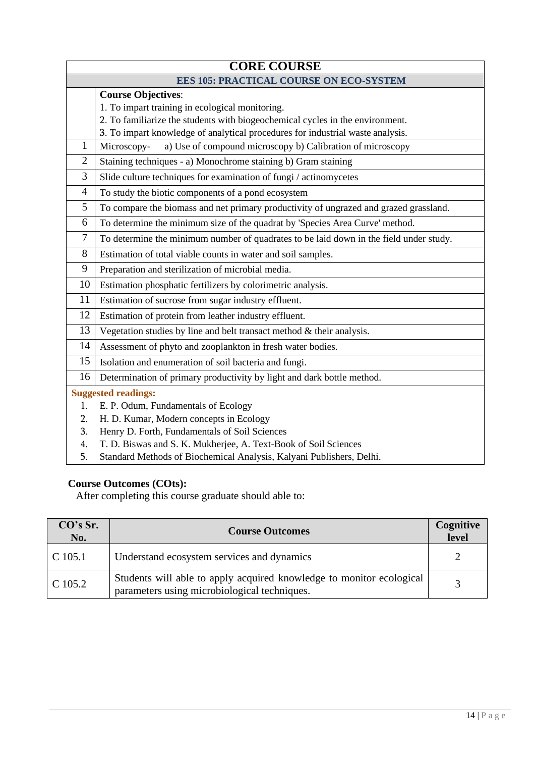# CORE COURSE

## EES 105: PRACTICAL COURSE ON ECO-SYSTEM

**Course Objectives**:

1. To impart training in ecological monitoring.
2. To familiarize the students with biogeochemical cycles in the environment.
3. To impart knowledge of analytical procedures for industrial waste analysis.

| | |
|---|---|
| 1 | Microscopy- a) Use of compound microscopy b) Calibration of microscopy |
| 2 | Staining techniques - a) Monochrome staining b) Gram staining |
| 3 | Slide culture techniques for examination of fungi / actinomycetes |
| 4 | To study the biotic components of a pond ecosystem |
| 5 | To compare the biomass and net primary productivity of ungrazed and grazed grassland. |
| 6 | To determine the minimum size of the quadrat by 'Species Area Curve' method. |
| 7 | To determine the minimum number of quadrates to be laid down in the field under study. |
| 8 | Estimation of total viable counts in water and soil samples. |
| 9 | Preparation and sterilization of microbial media. |
| 10 | Estimation phosphatic fertilizers by colorimetric analysis. |
| 11 | Estimation of sucrose from sugar industry effluent. |
| 12 | Estimation of protein from leather industry effluent. |
| 13 | Vegetation studies by line and belt transact method & their analysis. |
| 14 | Assessment of phyto and zooplankton in fresh water bodies. |
| 15 | Isolation and enumeration of soil bacteria and fungi. |
| 16 | Determination of primary productivity by light and dark bottle method. |

**Suggested readings:**

1. E. P. Odum, Fundamentals of Ecology
2. H. D. Kumar, Modern concepts in Ecology
3. Henry D. Forth, Fundamentals of Soil Sciences
4. T. D. Biswas and S. K. Mukherjee, A. Text-Book of Soil Sciences
5. Standard Methods of Biochemical Analysis, Kalyani Publishers, Delhi.

**Course Outcomes (COts):**

After completing this course graduate should able to:

| CO's Sr. No. | Course Outcomes | Cognitive level |
|---|---|---|
| C 105.1 | Understand ecosystem services and dynamics | 2 |
| C 105.2 | Students will able to apply acquired knowledge to monitor ecological parameters using microbiological techniques. | 3 |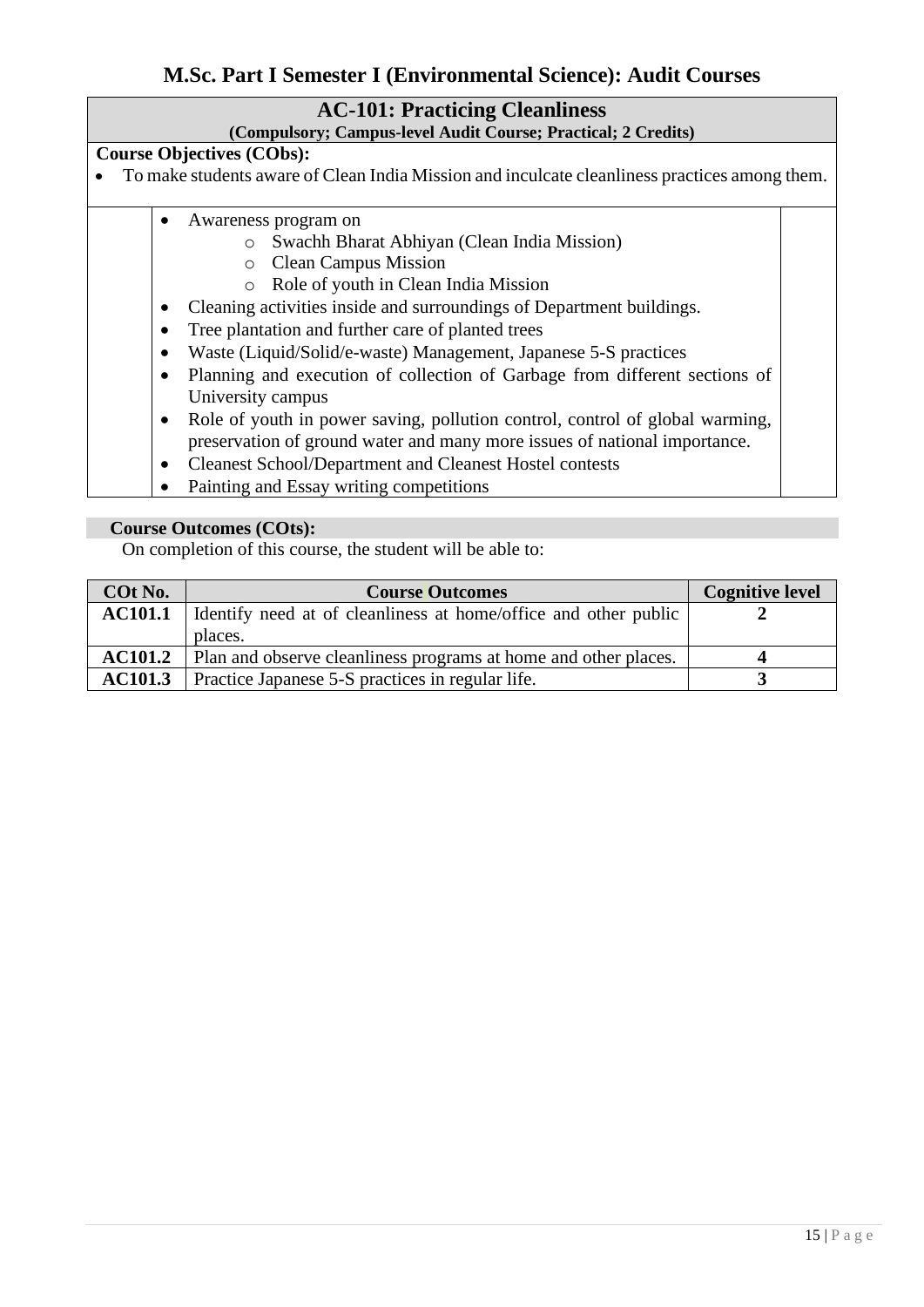# M.Sc. Part I Semester I (Environmental Science): Audit Courses

## AC-101: Practicing Cleanliness

**(Compulsory; Campus-level Audit Course; Practical; 2 Credits)**

**Course Objectives (CObs):**

- To make students aware of Clean India Mission and inculcate cleanliness practices among them.

- Awareness program on
  - Swachh Bharat Abhiyan (Clean India Mission)
  - Clean Campus Mission
  - Role of youth in Clean India Mission
- Cleaning activities inside and surroundings of Department buildings.
- Tree plantation and further care of planted trees
- Waste (Liquid/Solid/e-waste) Management, Japanese 5-S practices
- Planning and execution of collection of Garbage from different sections of University campus
- Role of youth in power saving, pollution control, control of global warming, preservation of ground water and many more issues of national importance.
- Cleanest School/Department and Cleanest Hostel contests
- Painting and Essay writing competitions

**Course Outcomes (COts):**

On completion of this course, the student will be able to:

| COt No. | Course Outcomes | Cognitive level |
|---|---|---|
| **AC101.1** | Identify need at of cleanliness at home/office and other public places. | **2** |
| **AC101.2** | Plan and observe cleanliness programs at home and other places. | **4** |
| **AC101.3** | Practice Japanese 5-S practices in regular life. | **3** |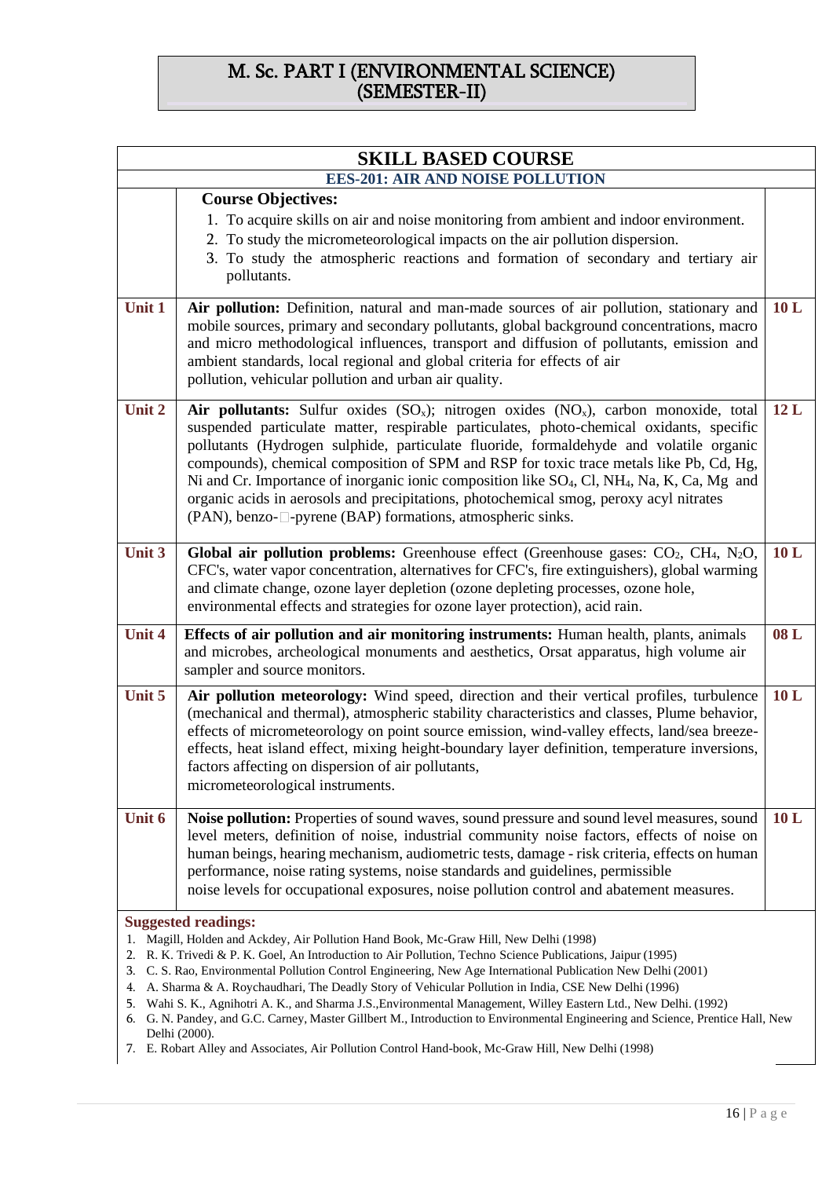# M. Sc. PART I (ENVIRONMENTAL SCIENCE) (SEMESTER-II)

## SKILL BASED COURSE

### EES-201: AIR AND NOISE POLLUTION

**Course Objectives:**

1. To acquire skills on air and noise monitoring from ambient and indoor environment.
2. To study the micrometeorological impacts on the air pollution dispersion.
3. To study the atmospheric reactions and formation of secondary and tertiary air pollutants.

| Unit | Content | Lectures |
|---|---|---|
| **Unit 1** | **Air pollution:** Definition, natural and man-made sources of air pollution, stationary and mobile sources, primary and secondary pollutants, global background concentrations, macro and micro methodological influences, transport and diffusion of pollutants, emission and ambient standards, local regional and global criteria for effects of air pollution, vehicular pollution and urban air quality. | **10 L** |
| **Unit 2** | **Air pollutants:** Sulfur oxides ($SO_x$); nitrogen oxides ($NO_x$), carbon monoxide, total suspended particulate matter, respirable particulates, photo-chemical oxidants, specific pollutants (Hydrogen sulphide, particulate fluoride, formaldehyde and volatile organic compounds), chemical composition of SPM and RSP for toxic trace metals like Pb, Cd, Hg, Ni and Cr. Importance of inorganic ionic composition like $SO_4$, Cl, $NH_4$, Na, K, Ca, Mg and organic acids in aerosols and precipitations, photochemical smog, peroxy acyl nitrates (PAN), benzo-□-pyrene (BAP) formations, atmospheric sinks. | **12 L** |
| **Unit 3** | **Global air pollution problems:** Greenhouse effect (Greenhouse gases: $CO_2$, $CH_4$, $N_2O$, CFC's, water vapor concentration, alternatives for CFC's, fire extinguishers), global warming and climate change, ozone layer depletion (ozone depleting processes, ozone hole, environmental effects and strategies for ozone layer protection), acid rain. | **10 L** |
| **Unit 4** | **Effects of air pollution and air monitoring instruments:** Human health, plants, animals and microbes, archeological monuments and aesthetics, Orsat apparatus, high volume air sampler and source monitors. | **08 L** |
| **Unit 5** | **Air pollution meteorology:** Wind speed, direction and their vertical profiles, turbulence (mechanical and thermal), atmospheric stability characteristics and classes, Plume behavior, effects of micrometeorology on point source emission, wind-valley effects, land/sea breeze-effects, heat island effect, mixing height-boundary layer definition, temperature inversions, factors affecting on dispersion of air pollutants, micrometeorological instruments. | **10 L** |
| **Unit 6** | **Noise pollution:** Properties of sound waves, sound pressure and sound level measures, sound level meters, definition of noise, industrial community noise factors, effects of noise on human beings, hearing mechanism, audiometric tests, damage - risk criteria, effects on human performance, noise rating systems, noise standards and guidelines, permissible noise levels for occupational exposures, noise pollution control and abatement measures. | **10 L** |

**Suggested readings:**

1. Magill, Holden and Ackdey, Air Pollution Hand Book, Mc-Graw Hill, New Delhi (1998)
2. R. K. Trivedi & P. K. Goel, An Introduction to Air Pollution, Techno Science Publications, Jaipur (1995)
3. C. S. Rao, Environmental Pollution Control Engineering, New Age International Publication New Delhi (2001)
4. A. Sharma & A. Roychaudhari, The Deadly Story of Vehicular Pollution in India, CSE New Delhi (1996)
5. Wahi S. K., Agnihotri A. K., and Sharma J.S.,Environmental Management, Willey Eastern Ltd., New Delhi. (1992)
6. G. N. Pandey, and G.C. Carney, Master Gillbert M., Introduction to Environmental Engineering and Science, Prentice Hall, New Delhi (2000).
7. E. Robart Alley and Associates, Air Pollution Control Hand-book, Mc-Graw Hill, New Delhi (1998)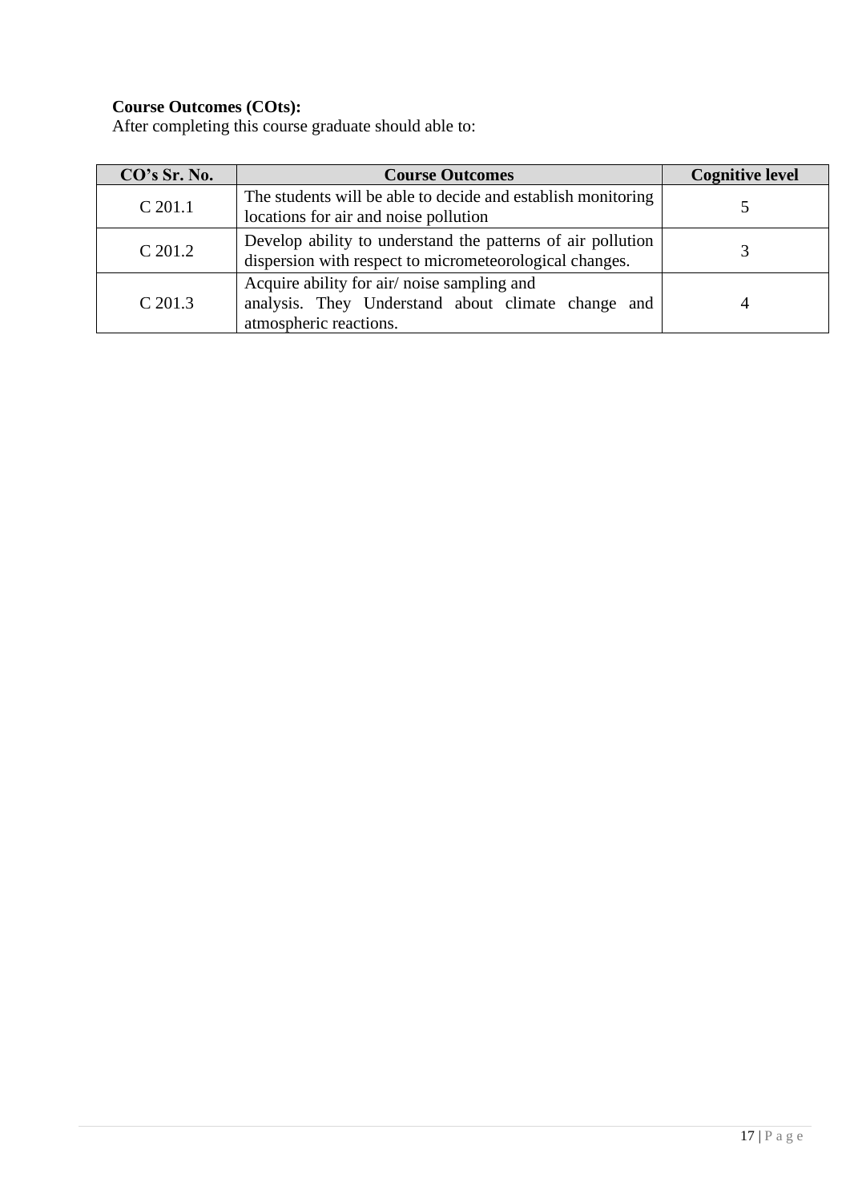**Course Outcomes (COts):**

After completing this course graduate should able to:

| CO's Sr. No. | Course Outcomes | Cognitive level |
|---|---|---|
| C 201.1 | The students will be able to decide and establish monitoring locations for air and noise pollution | 5 |
| C 201.2 | Develop ability to understand the patterns of air pollution dispersion with respect to micrometeorological changes. | 3 |
| C 201.3 | Acquire ability for air/ noise sampling and analysis. They Understand about climate change and atmospheric reactions. | 4 |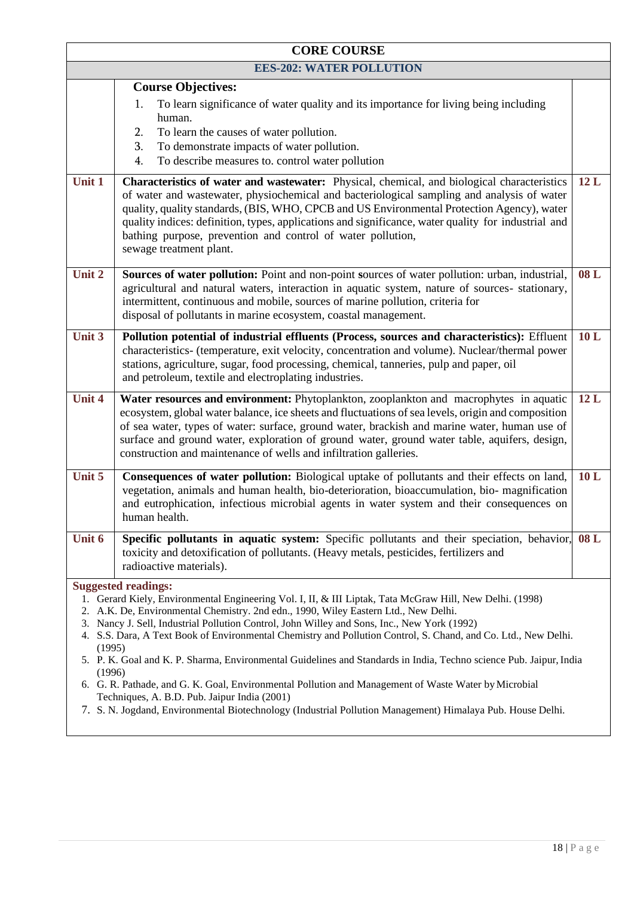## CORE COURSE

### EES-202: WATER POLLUTION

| | | |
|---|---|---|
| | **Course Objectives:**<br>1. To learn significance of water quality and its importance for living being including human.<br>2. To learn the causes of water pollution.<br>3. To demonstrate impacts of water pollution.<br>4. To describe measures to. control water pollution | |
| **Unit 1** | **Characteristics of water and wastewater:** Physical, chemical, and biological characteristics of water and wastewater, physiochemical and bacteriological sampling and analysis of water quality, quality standards, (BIS, WHO, CPCB and US Environmental Protection Agency), water quality indices: definition, types, applications and significance, water quality for industrial and bathing purpose, prevention and control of water pollution, sewage treatment plant. | **12 L** |
| **Unit 2** | **Sources of water pollution:** Point and non-point sources of water pollution: urban, industrial, agricultural and natural waters, interaction in aquatic system, nature of sources- stationary, intermittent, continuous and mobile, sources of marine pollution, criteria for disposal of pollutants in marine ecosystem, coastal management. | **08 L** |
| **Unit 3** | **Pollution potential of industrial effluents (Process, sources and characteristics):** Effluent characteristics- (temperature, exit velocity, concentration and volume). Nuclear/thermal power stations, agriculture, sugar, food processing, chemical, tanneries, pulp and paper, oil and petroleum, textile and electroplating industries. | **10 L** |
| **Unit 4** | **Water resources and environment:** Phytoplankton, zooplankton and macrophytes in aquatic ecosystem, global water balance, ice sheets and fluctuations of sea levels, origin and composition of sea water, types of water: surface, ground water, brackish and marine water, human use of surface and ground water, exploration of ground water, ground water table, aquifers, design, construction and maintenance of wells and infiltration galleries. | **12 L** |
| **Unit 5** | **Consequences of water pollution:** Biological uptake of pollutants and their effects on land, vegetation, animals and human health, bio-deterioration, bioaccumulation, bio- magnification and eutrophication, infectious microbial agents in water system and their consequences on human health. | **10 L** |
| **Unit 6** | **Specific pollutants in aquatic system:** Specific pollutants and their speciation, behavior, toxicity and detoxification of pollutants. (Heavy metals, pesticides, fertilizers and radioactive materials). | **08 L** |

**Suggested readings:**

1. Gerard Kiely, Environmental Engineering Vol. I, II, & III Liptak, Tata McGraw Hill, New Delhi. (1998)
2. A.K. De, Environmental Chemistry. 2nd edn., 1990, Wiley Eastern Ltd., New Delhi.
3. Nancy J. Sell, Industrial Pollution Control, John Willey and Sons, Inc., New York (1992)
4. S.S. Dara, A Text Book of Environmental Chemistry and Pollution Control, S. Chand, and Co. Ltd., New Delhi. (1995)
5. P. K. Goal and K. P. Sharma, Environmental Guidelines and Standards in India, Techno science Pub. Jaipur, India (1996)
6. G. R. Pathade, and G. K. Goal, Environmental Pollution and Management of Waste Water by Microbial Techniques, A. B.D. Pub. Jaipur India (2001)
7. S. N. Jogdand, Environmental Biotechnology (Industrial Pollution Management) Himalaya Pub. House Delhi.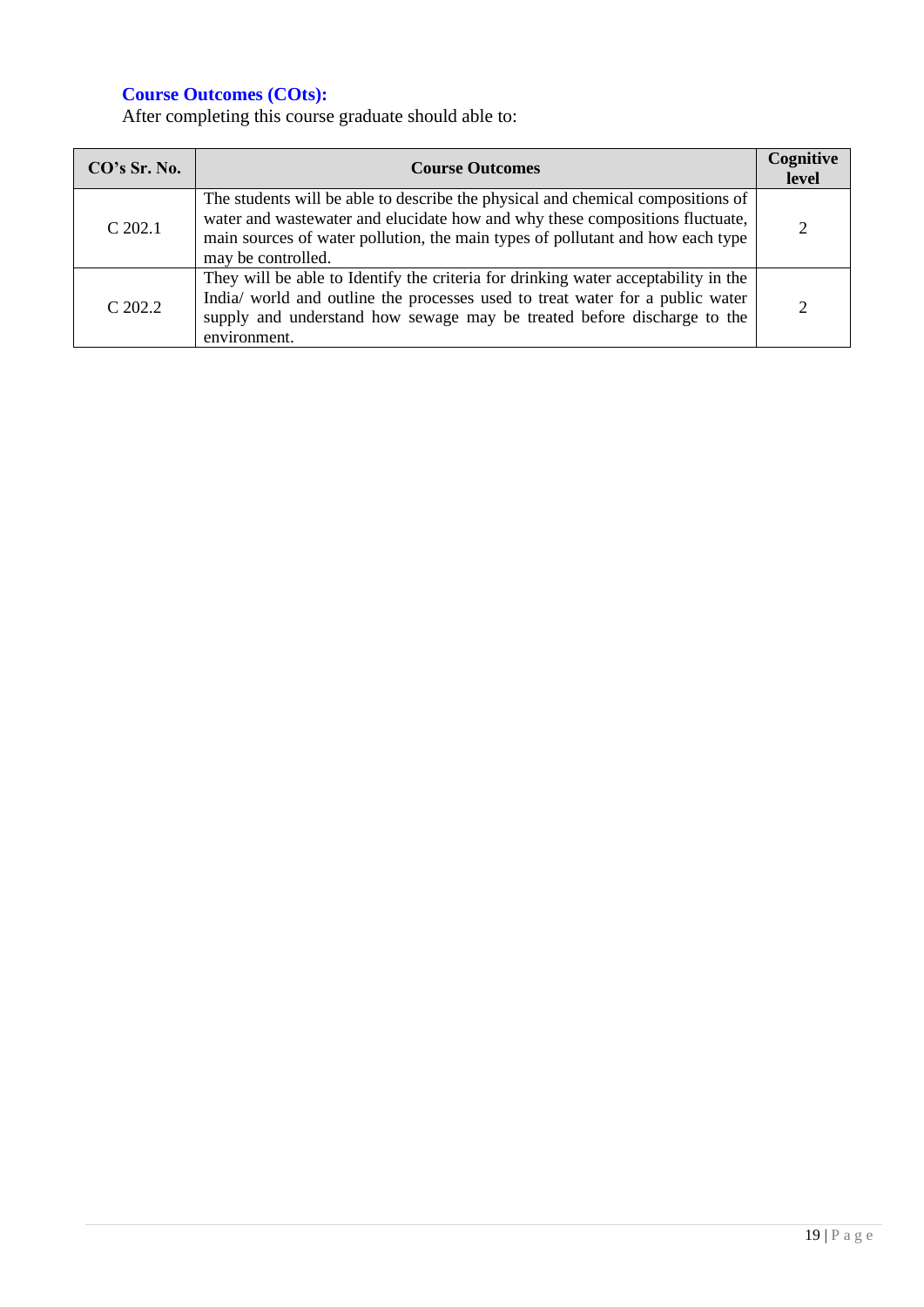### Course Outcomes (COts):

After completing this course graduate should able to:

| CO's Sr. No. | Course Outcomes | Cognitive level |
|---|---|---|
| C 202.1 | The students will be able to describe the physical and chemical compositions of water and wastewater and elucidate how and why these compositions fluctuate, main sources of water pollution, the main types of pollutant and how each type may be controlled. | 2 |
| C 202.2 | They will be able to Identify the criteria for drinking water acceptability in the India/ world and outline the processes used to treat water for a public water supply and understand how sewage may be treated before discharge to the environment. | 2 |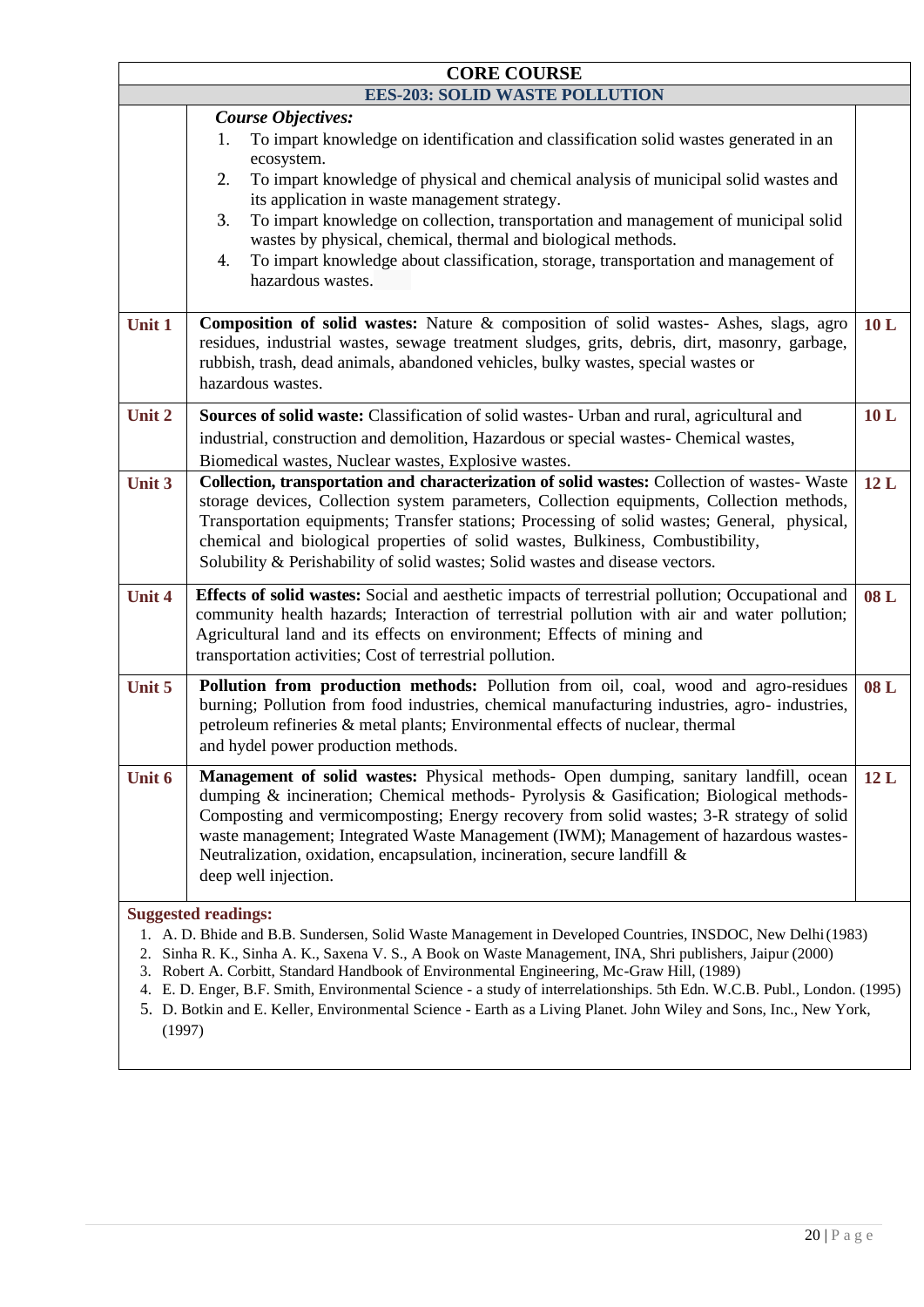## CORE COURSE

### EES-203: SOLID WASTE POLLUTION

| | *Course Objectives:*<br>1. To impart knowledge on identification and classification solid wastes generated in an ecosystem.<br>2. To impart knowledge of physical and chemical analysis of municipal solid wastes and its application in waste management strategy.<br>3. To impart knowledge on collection, transportation and management of municipal solid wastes by physical, chemical, thermal and biological methods.<br>4. To impart knowledge about classification, storage, transportation and management of hazardous wastes. | |
|---|---|---|
| **Unit 1** | **Composition of solid wastes:** Nature & composition of solid wastes- Ashes, slags, agro residues, industrial wastes, sewage treatment sludges, grits, debris, dirt, masonry, garbage, rubbish, trash, dead animals, abandoned vehicles, bulky wastes, special wastes or hazardous wastes. | **10 L** |
| **Unit 2** | **Sources of solid waste:** Classification of solid wastes- Urban and rural, agricultural and industrial, construction and demolition, Hazardous or special wastes- Chemical wastes, Biomedical wastes, Nuclear wastes, Explosive wastes. | **10 L** |
| **Unit 3** | **Collection, transportation and characterization of solid wastes:** Collection of wastes- Waste storage devices, Collection system parameters, Collection equipments, Collection methods, Transportation equipments; Transfer stations; Processing of solid wastes; General, physical, chemical and biological properties of solid wastes, Bulkiness, Combustibility, Solubility & Perishability of solid wastes; Solid wastes and disease vectors. | **12 L** |
| **Unit 4** | **Effects of solid wastes:** Social and aesthetic impacts of terrestrial pollution; Occupational and community health hazards; Interaction of terrestrial pollution with air and water pollution; Agricultural land and its effects on environment; Effects of mining and transportation activities; Cost of terrestrial pollution. | **08 L** |
| **Unit 5** | **Pollution from production methods:** Pollution from oil, coal, wood and agro-residues burning; Pollution from food industries, chemical manufacturing industries, agro- industries, petroleum refineries & metal plants; Environmental effects of nuclear, thermal and hydel power production methods. | **08 L** |
| **Unit 6** | **Management of solid wastes:** Physical methods- Open dumping, sanitary landfill, ocean dumping & incineration; Chemical methods- Pyrolysis & Gasification; Biological methods- Composting and vermicomposting; Energy recovery from solid wastes; 3-R strategy of solid waste management; Integrated Waste Management (IWM); Management of hazardous wastes- Neutralization, oxidation, encapsulation, incineration, secure landfill & deep well injection. | **12 L** |

**Suggested readings:**

1. A. D. Bhide and B.B. Sundersen, Solid Waste Management in Developed Countries, INSDOC, New Delhi (1983)
2. Sinha R. K., Sinha A. K., Saxena V. S., A Book on Waste Management, INA, Shri publishers, Jaipur (2000)
3. Robert A. Corbitt, Standard Handbook of Environmental Engineering, Mc-Graw Hill, (1989)
4. E. D. Enger, B.F. Smith, Environmental Science - a study of interrelationships. 5th Edn. W.C.B. Publ., London. (1995)
5. D. Botkin and E. Keller, Environmental Science - Earth as a Living Planet. John Wiley and Sons, Inc., New York, (1997)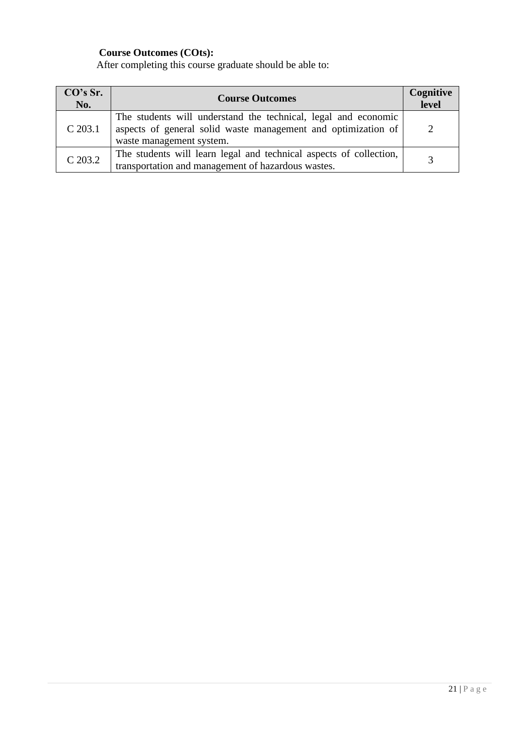**Course Outcomes (COts):**

After completing this course graduate should be able to:

| CO's Sr. No. | Course Outcomes | Cognitive level |
|---|---|---|
| C 203.1 | The students will understand the technical, legal and economic aspects of general solid waste management and optimization of waste management system. | 2 |
| C 203.2 | The students will learn legal and technical aspects of collection, transportation and management of hazardous wastes. | 3 |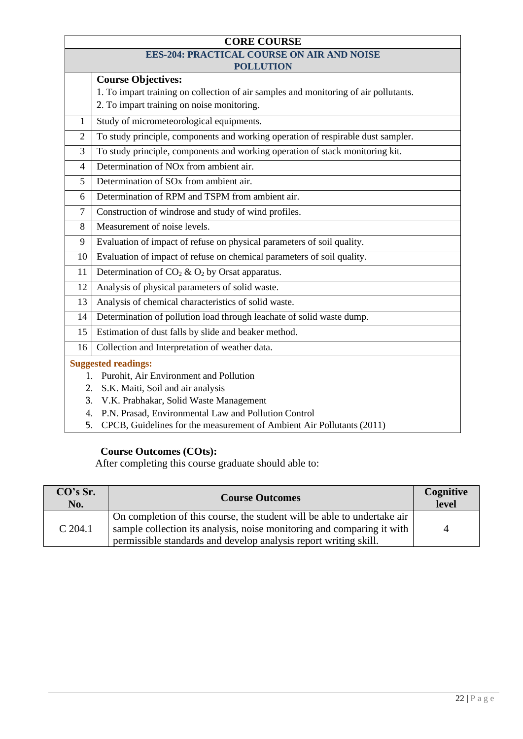## CORE COURSE

### EES-204: PRACTICAL COURSE ON AIR AND NOISE POLLUTION

| | **Course Objectives:**<br>1. To impart training on collection of air samples and monitoring of air pollutants.<br>2. To impart training on noise monitoring. |
|---|---|
| 1 | Study of micrometeorological equipments. |
| 2 | To study principle, components and working operation of respirable dust sampler. |
| 3 | To study principle, components and working operation of stack monitoring kit. |
| 4 | Determination of NOx from ambient air. |
| 5 | Determination of SOx from ambient air. |
| 6 | Determination of RPM and TSPM from ambient air. |
| 7 | Construction of windrose and study of wind profiles. |
| 8 | Measurement of noise levels. |
| 9 | Evaluation of impact of refuse on physical parameters of soil quality. |
| 10 | Evaluation of impact of refuse on chemical parameters of soil quality. |
| 11 | Determination of $CO_2$ & $O_2$ by Orsat apparatus. |
| 12 | Analysis of physical parameters of solid waste. |
| 13 | Analysis of chemical characteristics of solid waste. |
| 14 | Determination of pollution load through leachate of solid waste dump. |
| 15 | Estimation of dust falls by slide and beaker method. |
| 16 | Collection and Interpretation of weather data. |

**Suggested readings:**

1. Purohit, Air Environment and Pollution
2. S.K. Maiti, Soil and air analysis
3. V.K. Prabhakar, Solid Waste Management
4. P.N. Prasad, Environmental Law and Pollution Control
5. CPCB, Guidelines for the measurement of Ambient Air Pollutants (2011)

**Course Outcomes (COts):**

After completing this course graduate should able to:

| CO's Sr. No. | Course Outcomes | Cognitive level |
|---|---|---|
| C 204.1 | On completion of this course, the student will be able to undertake air sample collection its analysis, noise monitoring and comparing it with permissible standards and develop analysis report writing skill. | 4 |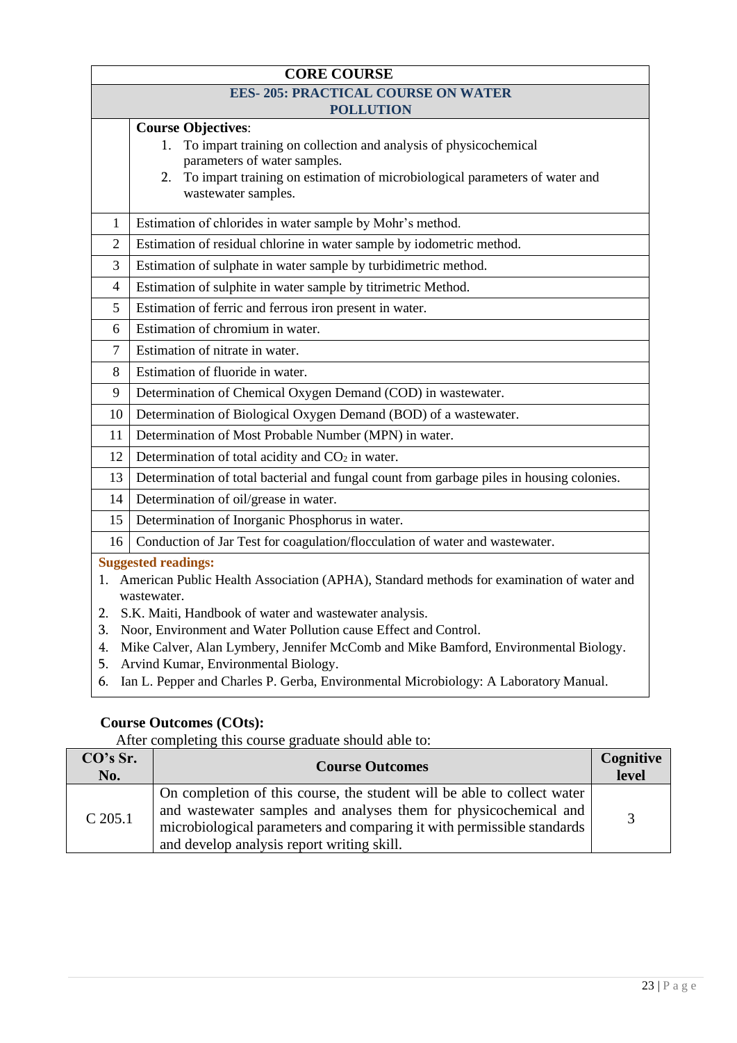## CORE COURSE

### EES- 205: PRACTICAL COURSE ON WATER POLLUTION

**Course Objectives**:

1. To impart training on collection and analysis of physicochemical parameters of water samples.
2. To impart training on estimation of microbiological parameters of water and wastewater samples.

| | |
|---|---|
| 1 | Estimation of chlorides in water sample by Mohr's method. |
| 2 | Estimation of residual chlorine in water sample by iodometric method. |
| 3 | Estimation of sulphate in water sample by turbidimetric method. |
| 4 | Estimation of sulphite in water sample by titrimetric Method. |
| 5 | Estimation of ferric and ferrous iron present in water. |
| 6 | Estimation of chromium in water. |
| 7 | Estimation of nitrate in water. |
| 8 | Estimation of fluoride in water. |
| 9 | Determination of Chemical Oxygen Demand (COD) in wastewater. |
| 10 | Determination of Biological Oxygen Demand (BOD) of a wastewater. |
| 11 | Determination of Most Probable Number (MPN) in water. |
| 12 | Determination of total acidity and $CO_2$ in water. |
| 13 | Determination of total bacterial and fungal count from garbage piles in housing colonies. |
| 14 | Determination of oil/grease in water. |
| 15 | Determination of Inorganic Phosphorus in water. |
| 16 | Conduction of Jar Test for coagulation/flocculation of water and wastewater. |

**Suggested readings:**

1. American Public Health Association (APHA), Standard methods for examination of water and wastewater.
2. S.K. Maiti, Handbook of water and wastewater analysis.
3. Noor, Environment and Water Pollution cause Effect and Control.
4. Mike Calver, Alan Lymbery, Jennifer McComb and Mike Bamford, Environmental Biology.
5. Arvind Kumar, Environmental Biology.
6. Ian L. Pepper and Charles P. Gerba, Environmental Microbiology: A Laboratory Manual.

**Course Outcomes (COts):**

After completing this course graduate should able to:

| CO's Sr. No. | Course Outcomes | Cognitive level |
|---|---|---|
| C 205.1 | On completion of this course, the student will be able to collect water and wastewater samples and analyses them for physicochemical and microbiological parameters and comparing it with permissible standards and develop analysis report writing skill. | 3 |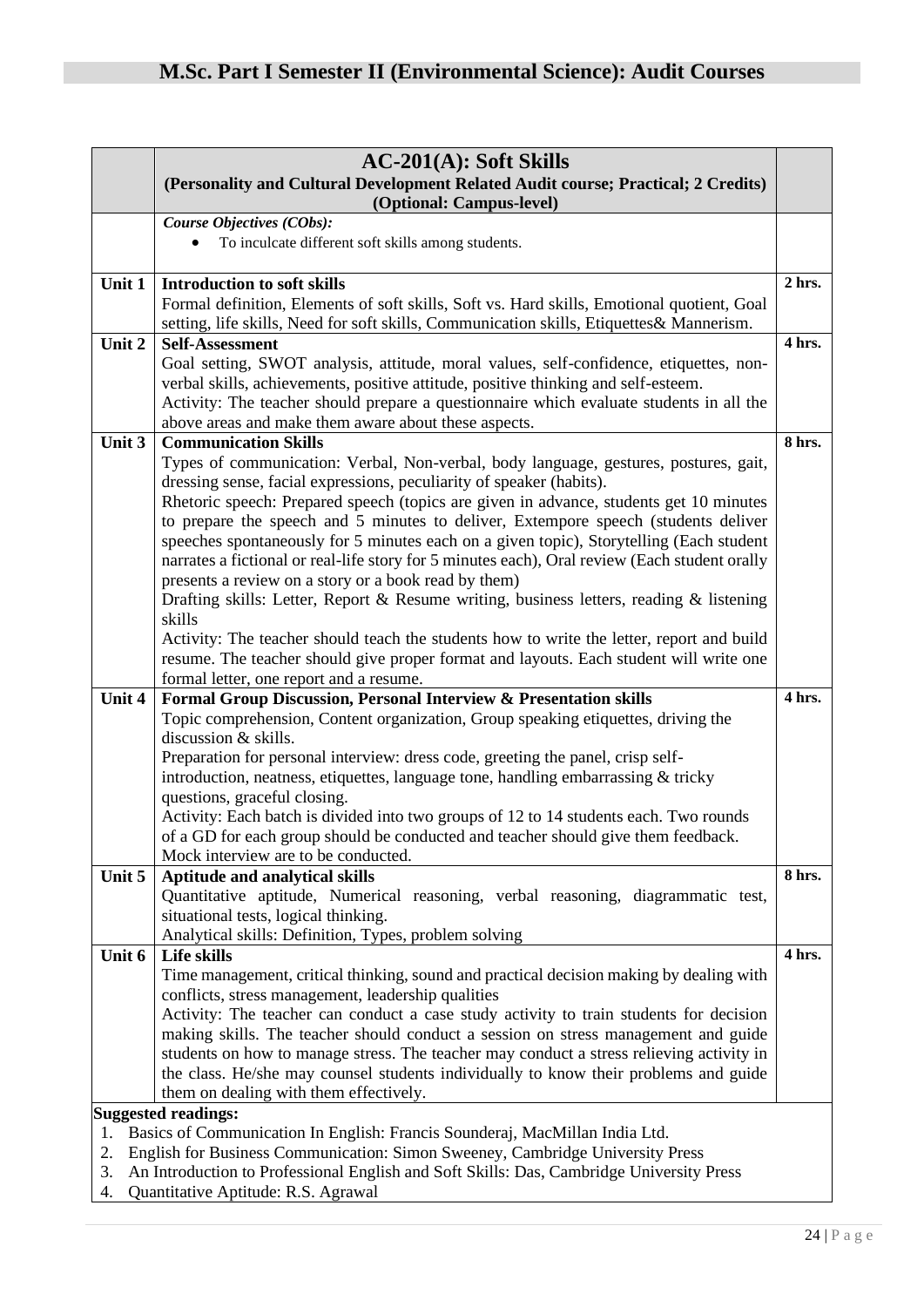# M.Sc. Part I Semester II (Environmental Science): Audit Courses

| | **AC-201(A): Soft Skills** **(Personality and Cultural Development Related Audit course; Practical; 2 Credits)** **(Optional: Campus-level)** | |
|---|---|---|
| | ***Course Objectives (CObs):*** • To inculcate different soft skills among students. | |
| **Unit 1** | **Introduction to soft skills** Formal definition, Elements of soft skills, Soft vs. Hard skills, Emotional quotient, Goal setting, life skills, Need for soft skills, Communication skills, Etiquettes& Mannerism. | **2 hrs.** |
| **Unit 2** | **Self-Assessment** Goal setting, SWOT analysis, attitude, moral values, self-confidence, etiquettes, non-verbal skills, achievements, positive attitude, positive thinking and self-esteem. Activity: The teacher should prepare a questionnaire which evaluate students in all the above areas and make them aware about these aspects. | **4 hrs.** |
| **Unit 3** | **Communication Skills** Types of communication: Verbal, Non-verbal, body language, gestures, postures, gait, dressing sense, facial expressions, peculiarity of speaker (habits). Rhetoric speech: Prepared speech (topics are given in advance, students get 10 minutes to prepare the speech and 5 minutes to deliver, Extempore speech (students deliver speeches spontaneously for 5 minutes each on a given topic), Storytelling (Each student narrates a fictional or real-life story for 5 minutes each), Oral review (Each student orally presents a review on a story or a book read by them) Drafting skills: Letter, Report & Resume writing, business letters, reading & listening skills Activity: The teacher should teach the students how to write the letter, report and build resume. The teacher should give proper format and layouts. Each student will write one formal letter, one report and a resume. | **8 hrs.** |
| **Unit 4** | **Formal Group Discussion, Personal Interview & Presentation skills** Topic comprehension, Content organization, Group speaking etiquettes, driving the discussion & skills. Preparation for personal interview: dress code, greeting the panel, crisp self-introduction, neatness, etiquettes, language tone, handling embarrassing & tricky questions, graceful closing. Activity: Each batch is divided into two groups of 12 to 14 students each. Two rounds of a GD for each group should be conducted and teacher should give them feedback. Mock interview are to be conducted. | **4 hrs.** |
| **Unit 5** | **Aptitude and analytical skills** Quantitative aptitude, Numerical reasoning, verbal reasoning, diagrammatic test, situational tests, logical thinking. Analytical skills: Definition, Types, problem solving | **8 hrs.** |
| **Unit 6** | **Life skills** Time management, critical thinking, sound and practical decision making by dealing with conflicts, stress management, leadership qualities Activity: The teacher can conduct a case study activity to train students for decision making skills. The teacher should conduct a session on stress management and guide students on how to manage stress. The teacher may conduct a stress relieving activity in the class. He/she may counsel students individually to know their problems and guide them on dealing with them effectively. | **4 hrs.** |

**Suggested readings:**

1. Basics of Communication In English: Francis Sounderaj, MacMillan India Ltd.
2. English for Business Communication: Simon Sweeney, Cambridge University Press
3. An Introduction to Professional English and Soft Skills: Das, Cambridge University Press
4. Quantitative Aptitude: R.S. Agrawal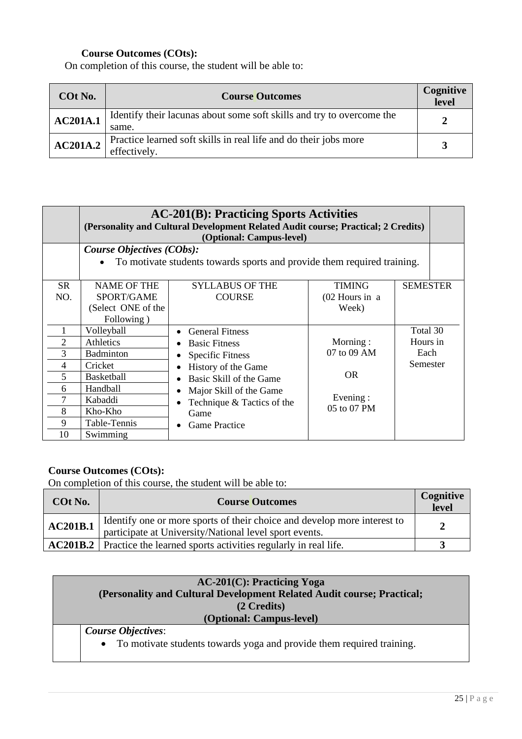**Course Outcomes (COts):**

On completion of this course, the student will be able to:

| COt No. | Course Outcomes | Cognitive level |
|---|---|---|
| **AC201A.1** | Identify their lacunas about some soft skills and try to overcome the same. | **2** |
| **AC201A.2** | Practice learned soft skills in real life and do their jobs more effectively. | **3** |

## AC-201(B): Practicing Sports Activities

**(Personality and Cultural Development Related Audit course; Practical; 2 Credits) (Optional: Campus-level)**

***Course Objectives (CObs):***

- To motivate students towards sports and provide them required training.

| SR NO. | NAME OF THE SPORT/GAME (Select ONE of the Following ) | SYLLABUS OF THE COURSE | TIMING (02 Hours in a Week) | SEMESTER |
|---|---|---|---|---|
| 1 | Volleyball | • General Fitness<br>• Basic Fitness<br>• Specific Fitness<br>• History of the Game<br>• Basic Skill of the Game<br>• Major Skill of the Game<br>• Technique & Tactics of the Game<br>• Game Practice | Morning : 07 to 09 AM<br><br>OR<br><br>Evening : 05 to 07 PM | Total 30 Hours in Each Semester |
| 2 | Athletics | | | |
| 3 | Badminton | | | |
| 4 | Cricket | | | |
| 5 | Basketball | | | |
| 6 | Handball | | | |
| 7 | Kabaddi | | | |
| 8 | Kho-Kho | | | |
| 9 | Table-Tennis | | | |
| 10 | Swimming | | | |

**Course Outcomes (COts):**

On completion of this course, the student will be able to:

| COt No. | Course Outcomes | Cognitive level |
|---|---|---|
| **AC201B.1** | Identify one or more sports of their choice and develop more interest to participate at University/National level sport events. | **2** |
| **AC201B.2** | Practice the learned sports activities regularly in real life. | **3** |

## AC-201(C): Practicing Yoga

**(Personality and Cultural Development Related Audit course; Practical; (2 Credits) (Optional: Campus-level)**

***Course Objectives***:

- To motivate students towards yoga and provide them required training.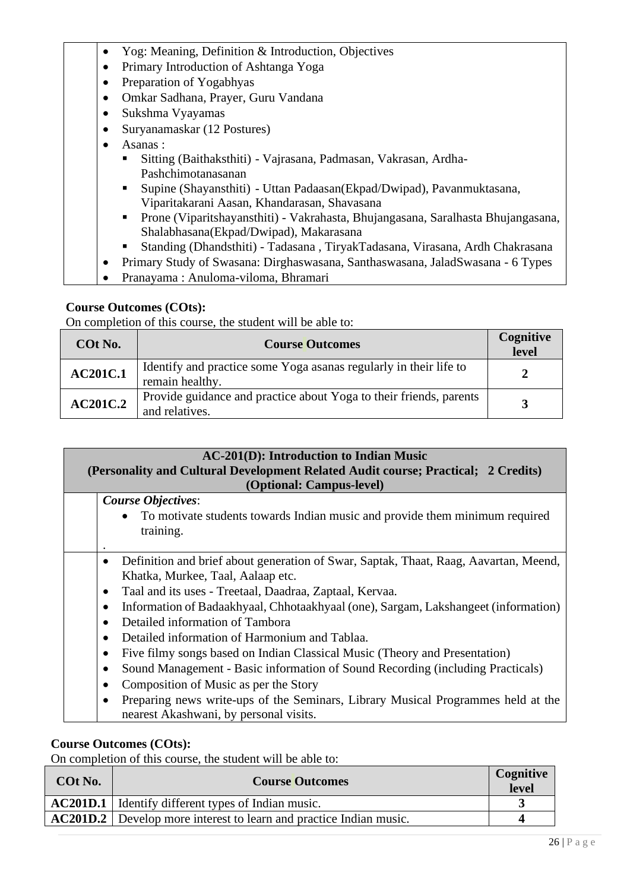- Yog: Meaning, Definition & Introduction, Objectives
- Primary Introduction of Ashtanga Yoga
- Preparation of Yogabhyas
- Omkar Sadhana, Prayer, Guru Vandana
- Sukshma Vyayamas
- Suryanamaskar (12 Postures)
- Asanas :
  - Sitting (Baithaksthiti) - Vajrasana, Padmasan, Vakrasan, Ardha-Pashchimotanasanan
  - Supine (Shayansthiti) - Uttan Padaasan(Ekpad/Dwipad), Pavanmuktasana, Viparitakarani Aasan, Khandarasan, Shavasana
  - Prone (Viparitshayansthiti) - Vakrahasta, Bhujangasana, Saralhasta Bhujangasana, Shalabhasana(Ekpad/Dwipad), Makarasana
  - Standing (Dhandsthiti) - Tadasana , TiryakTadasana, Virasana, Ardh Chakrasana
- Primary Study of Swasana: Dirghaswasana, Santhaswasana, JaladSwasana - 6 Types
- Pranayama : Anuloma-viloma, Bhramari

**Course Outcomes (COts):**

On completion of this course, the student will be able to:

| COt No. | Course Outcomes | Cognitive level |
|---|---|---|
| **AC201C.1** | Identify and practice some Yoga asanas regularly in their life to remain healthy. | **2** |
| **AC201C.2** | Provide guidance and practice about Yoga to their friends, parents and relatives. | **3** |

**AC-201(D): Introduction to Indian Music**
**(Personality and Cultural Development Related Audit course; Practical; 2 Credits)**
**(Optional: Campus-level)**

***Course Objectives***:

- To motivate students towards Indian music and provide them minimum required training.

.

- Definition and brief about generation of Swar, Saptak, Thaat, Raag, Aavartan, Meend, Khatka, Murkee, Taal, Aalaap etc.
- Taal and its uses - Treetaal, Daadraa, Zaptaal, Kervaa.
- Information of Badaakhyaal, Chhotaakhyaal (one), Sargam, Lakshangeet (information)
- Detailed information of Tambora
- Detailed information of Harmonium and Tablaa.
- Five filmy songs based on Indian Classical Music (Theory and Presentation)
- Sound Management - Basic information of Sound Recording (including Practicals)
- Composition of Music as per the Story
- Preparing news write-ups of the Seminars, Library Musical Programmes held at the nearest Akashwani, by personal visits.

**Course Outcomes (COts):**

On completion of this course, the student will be able to:

| COt No. | Course Outcomes | Cognitive level |
|---|---|---|
| **AC201D.1** | Identify different types of Indian music. | **3** |
| **AC201D.2** | Develop more interest to learn and practice Indian music. | **4** |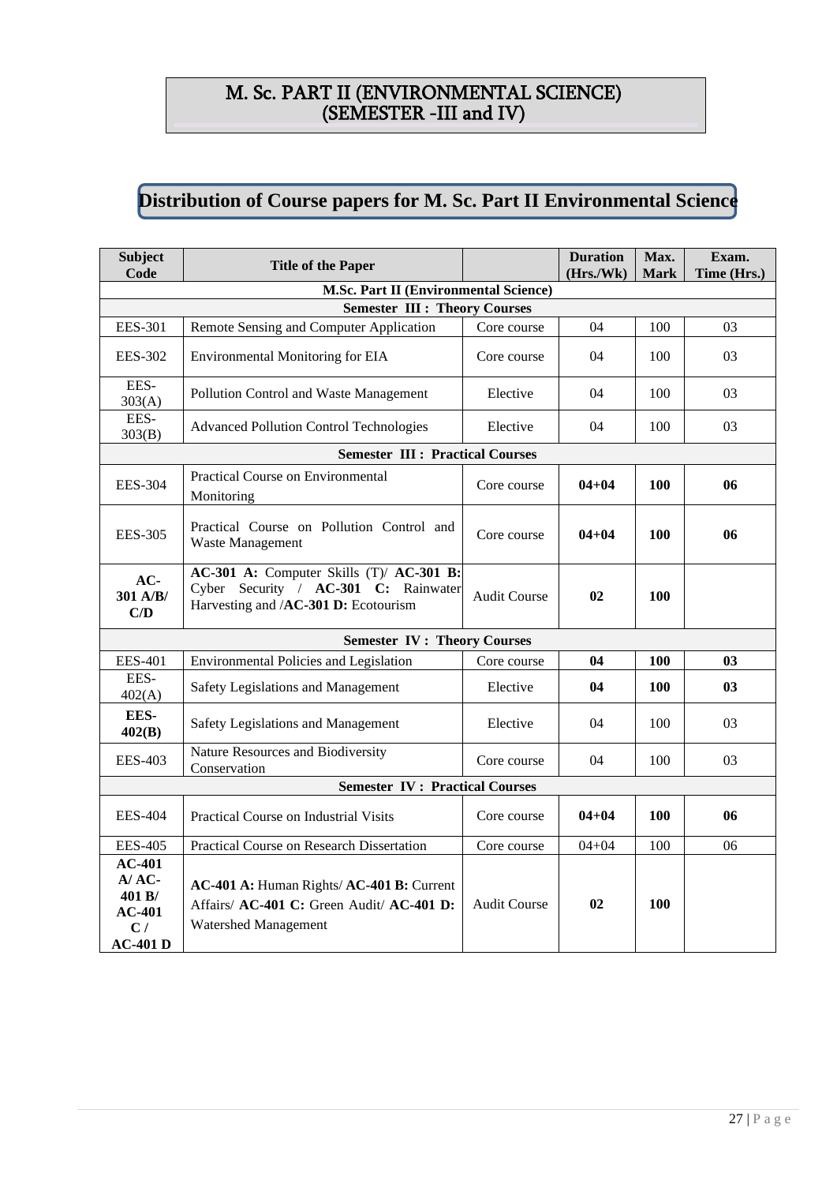# M. Sc. PART II (ENVIRONMENTAL SCIENCE) (SEMESTER -III and IV)

## Distribution of Course papers for M. Sc. Part II Environmental Science

| Subject Code | Title of the Paper | | Duration (Hrs./Wk) | Max. Mark | Exam. Time (Hrs.) |
|---|---|---|---|---|---|
| **M.Sc. Part II (Environmental Science)** | | | | | |
| **Semester III : Theory Courses** | | | | | |
| EES-301 | Remote Sensing and Computer Application | Core course | 04 | 100 | 03 |
| EES-302 | Environmental Monitoring for EIA | Core course | 04 | 100 | 03 |
| EES-303(A) | Pollution Control and Waste Management | Elective | 04 | 100 | 03 |
| EES-303(B) | Advanced Pollution Control Technologies | Elective | 04 | 100 | 03 |
| **Semester III : Practical Courses** | | | | | |
| EES-304 | Practical Course on Environmental Monitoring | Core course | **04+04** | **100** | **06** |
| EES-305 | Practical Course on Pollution Control and Waste Management | Core course | **04+04** | **100** | **06** |
| **AC-301 A/B/ C/D** | **AC-301 A:** Computer Skills (T)/ **AC-301 B:** Cyber Security / **AC-301 C:** Rainwater Harvesting and /**AC-301 D:** Ecotourism | Audit Course | **02** | **100** | |
| **Semester IV : Theory Courses** | | | | | |
| EES-401 | Environmental Policies and Legislation | Core course | **04** | **100** | **03** |
| EES-402(A) | Safety Legislations and Management | Elective | **04** | **100** | **03** |
| **EES-402(B)** | Safety Legislations and Management | Elective | 04 | 100 | 03 |
| EES-403 | Nature Resources and Biodiversity Conservation | Core course | 04 | 100 | 03 |
| **Semester IV : Practical Courses** | | | | | |
| EES-404 | Practical Course on Industrial Visits | Core course | **04+04** | **100** | **06** |
| EES-405 | Practical Course on Research Dissertation | Core course | 04+04 | 100 | 06 |
| **AC-401 A/ AC-401 B/ AC-401 C / AC-401 D** | **AC-401 A:** Human Rights/ **AC-401 B:** Current Affairs/ **AC-401 C:** Green Audit/ **AC-401 D:** Watershed Management | Audit Course | **02** | **100** | |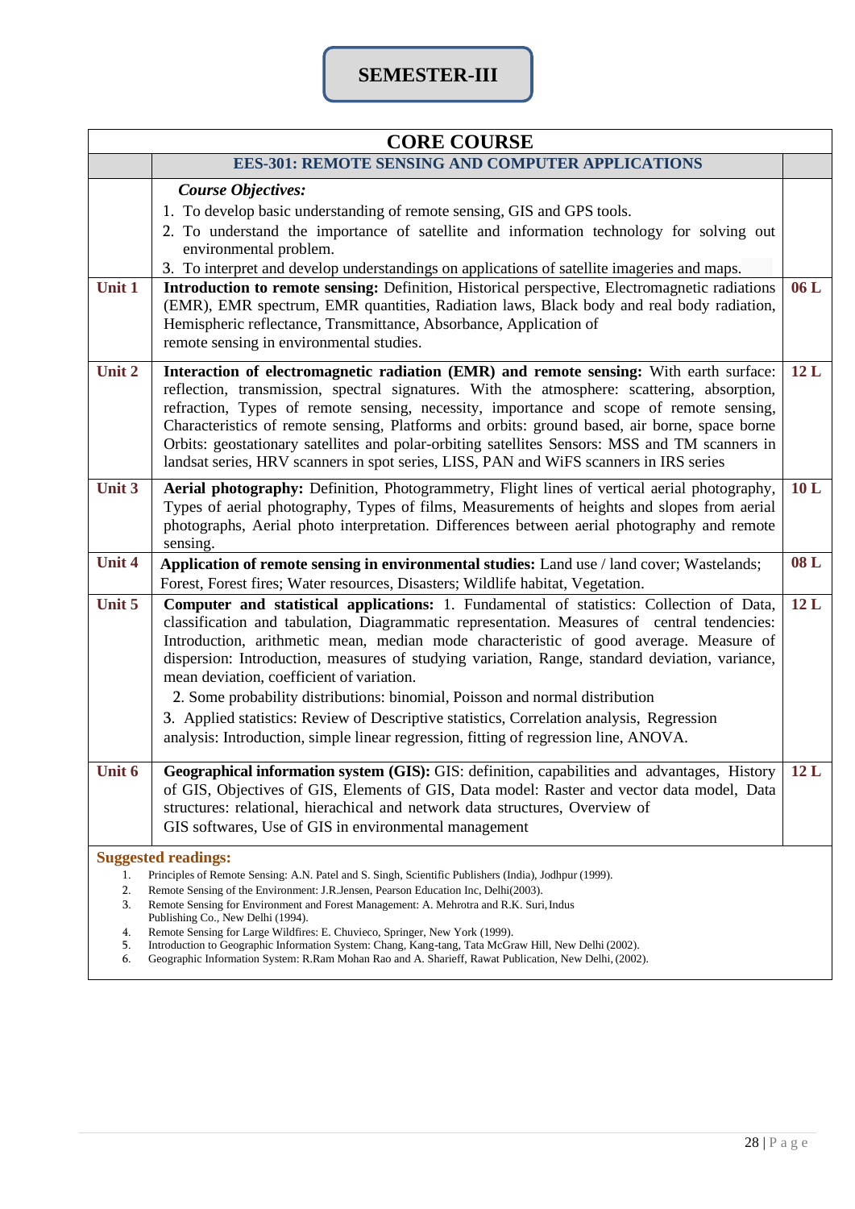# SEMESTER-III

| CORE COURSE | | |
|---|---|---|
| | **EES-301: REMOTE SENSING AND COMPUTER APPLICATIONS** | |
| | ***Course Objectives:*** 1. To develop basic understanding of remote sensing, GIS and GPS tools. 2. To understand the importance of satellite and information technology for solving out environmental problem. 3. To interpret and develop understandings on applications of satellite imageries and maps. | |
| **Unit 1** | **Introduction to remote sensing:** Definition, Historical perspective, Electromagnetic radiations (EMR), EMR spectrum, EMR quantities, Radiation laws, Black body and real body radiation, Hemispheric reflectance, Transmittance, Absorbance, Application of remote sensing in environmental studies. | **06 L** |
| **Unit 2** | **Interaction of electromagnetic radiation (EMR) and remote sensing:** With earth surface: reflection, transmission, spectral signatures. With the atmosphere: scattering, absorption, refraction, Types of remote sensing, necessity, importance and scope of remote sensing, Characteristics of remote sensing, Platforms and orbits: ground based, air borne, space borne Orbits: geostationary satellites and polar-orbiting satellites Sensors: MSS and TM scanners in landsat series, HRV scanners in spot series, LISS, PAN and WiFS scanners in IRS series | **12 L** |
| **Unit 3** | **Aerial photography:** Definition, Photogrammetry, Flight lines of vertical aerial photography, Types of aerial photography, Types of films, Measurements of heights and slopes from aerial photographs, Aerial photo interpretation. Differences between aerial photography and remote sensing. | **10 L** |
| **Unit 4** | **Application of remote sensing in environmental studies:** Land use / land cover; Wastelands; Forest, Forest fires; Water resources, Disasters; Wildlife habitat, Vegetation. | **08 L** |
| **Unit 5** | **Computer and statistical applications:** 1. Fundamental of statistics: Collection of Data, classification and tabulation, Diagrammatic representation. Measures of central tendencies: Introduction, arithmetic mean, median mode characteristic of good average. Measure of dispersion: Introduction, measures of studying variation, Range, standard deviation, variance, mean deviation, coefficient of variation. 2. Some probability distributions: binomial, Poisson and normal distribution 3. Applied statistics: Review of Descriptive statistics, Correlation analysis, Regression analysis: Introduction, simple linear regression, fitting of regression line, ANOVA. | **12 L** |
| **Unit 6** | **Geographical information system (GIS):** GIS: definition, capabilities and advantages, History of GIS, Objectives of GIS, Elements of GIS, Data model: Raster and vector data model, Data structures: relational, hierachical and network data structures, Overview of GIS softwares, Use of GIS in environmental management | **12 L** |

**Suggested readings:**

1. Principles of Remote Sensing: A.N. Patel and S. Singh, Scientific Publishers (India), Jodhpur (1999).
2. Remote Sensing of the Environment: J.R.Jensen, Pearson Education Inc, Delhi(2003).
3. Remote Sensing for Environment and Forest Management: A. Mehrotra and R.K. Suri, Indus Publishing Co., New Delhi (1994).
4. Remote Sensing for Large Wildfires: E. Chuvieco, Springer, New York (1999).
5. Introduction to Geographic Information System: Chang, Kang-tang, Tata McGraw Hill, New Delhi (2002).
6. Geographic Information System: R.Ram Mohan Rao and A. Sharieff, Rawat Publication, New Delhi, (2002).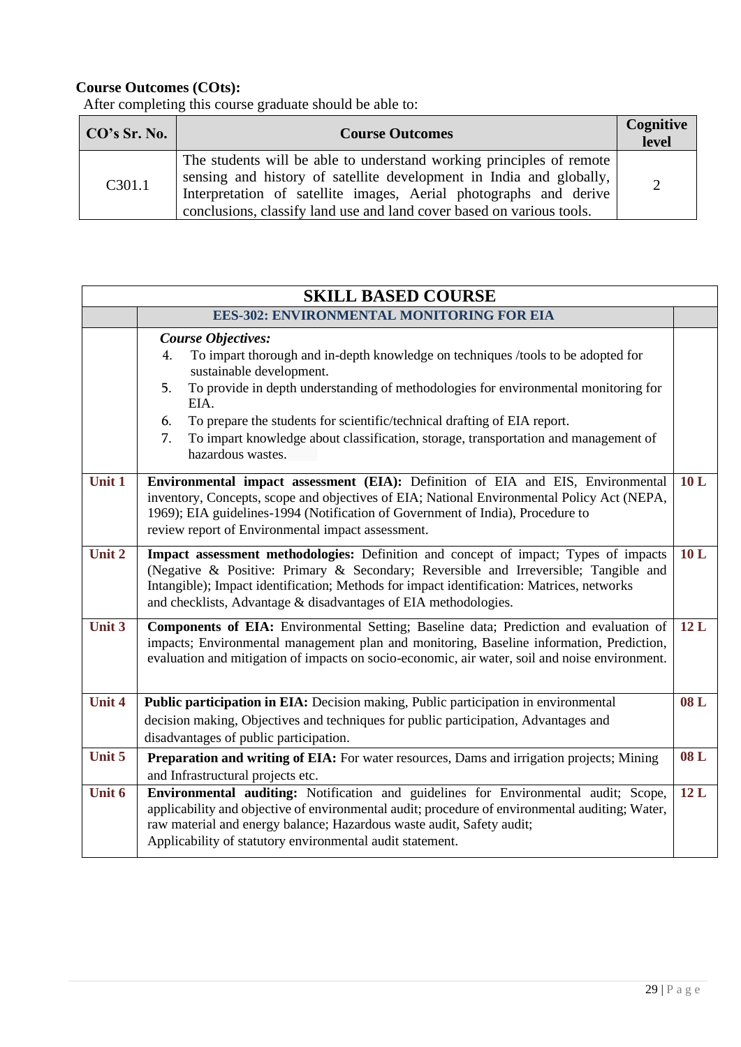**Course Outcomes (COts):**

After completing this course graduate should be able to:

| CO's Sr. No. | Course Outcomes | Cognitive level |
|---|---|---|
| C301.1 | The students will be able to understand working principles of remote sensing and history of satellite development in India and globally, Interpretation of satellite images, Aerial photographs and derive conclusions, classify land use and land cover based on various tools. | 2 |

| SKILL BASED COURSE | | |
|---|---|---|
| | **EES-302: ENVIRONMENTAL MONITORING FOR EIA** | |
| | ***Course Objectives:***<br>4. To impart thorough and in-depth knowledge on techniques /tools to be adopted for sustainable development.<br>5. To provide in depth understanding of methodologies for environmental monitoring for EIA.<br>6. To prepare the students for scientific/technical drafting of EIA report.<br>7. To impart knowledge about classification, storage, transportation and management of hazardous wastes. | |
| **Unit 1** | **Environmental impact assessment (EIA):** Definition of EIA and EIS, Environmental inventory, Concepts, scope and objectives of EIA; National Environmental Policy Act (NEPA, 1969); EIA guidelines-1994 (Notification of Government of India), Procedure to review report of Environmental impact assessment. | **10 L** |
| **Unit 2** | **Impact assessment methodologies:** Definition and concept of impact; Types of impacts (Negative & Positive: Primary & Secondary; Reversible and Irreversible; Tangible and Intangible); Impact identification; Methods for impact identification: Matrices, networks and checklists, Advantage & disadvantages of EIA methodologies. | **10 L** |
| **Unit 3** | **Components of EIA:** Environmental Setting; Baseline data; Prediction and evaluation of impacts; Environmental management plan and monitoring, Baseline information, Prediction, evaluation and mitigation of impacts on socio-economic, air water, soil and noise environment. | **12 L** |
| **Unit 4** | **Public participation in EIA:** Decision making, Public participation in environmental decision making, Objectives and techniques for public participation, Advantages and disadvantages of public participation. | **08 L** |
| **Unit 5** | **Preparation and writing of EIA:** For water resources, Dams and irrigation projects; Mining and Infrastructural projects etc. | **08 L** |
| **Unit 6** | **Environmental auditing:** Notification and guidelines for Environmental audit; Scope, applicability and objective of environmental audit; procedure of environmental auditing; Water, raw material and energy balance; Hazardous waste audit, Safety audit; Applicability of statutory environmental audit statement. | **12 L** |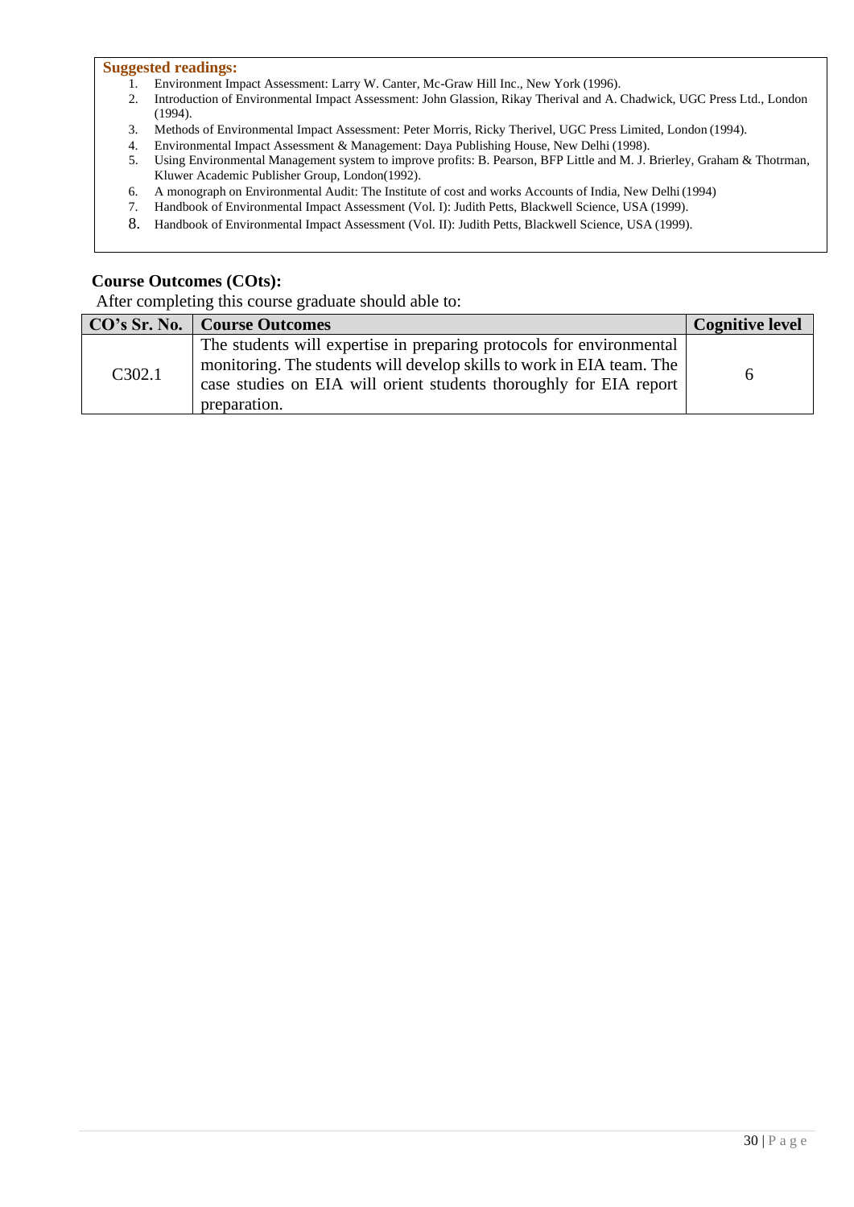**Suggested readings:**

1. Environment Impact Assessment: Larry W. Canter, Mc-Graw Hill Inc., New York (1996).
2. Introduction of Environmental Impact Assessment: John Glassion, Rikay Therival and A. Chadwick, UGC Press Ltd., London (1994).
3. Methods of Environmental Impact Assessment: Peter Morris, Ricky Therivel, UGC Press Limited, London (1994).
4. Environmental Impact Assessment & Management: Daya Publishing House, New Delhi (1998).
5. Using Environmental Management system to improve profits: B. Pearson, BFP Little and M. J. Brierley, Graham & Thotrman, Kluwer Academic Publisher Group, London(1992).
6. A monograph on Environmental Audit: The Institute of cost and works Accounts of India, New Delhi (1994)
7. Handbook of Environmental Impact Assessment (Vol. I): Judith Petts, Blackwell Science, USA (1999).
8. Handbook of Environmental Impact Assessment (Vol. II): Judith Petts, Blackwell Science, USA (1999).

**Course Outcomes (COts):**

After completing this course graduate should able to:

| CO's Sr. No. | Course Outcomes | Cognitive level |
|---|---|---|
| C302.1 | The students will expertise in preparing protocols for environmental monitoring. The students will develop skills to work in EIA team. The case studies on EIA will orient students thoroughly for EIA report preparation. | 6 |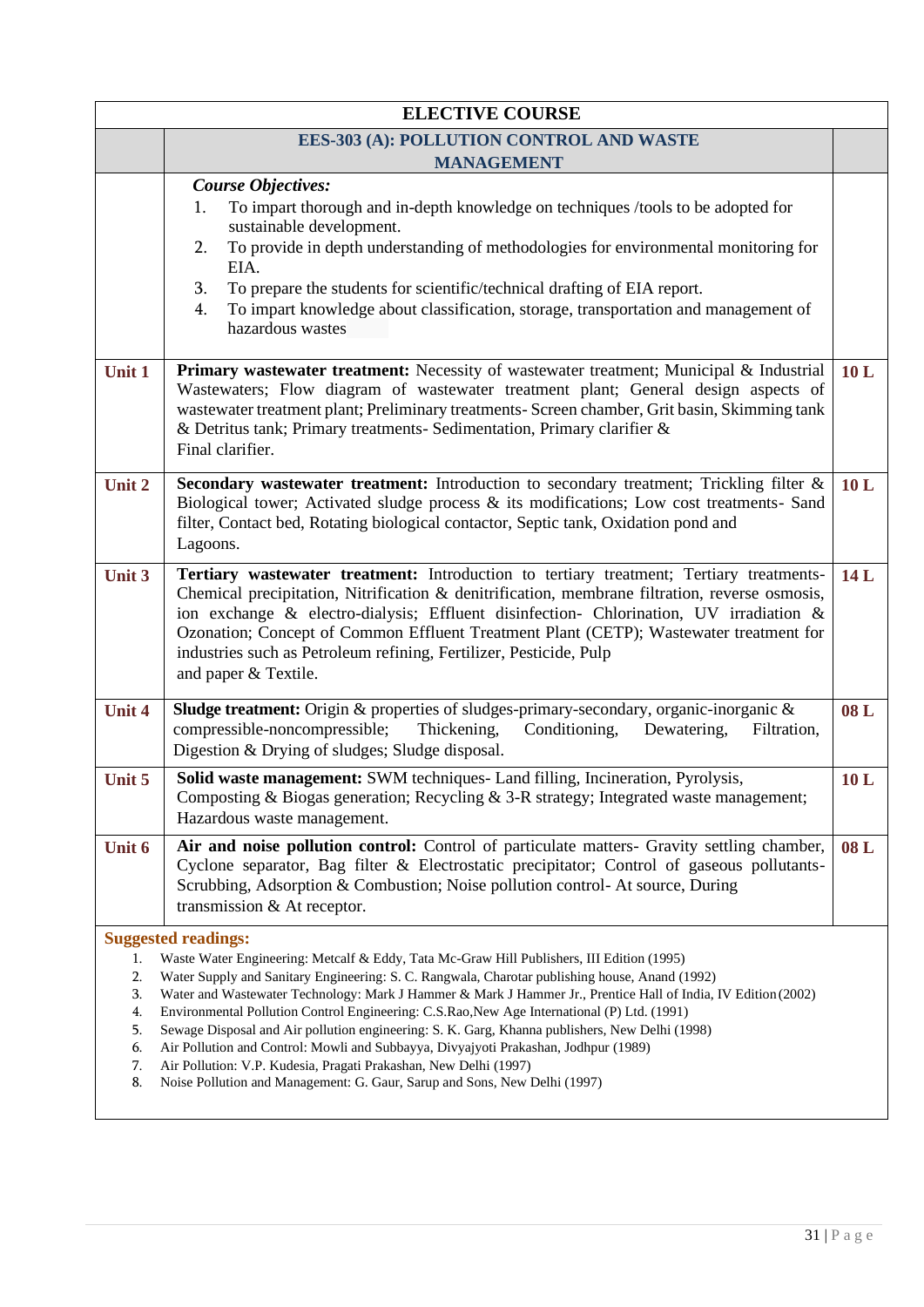| ELECTIVE COURSE | | |
|---|---|---|
| | **EES-303 (A): POLLUTION CONTROL AND WASTE MANAGEMENT** | |
| | ***Course Objectives:*** 1. To impart thorough and in-depth knowledge on techniques /tools to be adopted for sustainable development. 2. To provide in depth understanding of methodologies for environmental monitoring for EIA. 3. To prepare the students for scientific/technical drafting of EIA report. 4. To impart knowledge about classification, storage, transportation and management of hazardous wastes | |
| **Unit 1** | **Primary wastewater treatment:** Necessity of wastewater treatment; Municipal & Industrial Wastewaters; Flow diagram of wastewater treatment plant; General design aspects of wastewater treatment plant; Preliminary treatments- Screen chamber, Grit basin, Skimming tank & Detritus tank; Primary treatments- Sedimentation, Primary clarifier & Final clarifier. | **10 L** |
| **Unit 2** | **Secondary wastewater treatment:** Introduction to secondary treatment; Trickling filter & Biological tower; Activated sludge process & its modifications; Low cost treatments- Sand filter, Contact bed, Rotating biological contactor, Septic tank, Oxidation pond and Lagoons. | **10 L** |
| **Unit 3** | **Tertiary wastewater treatment:** Introduction to tertiary treatment; Tertiary treatments- Chemical precipitation, Nitrification & denitrification, membrane filtration, reverse osmosis, ion exchange & electro-dialysis; Effluent disinfection- Chlorination, UV irradiation & Ozonation; Concept of Common Effluent Treatment Plant (CETP); Wastewater treatment for industries such as Petroleum refining, Fertilizer, Pesticide, Pulp and paper & Textile. | **14 L** |
| **Unit 4** | **Sludge treatment:** Origin & properties of sludges-primary-secondary, organic-inorganic & compressible-noncompressible; Thickening, Conditioning, Dewatering, Filtration, Digestion & Drying of sludges; Sludge disposal. | **08 L** |
| **Unit 5** | **Solid waste management:** SWM techniques- Land filling, Incineration, Pyrolysis, Composting & Biogas generation; Recycling & 3-R strategy; Integrated waste management; Hazardous waste management. | **10 L** |
| **Unit 6** | **Air and noise pollution control:** Control of particulate matters- Gravity settling chamber, Cyclone separator, Bag filter & Electrostatic precipitator; Control of gaseous pollutants- Scrubbing, Adsorption & Combustion; Noise pollution control- At source, During transmission & At receptor. | **08 L** |

**Suggested readings:**

1. Waste Water Engineering: Metcalf & Eddy, Tata Mc-Graw Hill Publishers, III Edition (1995)
2. Water Supply and Sanitary Engineering: S. C. Rangwala, Charotar publishing house, Anand (1992)
3. Water and Wastewater Technology: Mark J Hammer & Mark J Hammer Jr., Prentice Hall of India, IV Edition (2002)
4. Environmental Pollution Control Engineering: C.S.Rao,New Age International (P) Ltd. (1991)
5. Sewage Disposal and Air pollution engineering: S. K. Garg, Khanna publishers, New Delhi (1998)
6. Air Pollution and Control: Mowli and Subbayya, Divyajyoti Prakashan, Jodhpur (1989)
7. Air Pollution: V.P. Kudesia, Pragati Prakashan, New Delhi (1997)
8. Noise Pollution and Management: G. Gaur, Sarup and Sons, New Delhi (1997)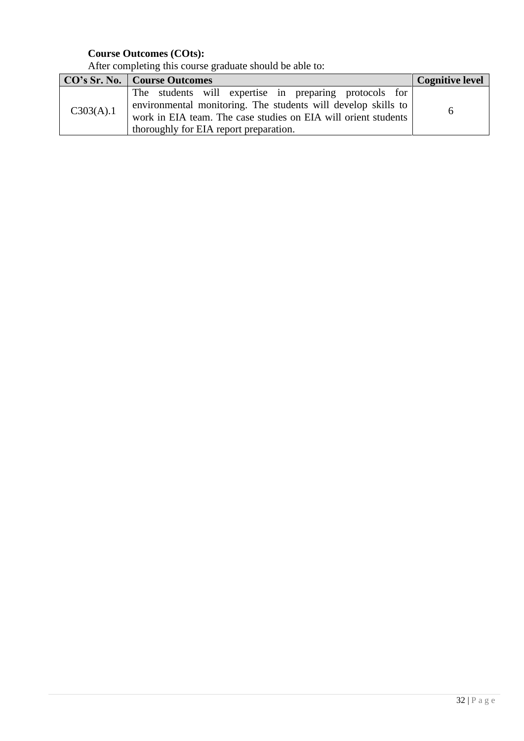**Course Outcomes (COts):**

After completing this course graduate should be able to:

| CO's Sr. No. | Course Outcomes | Cognitive level |
|---|---|---|
| C303(A).1 | The students will expertise in preparing protocols for environmental monitoring. The students will develop skills to work in EIA team. The case studies on EIA will orient students thoroughly for EIA report preparation. | 6 |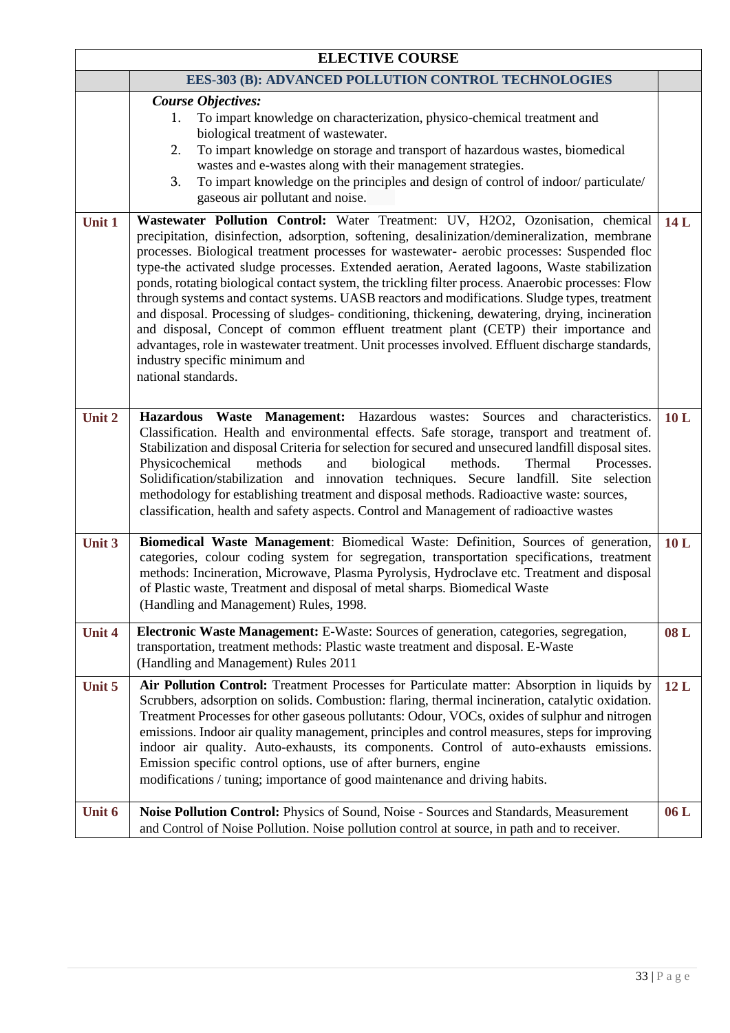| ELECTIVE COURSE | | |
|---|---|---|
| | **EES-303 (B): ADVANCED POLLUTION CONTROL TECHNOLOGIES** | |
| | ***Course Objectives:*** 1. To impart knowledge on characterization, physico-chemical treatment and biological treatment of wastewater. 2. To impart knowledge on storage and transport of hazardous wastes, biomedical wastes and e-wastes along with their management strategies. 3. To impart knowledge on the principles and design of control of indoor/ particulate/ gaseous air pollutant and noise. | |
| **Unit 1** | **Wastewater Pollution Control:** Water Treatment: UV, $H_2O_2$, Ozonisation, chemical precipitation, disinfection, adsorption, softening, desalinization/demineralization, membrane processes. Biological treatment processes for wastewater- aerobic processes: Suspended floc type-the activated sludge processes. Extended aeration, Aerated lagoons, Waste stabilization ponds, rotating biological contact system, the trickling filter process. Anaerobic processes: Flow through systems and contact systems. UASB reactors and modifications. Sludge types, treatment and disposal. Processing of sludges- conditioning, thickening, dewatering, drying, incineration and disposal, Concept of common effluent treatment plant (CETP) their importance and advantages, role in wastewater treatment. Unit processes involved. Effluent discharge standards, industry specific minimum and national standards. | **14 L** |
| **Unit 2** | **Hazardous Waste Management:** Hazardous wastes: Sources and characteristics. Classification. Health and environmental effects. Safe storage, transport and treatment of. Stabilization and disposal Criteria for selection for secured and unsecured landfill disposal sites. Physicochemical methods and biological methods. Thermal Processes. Solidification/stabilization and innovation techniques. Secure landfill. Site selection methodology for establishing treatment and disposal methods. Radioactive waste: sources, classification, health and safety aspects. Control and Management of radioactive wastes | **10 L** |
| **Unit 3** | **Biomedical Waste Management**: Biomedical Waste: Definition, Sources of generation, categories, colour coding system for segregation, transportation specifications, treatment methods: Incineration, Microwave, Plasma Pyrolysis, Hydroclave etc. Treatment and disposal of Plastic waste, Treatment and disposal of metal sharps. Biomedical Waste (Handling and Management) Rules, 1998. | **10 L** |
| **Unit 4** | **Electronic Waste Management:** E-Waste: Sources of generation, categories, segregation, transportation, treatment methods: Plastic waste treatment and disposal. E-Waste (Handling and Management) Rules 2011 | **08 L** |
| **Unit 5** | **Air Pollution Control:** Treatment Processes for Particulate matter: Absorption in liquids by Scrubbers, adsorption on solids. Combustion: flaring, thermal incineration, catalytic oxidation. Treatment Processes for other gaseous pollutants: Odour, VOCs, oxides of sulphur and nitrogen emissions. Indoor air quality management, principles and control measures, steps for improving indoor air quality. Auto-exhausts, its components. Control of auto-exhausts emissions. Emission specific control options, use of after burners, engine modifications / tuning; importance of good maintenance and driving habits. | **12 L** |
| **Unit 6** | **Noise Pollution Control:** Physics of Sound, Noise - Sources and Standards, Measurement and Control of Noise Pollution. Noise pollution control at source, in path and to receiver. | **06 L** |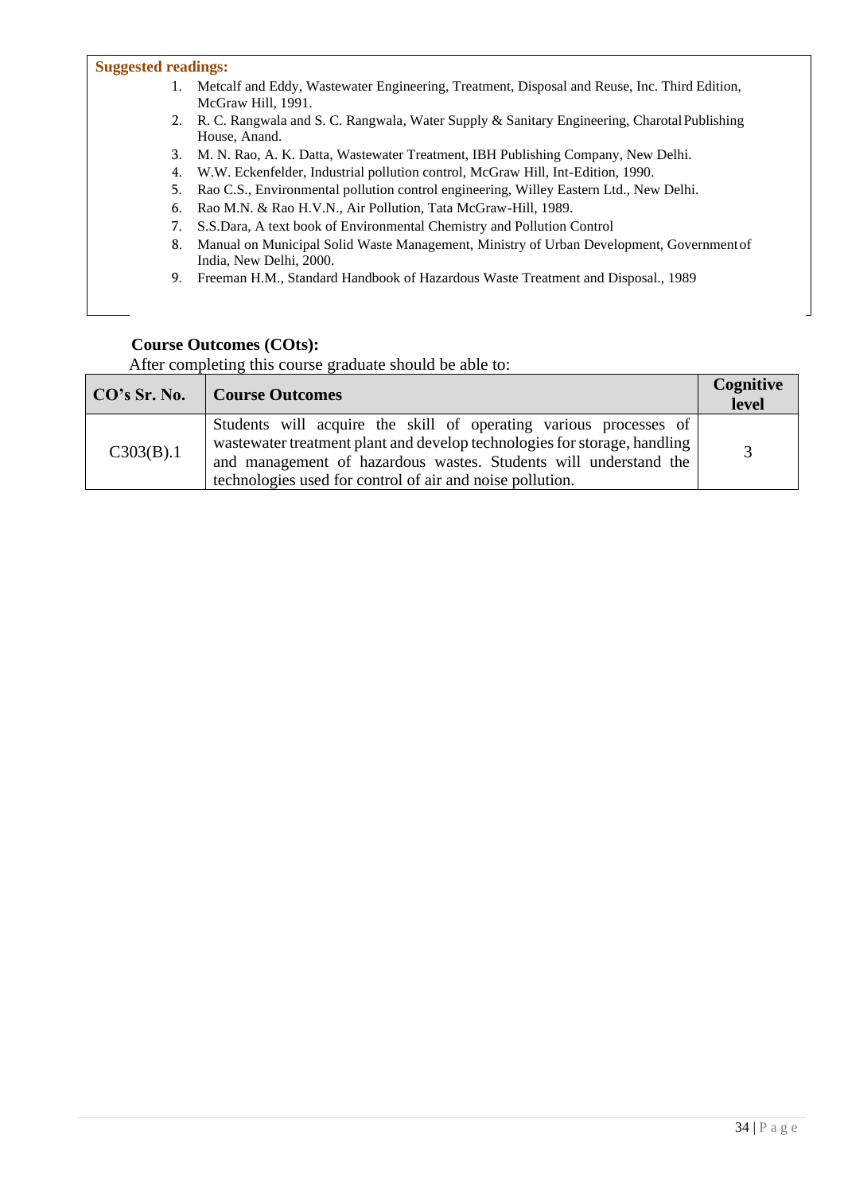**Suggested readings:**

1. Metcalf and Eddy, Wastewater Engineering, Treatment, Disposal and Reuse, Inc. Third Edition, McGraw Hill, 1991.
2. R. C. Rangwala and S. C. Rangwala, Water Supply & Sanitary Engineering, Charotal Publishing House, Anand.
3. M. N. Rao, A. K. Datta, Wastewater Treatment, IBH Publishing Company, New Delhi.
4. W.W. Eckenfelder, Industrial pollution control, McGraw Hill, Int-Edition, 1990.
5. Rao C.S., Environmental pollution control engineering, Willey Eastern Ltd., New Delhi.
6. Rao M.N. & Rao H.V.N., Air Pollution, Tata McGraw-Hill, 1989.
7. S.S.Dara, A text book of Environmental Chemistry and Pollution Control
8. Manual on Municipal Solid Waste Management, Ministry of Urban Development, Government of India, New Delhi, 2000.
9. Freeman H.M., Standard Handbook of Hazardous Waste Treatment and Disposal., 1989

**Course Outcomes (COts):**

After completing this course graduate should be able to:

| CO's Sr. No. | Course Outcomes | Cognitive level |
|---|---|---|
| C303(B).1 | Students will acquire the skill of operating various processes of wastewater treatment plant and develop technologies for storage, handling and management of hazardous wastes. Students will understand the technologies used for control of air and noise pollution. | 3 |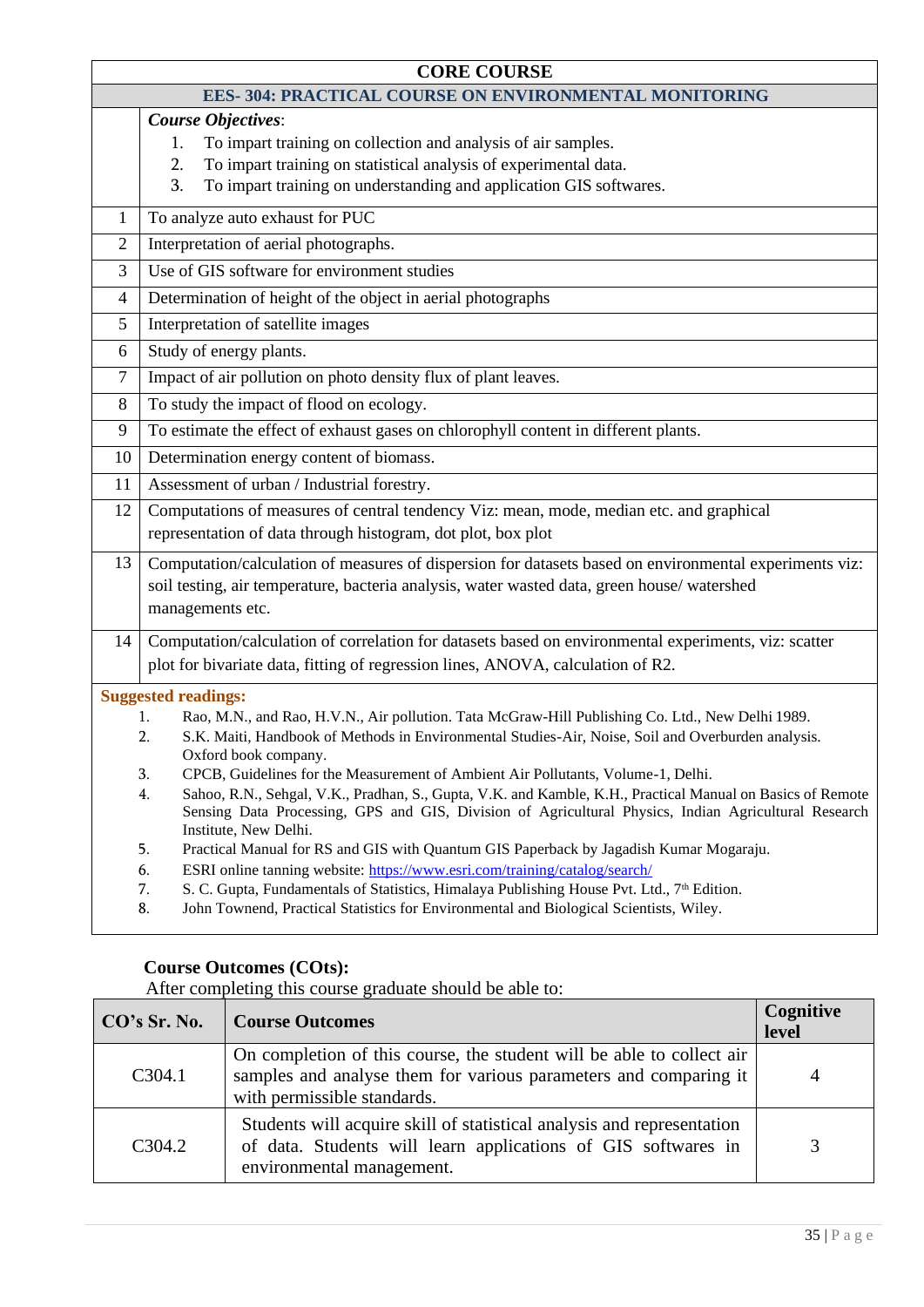| CORE COURSE | |
|---|---|
| **EES- 304: PRACTICAL COURSE ON ENVIRONMENTAL MONITORING** | |
| | ***Course Objectives***:<br>1. To impart training on collection and analysis of air samples.<br>2. To impart training on statistical analysis of experimental data.<br>3. To impart training on understanding and application GIS softwares. |
| 1 | To analyze auto exhaust for PUC |
| 2 | Interpretation of aerial photographs. |
| 3 | Use of GIS software for environment studies |
| 4 | Determination of height of the object in aerial photographs |
| 5 | Interpretation of satellite images |
| 6 | Study of energy plants. |
| 7 | Impact of air pollution on photo density flux of plant leaves. |
| 8 | To study the impact of flood on ecology. |
| 9 | To estimate the effect of exhaust gases on chlorophyll content in different plants. |
| 10 | Determination energy content of biomass. |
| 11 | Assessment of urban / Industrial forestry. |
| 12 | Computations of measures of central tendency Viz: mean, mode, median etc. and graphical representation of data through histogram, dot plot, box plot |
| 13 | Computation/calculation of measures of dispersion for datasets based on environmental experiments viz: soil testing, air temperature, bacteria analysis, water wasted data, green house/ watershed managements etc. |
| 14 | Computation/calculation of correlation for datasets based on environmental experiments, viz: scatter plot for bivariate data, fitting of regression lines, ANOVA, calculation of R2. |

**Suggested readings:**

1. Rao, M.N., and Rao, H.V.N., Air pollution. Tata McGraw-Hill Publishing Co. Ltd., New Delhi 1989.
2. S.K. Maiti, Handbook of Methods in Environmental Studies-Air, Noise, Soil and Overburden analysis. Oxford book company.
3. CPCB, Guidelines for the Measurement of Ambient Air Pollutants, Volume-1, Delhi.
4. Sahoo, R.N., Sehgal, V.K., Pradhan, S., Gupta, V.K. and Kamble, K.H., Practical Manual on Basics of Remote Sensing Data Processing, GPS and GIS, Division of Agricultural Physics, Indian Agricultural Research Institute, New Delhi.
5. Practical Manual for RS and GIS with Quantum GIS Paperback by Jagadish Kumar Mogaraju.
6. ESRI online tanning website: https://www.esri.com/training/catalog/search/
7. S. C. Gupta, Fundamentals of Statistics, Himalaya Publishing House Pvt. Ltd., 7th Edition.
8. John Townend, Practical Statistics for Environmental and Biological Scientists, Wiley.

**Course Outcomes (COts):**

After completing this course graduate should be able to:

| CO's Sr. No. | Course Outcomes | Cognitive level |
|---|---|---|
| C304.1 | On completion of this course, the student will be able to collect air samples and analyse them for various parameters and comparing it with permissible standards. | 4 |
| C304.2 | Students will acquire skill of statistical analysis and representation of data. Students will learn applications of GIS softwares in environmental management. | 3 |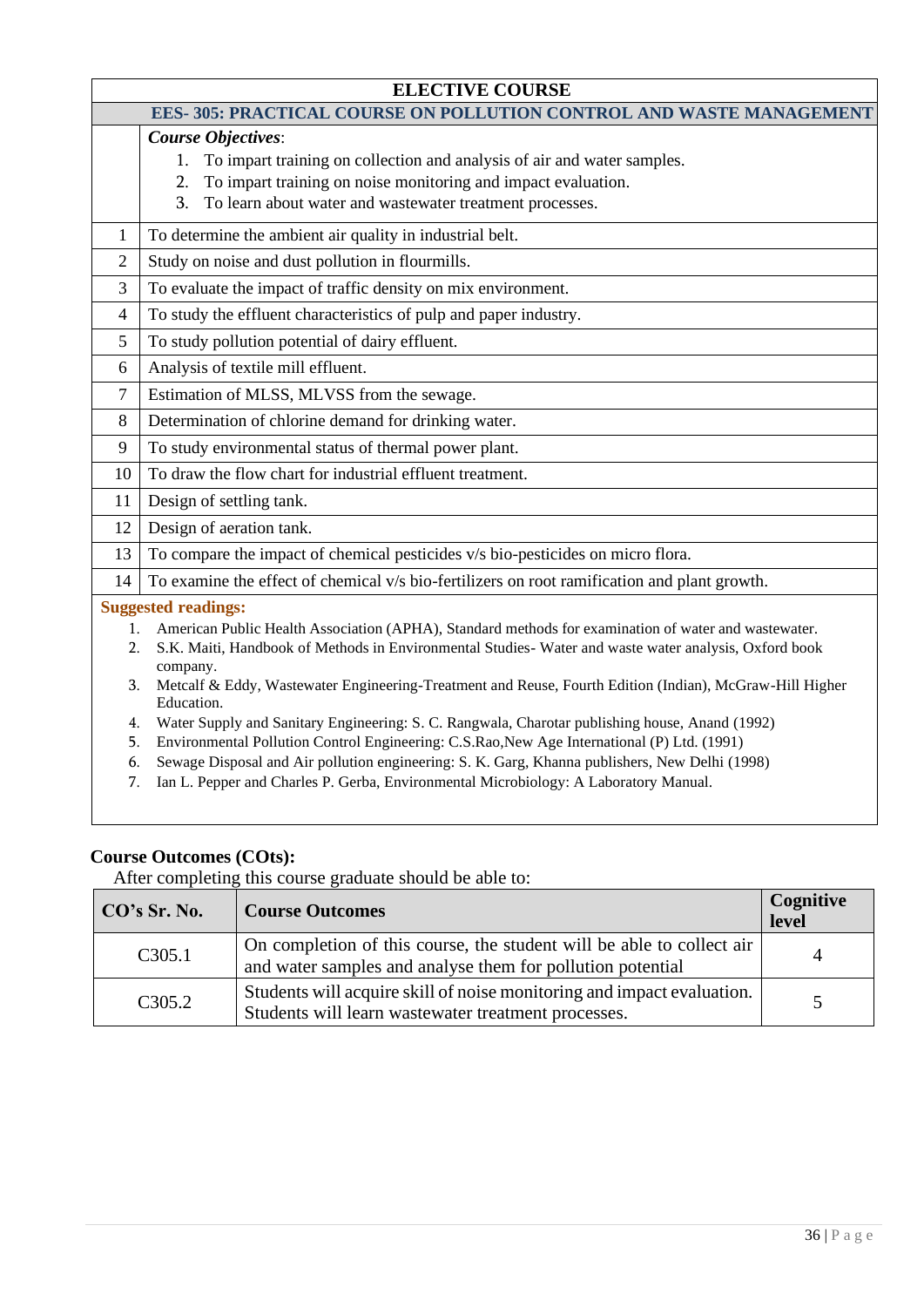## ELECTIVE COURSE

### EES- 305: PRACTICAL COURSE ON POLLUTION CONTROL AND WASTE MANAGEMENT

***Course Objectives***:

1. To impart training on collection and analysis of air and water samples.
2. To impart training on noise monitoring and impact evaluation.
3. To learn about water and wastewater treatment processes.

| | |
|---|---|
| 1 | To determine the ambient air quality in industrial belt. |
| 2 | Study on noise and dust pollution in flourmills. |
| 3 | To evaluate the impact of traffic density on mix environment. |
| 4 | To study the effluent characteristics of pulp and paper industry. |
| 5 | To study pollution potential of dairy effluent. |
| 6 | Analysis of textile mill effluent. |
| 7 | Estimation of MLSS, MLVSS from the sewage. |
| 8 | Determination of chlorine demand for drinking water. |
| 9 | To study environmental status of thermal power plant. |
| 10 | To draw the flow chart for industrial effluent treatment. |
| 11 | Design of settling tank. |
| 12 | Design of aeration tank. |
| 13 | To compare the impact of chemical pesticides v/s bio-pesticides on micro flora. |
| 14 | To examine the effect of chemical v/s bio-fertilizers on root ramification and plant growth. |

**Suggested readings:**

1. American Public Health Association (APHA), Standard methods for examination of water and wastewater.
2. S.K. Maiti, Handbook of Methods in Environmental Studies- Water and waste water analysis, Oxford book company.
3. Metcalf & Eddy, Wastewater Engineering-Treatment and Reuse, Fourth Edition (Indian), McGraw-Hill Higher Education.
4. Water Supply and Sanitary Engineering: S. C. Rangwala, Charotar publishing house, Anand (1992)
5. Environmental Pollution Control Engineering: C.S.Rao,New Age International (P) Ltd. (1991)
6. Sewage Disposal and Air pollution engineering: S. K. Garg, Khanna publishers, New Delhi (1998)
7. Ian L. Pepper and Charles P. Gerba, Environmental Microbiology: A Laboratory Manual.

**Course Outcomes (COts):**

After completing this course graduate should be able to:

| CO's Sr. No. | Course Outcomes | Cognitive level |
|---|---|---|
| C305.1 | On completion of this course, the student will be able to collect air and water samples and analyse them for pollution potential | 4 |
| C305.2 | Students will acquire skill of noise monitoring and impact evaluation. Students will learn wastewater treatment processes. | 5 |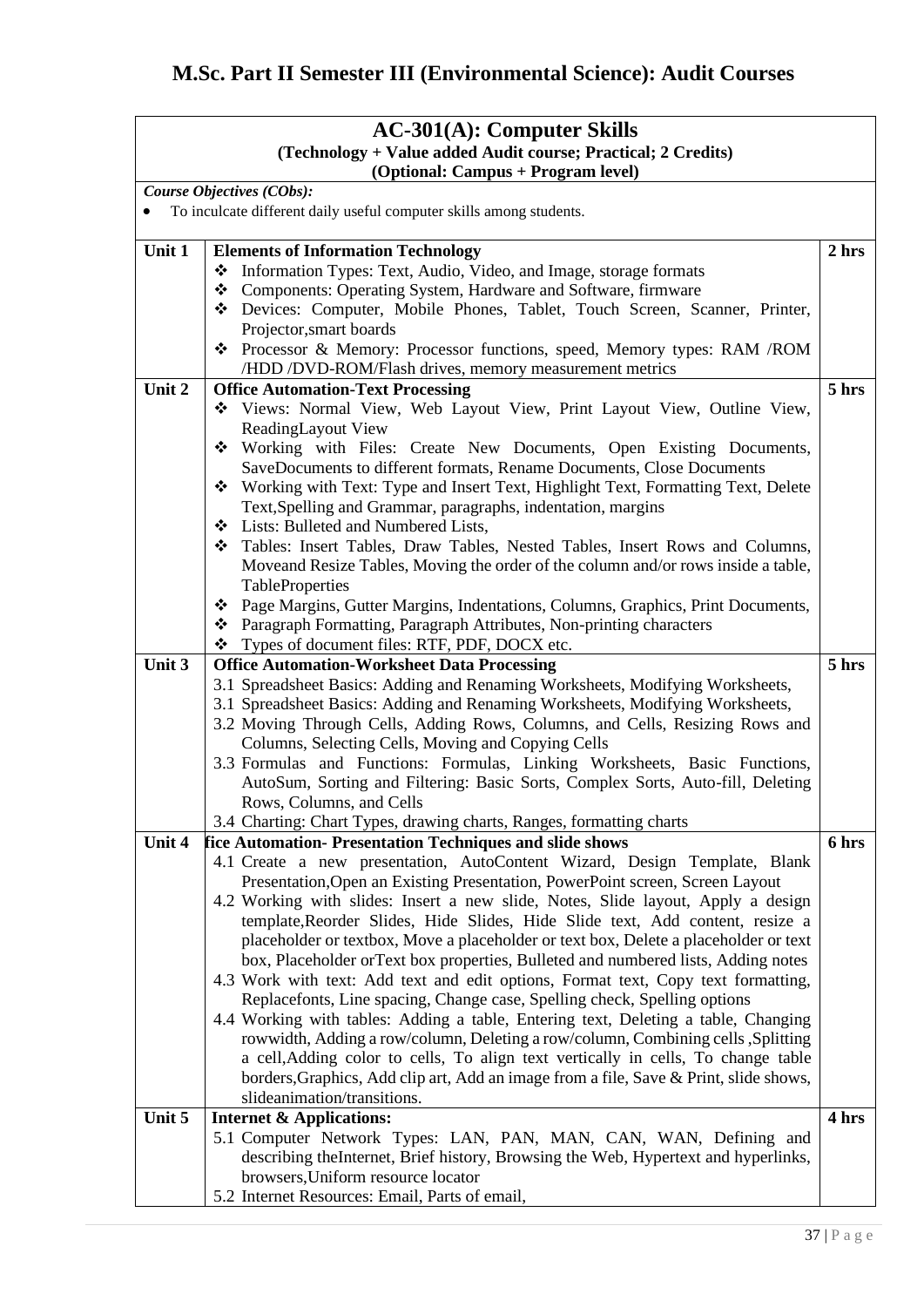# M.Sc. Part II Semester III (Environmental Science): Audit Courses

| **AC-301(A): Computer Skills**<br>**(Technology + Value added Audit course; Practical; 2 Credits)**<br>**(Optional: Campus + Program level)** | | |
|---|---|---|
| ***Course Objectives (CObs):***<br>• To inculcate different daily useful computer skills among students. | | |
| **Unit 1** | **Elements of Information Technology**<br>❖ Information Types: Text, Audio, Video, and Image, storage formats<br>❖ Components: Operating System, Hardware and Software, firmware<br>❖ Devices: Computer, Mobile Phones, Tablet, Touch Screen, Scanner, Printer, Projector,smart boards<br>❖ Processor & Memory: Processor functions, speed, Memory types: RAM /ROM /HDD /DVD-ROM/Flash drives, memory measurement metrics | **2 hrs** |
| **Unit 2** | **Office Automation-Text Processing**<br>❖ Views: Normal View, Web Layout View, Print Layout View, Outline View, ReadingLayout View<br>❖ Working with Files: Create New Documents, Open Existing Documents, SaveDocuments to different formats, Rename Documents, Close Documents<br>❖ Working with Text: Type and Insert Text, Highlight Text, Formatting Text, Delete Text,Spelling and Grammar, paragraphs, indentation, margins<br>❖ Lists: Bulleted and Numbered Lists,<br>❖ Tables: Insert Tables, Draw Tables, Nested Tables, Insert Rows and Columns, Moveand Resize Tables, Moving the order of the column and/or rows inside a table, TableProperties<br>❖ Page Margins, Gutter Margins, Indentations, Columns, Graphics, Print Documents,<br>❖ Paragraph Formatting, Paragraph Attributes, Non-printing characters<br>❖ Types of document files: RTF, PDF, DOCX etc. | **5 hrs** |
| **Unit 3** | **Office Automation-Worksheet Data Processing**<br>3.1 Spreadsheet Basics: Adding and Renaming Worksheets, Modifying Worksheets,<br>3.1 Spreadsheet Basics: Adding and Renaming Worksheets, Modifying Worksheets,<br>3.2 Moving Through Cells, Adding Rows, Columns, and Cells, Resizing Rows and Columns, Selecting Cells, Moving and Copying Cells<br>3.3 Formulas and Functions: Formulas, Linking Worksheets, Basic Functions, AutoSum, Sorting and Filtering: Basic Sorts, Complex Sorts, Auto-fill, Deleting Rows, Columns, and Cells<br>3.4 Charting: Chart Types, drawing charts, Ranges, formatting charts | **5 hrs** |
| **Unit 4** | **fice Automation- Presentation Techniques and slide shows**<br>4.1 Create a new presentation, AutoContent Wizard, Design Template, Blank Presentation,Open an Existing Presentation, PowerPoint screen, Screen Layout<br>4.2 Working with slides: Insert a new slide, Notes, Slide layout, Apply a design template,Reorder Slides, Hide Slides, Hide Slide text, Add content, resize a placeholder or textbox, Move a placeholder or text box, Delete a placeholder or text box, Placeholder orText box properties, Bulleted and numbered lists, Adding notes<br>4.3 Work with text: Add text and edit options, Format text, Copy text formatting, Replacefonts, Line spacing, Change case, Spelling check, Spelling options<br>4.4 Working with tables: Adding a table, Entering text, Deleting a table, Changing rowwidth, Adding a row/column, Deleting a row/column, Combining cells ,Splitting a cell,Adding color to cells, To align text vertically in cells, To change table borders,Graphics, Add clip art, Add an image from a file, Save & Print, slide shows, slideanimation/transitions. | **6 hrs** |
| **Unit 5** | **Internet & Applications:**<br>5.1 Computer Network Types: LAN, PAN, MAN, CAN, WAN, Defining and describing theInternet, Brief history, Browsing the Web, Hypertext and hyperlinks, browsers,Uniform resource locator<br>5.2 Internet Resources: Email, Parts of email, | **4 hrs** |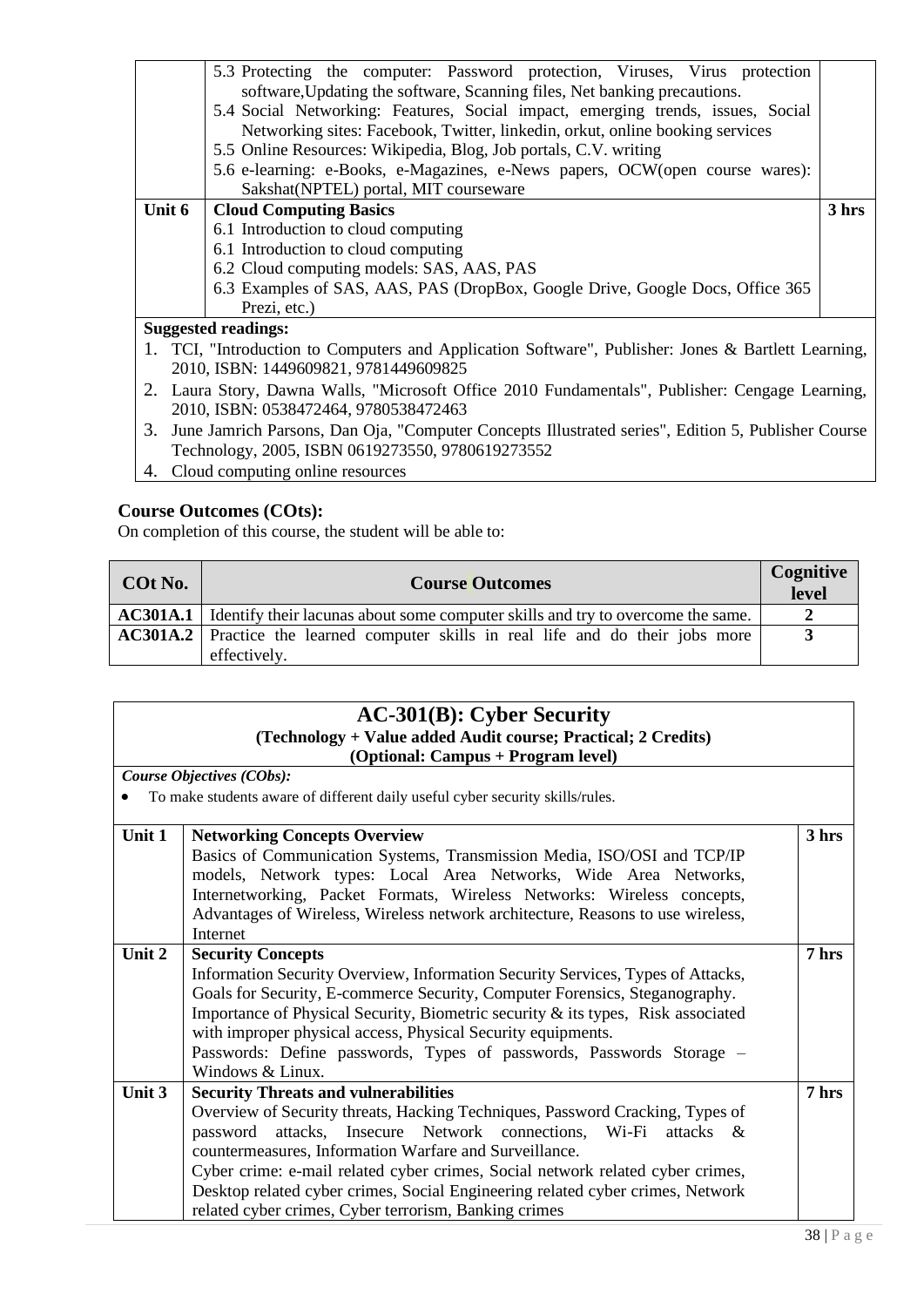| | | |
|---|---|---|
| | 5.3 Protecting the computer: Password protection, Viruses, Virus protection software,Updating the software, Scanning files, Net banking precautions.<br>5.4 Social Networking: Features, Social impact, emerging trends, issues, Social Networking sites: Facebook, Twitter, linkedin, orkut, online booking services<br>5.5 Online Resources: Wikipedia, Blog, Job portals, C.V. writing<br>5.6 e-learning: e-Books, e-Magazines, e-News papers, OCW(open course wares): Sakshat(NPTEL) portal, MIT courseware | |
| **Unit 6** | **Cloud Computing Basics**<br>6.1 Introduction to cloud computing<br>6.1 Introduction to cloud computing<br>6.2 Cloud computing models: SAS, AAS, PAS<br>6.3 Examples of SAS, AAS, PAS (DropBox, Google Drive, Google Docs, Office 365 Prezi, etc.) | **3 hrs** |

**Suggested readings:**

1. TCI, "Introduction to Computers and Application Software", Publisher: Jones & Bartlett Learning, 2010, ISBN: 1449609821, 9781449609825
2. Laura Story, Dawna Walls, "Microsoft Office 2010 Fundamentals", Publisher: Cengage Learning, 2010, ISBN: 0538472464, 9780538472463
3. June Jamrich Parsons, Dan Oja, "Computer Concepts Illustrated series", Edition 5, Publisher Course Technology, 2005, ISBN 0619273550, 9780619273552
4. Cloud computing online resources

**Course Outcomes (COts):**

On completion of this course, the student will be able to:

| COt No. | Course Outcomes | Cognitive level |
|---|---|---|
| **AC301A.1** | Identify their lacunas about some computer skills and try to overcome the same. | **2** |
| **AC301A.2** | Practice the learned computer skills in real life and do their jobs more effectively. | **3** |

## AC-301(B): Cyber Security

**(Technology + Value added Audit course; Practical; 2 Credits)**

**(Optional: Campus + Program level)**

***Course Objectives (CObs):***

- To make students aware of different daily useful cyber security skills/rules.

| | | |
|---|---|---|
| **Unit 1** | **Networking Concepts Overview**<br>Basics of Communication Systems, Transmission Media, ISO/OSI and TCP/IP models, Network types: Local Area Networks, Wide Area Networks, Internetworking, Packet Formats, Wireless Networks: Wireless concepts, Advantages of Wireless, Wireless network architecture, Reasons to use wireless, Internet | **3 hrs** |
| **Unit 2** | **Security Concepts**<br>Information Security Overview, Information Security Services, Types of Attacks, Goals for Security, E-commerce Security, Computer Forensics, Steganography.<br>Importance of Physical Security, Biometric security & its types, Risk associated with improper physical access, Physical Security equipments.<br>Passwords: Define passwords, Types of passwords, Passwords Storage – Windows & Linux. | **7 hrs** |
| **Unit 3** | **Security Threats and vulnerabilities**<br>Overview of Security threats, Hacking Techniques, Password Cracking, Types of password attacks, Insecure Network connections, Wi-Fi attacks & countermeasures, Information Warfare and Surveillance.<br>Cyber crime: e-mail related cyber crimes, Social network related cyber crimes, Desktop related cyber crimes, Social Engineering related cyber crimes, Network related cyber crimes, Cyber terrorism, Banking crimes | **7 hrs** |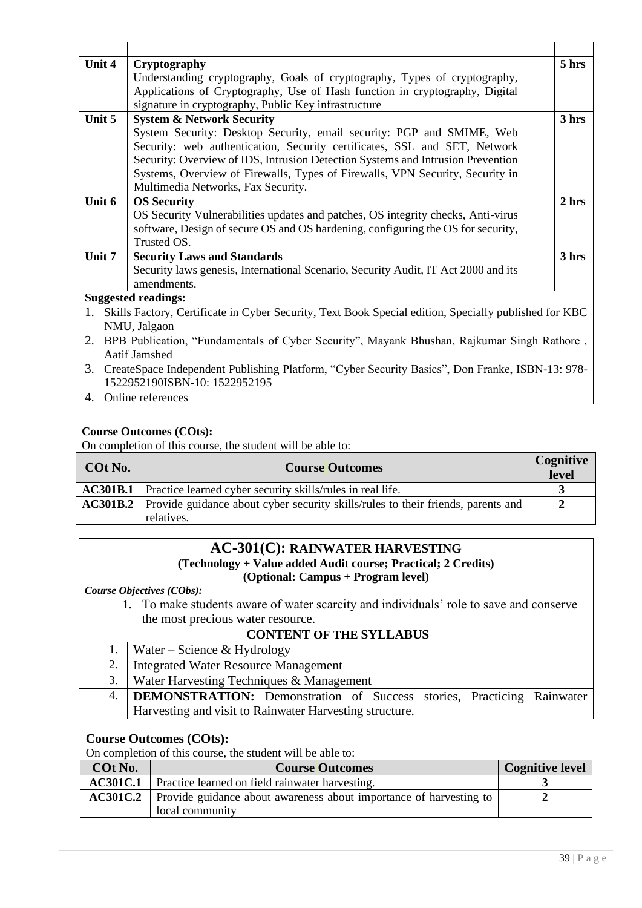| | | |
|---|---|---|
| **Unit 4** | **Cryptography**<br>Understanding cryptography, Goals of cryptography, Types of cryptography, Applications of Cryptography, Use of Hash function in cryptography, Digital signature in cryptography, Public Key infrastructure | **5 hrs** |
| **Unit 5** | **System & Network Security**<br>System Security: Desktop Security, email security: PGP and SMIME, Web Security: web authentication, Security certificates, SSL and SET, Network Security: Overview of IDS, Intrusion Detection Systems and Intrusion Prevention Systems, Overview of Firewalls, Types of Firewalls, VPN Security, Security in Multimedia Networks, Fax Security. | **3 hrs** |
| **Unit 6** | **OS Security**<br>OS Security Vulnerabilities updates and patches, OS integrity checks, Anti-virus software, Design of secure OS and OS hardening, configuring the OS for security, Trusted OS. | **2 hrs** |
| **Unit 7** | **Security Laws and Standards**<br>Security laws genesis, International Scenario, Security Audit, IT Act 2000 and its amendments. | **3 hrs** |

**Suggested readings:**

1. Skills Factory, Certificate in Cyber Security, Text Book Special edition, Specially published for KBC NMU, Jalgaon
2. BPB Publication, "Fundamentals of Cyber Security", Mayank Bhushan, Rajkumar Singh Rathore , Aatif Jamshed
3. CreateSpace Independent Publishing Platform, "Cyber Security Basics", Don Franke, ISBN-13: 978-1522952190ISBN-10: 1522952195
4. Online references

**Course Outcomes (COts):**

On completion of this course, the student will be able to:

| COt No. | Course Outcomes | Cognitive level |
|---|---|---|
| **AC301B.1** | Practice learned cyber security skills/rules in real life. | **3** |
| **AC301B.2** | Provide guidance about cyber security skills/rules to their friends, parents and relatives. | **2** |

## AC-301(C): RAINWATER HARVESTING

**(Technology + Value added Audit course; Practical; 2 Credits)**

**(Optional: Campus + Program level)**

***Course Objectives (CObs):***

1. To make students aware of water scarcity and individuals' role to save and conserve the most precious water resource.

**CONTENT OF THE SYLLABUS**

| | |
|---|---|
| 1. | Water – Science & Hydrology |
| 2. | Integrated Water Resource Management |
| 3. | Water Harvesting Techniques & Management |
| 4. | **DEMONSTRATION:** Demonstration of Success stories, Practicing Rainwater Harvesting and visit to Rainwater Harvesting structure. |

**Course Outcomes (COts):**

On completion of this course, the student will be able to:

| COt No. | Course Outcomes | Cognitive level |
|---|---|---|
| **AC301C.1** | Practice learned on field rainwater harvesting. | **3** |
| **AC301C.2** | Provide guidance about awareness about importance of harvesting to local community | **2** |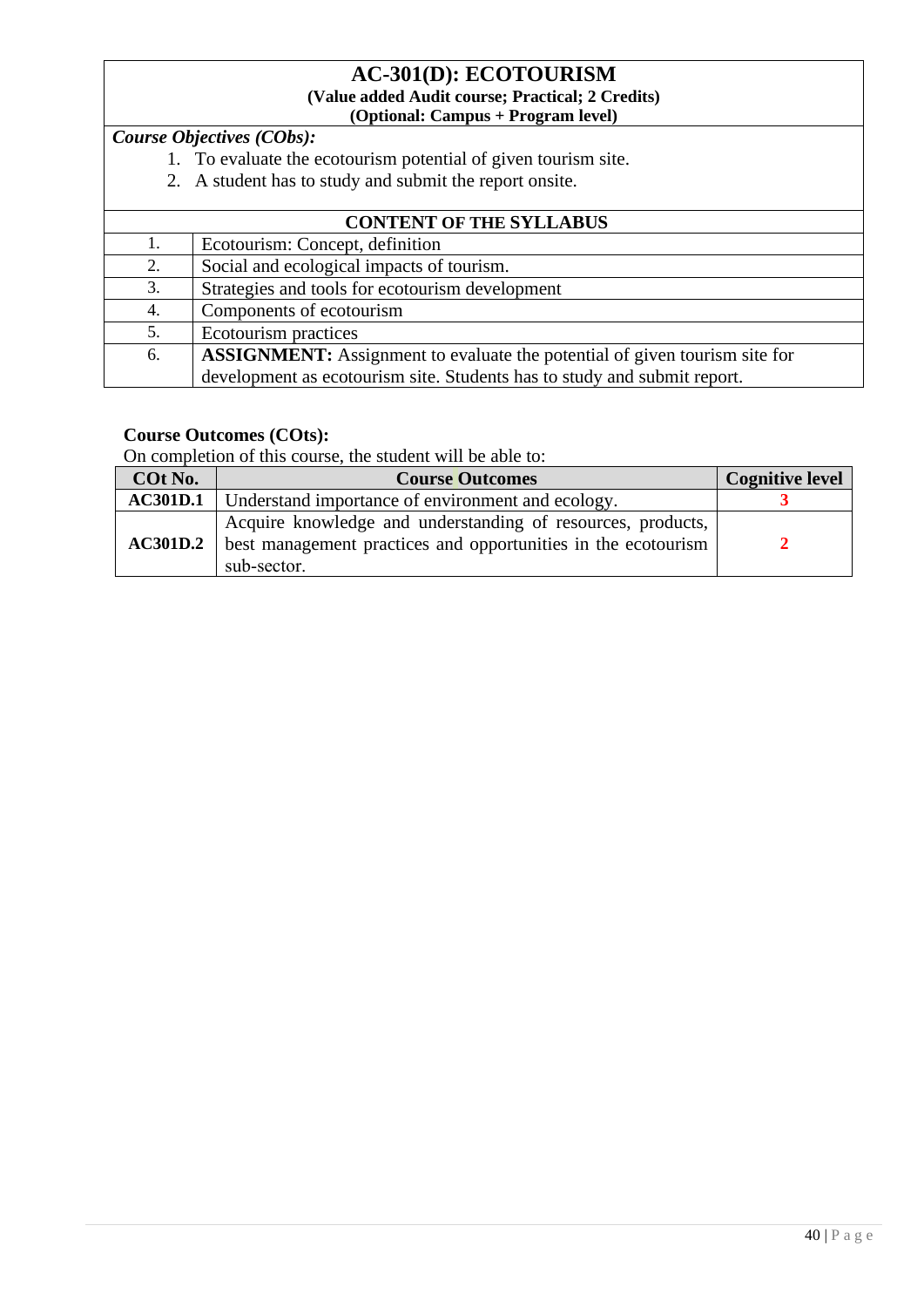# AC-301(D): ECOTOURISM

**(Value added Audit course; Practical; 2 Credits)**
**(Optional: Campus + Program level)**

***Course Objectives (CObs):***

1. To evaluate the ecotourism potential of given tourism site.
2. A student has to study and submit the report onsite.

| CONTENT OF THE SYLLABUS | |
|---|---|
| 1. | Ecotourism: Concept, definition |
| 2. | Social and ecological impacts of tourism. |
| 3. | Strategies and tools for ecotourism development |
| 4. | Components of ecotourism |
| 5. | Ecotourism practices |
| 6. | **ASSIGNMENT:** Assignment to evaluate the potential of given tourism site for development as ecotourism site. Students has to study and submit report. |

**Course Outcomes (COts):**

On completion of this course, the student will be able to:

| COt No. | Course Outcomes | Cognitive level |
|---|---|---|
| **AC301D.1** | Understand importance of environment and ecology. | **3** |
| **AC301D.2** | Acquire knowledge and understanding of resources, products, best management practices and opportunities in the ecotourism sub-sector. | **2** |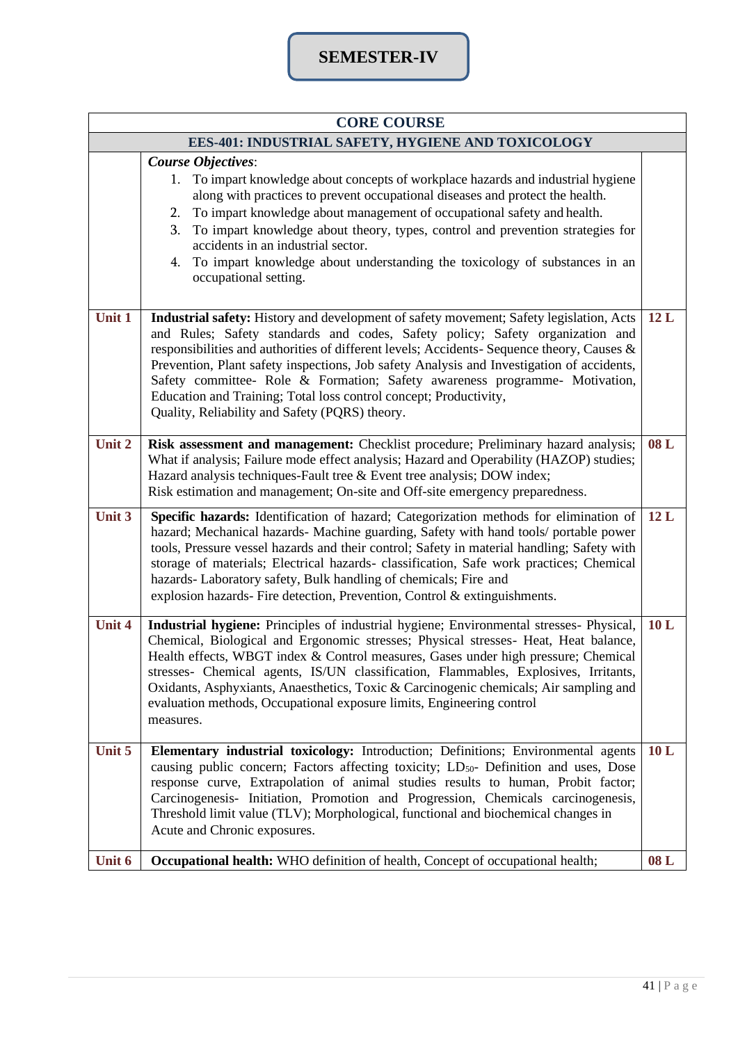## SEMESTER-IV

| CORE COURSE | | |
|---|---|---|
| **EES-401: INDUSTRIAL SAFETY, HYGIENE AND TOXICOLOGY** | | |
| | ***Course Objectives*:** 1. To impart knowledge about concepts of workplace hazards and industrial hygiene along with practices to prevent occupational diseases and protect the health. 2. To impart knowledge about management of occupational safety and health. 3. To impart knowledge about theory, types, control and prevention strategies for accidents in an industrial sector. 4. To impart knowledge about understanding the toxicology of substances in an occupational setting. | |
| **Unit 1** | **Industrial safety:** History and development of safety movement; Safety legislation, Acts and Rules; Safety standards and codes, Safety policy; Safety organization and responsibilities and authorities of different levels; Accidents- Sequence theory, Causes & Prevention, Plant safety inspections, Job safety Analysis and Investigation of accidents, Safety committee- Role & Formation; Safety awareness programme- Motivation, Education and Training; Total loss control concept; Productivity, Quality, Reliability and Safety (PQRS) theory. | **12 L** |
| **Unit 2** | **Risk assessment and management:** Checklist procedure; Preliminary hazard analysis; What if analysis; Failure mode effect analysis; Hazard and Operability (HAZOP) studies; Hazard analysis techniques-Fault tree & Event tree analysis; DOW index; Risk estimation and management; On-site and Off-site emergency preparedness. | **08 L** |
| **Unit 3** | **Specific hazards:** Identification of hazard; Categorization methods for elimination of hazard; Mechanical hazards- Machine guarding, Safety with hand tools/ portable power tools, Pressure vessel hazards and their control; Safety in material handling; Safety with storage of materials; Electrical hazards- classification, Safe work practices; Chemical hazards- Laboratory safety, Bulk handling of chemicals; Fire and explosion hazards- Fire detection, Prevention, Control & extinguishments. | **12 L** |
| **Unit 4** | **Industrial hygiene:** Principles of industrial hygiene; Environmental stresses- Physical, Chemical, Biological and Ergonomic stresses; Physical stresses- Heat, Heat balance, Health effects, WBGT index & Control measures, Gases under high pressure; Chemical stresses- Chemical agents, IS/UN classification, Flammables, Explosives, Irritants, Oxidants, Asphyxiants, Anaesthetics, Toxic & Carcinogenic chemicals; Air sampling and evaluation methods, Occupational exposure limits, Engineering control measures. | **10 L** |
| **Unit 5** | **Elementary industrial toxicology:** Introduction; Definitions; Environmental agents causing public concern; Factors affecting toxicity; $LD_{50}$- Definition and uses, Dose response curve, Extrapolation of animal studies results to human, Probit factor; Carcinogenesis- Initiation, Promotion and Progression, Chemicals carcinogenesis, Threshold limit value (TLV); Morphological, functional and biochemical changes in Acute and Chronic exposures. | **10 L** |
| **Unit 6** | **Occupational health:** WHO definition of health, Concept of occupational health; | **08 L** |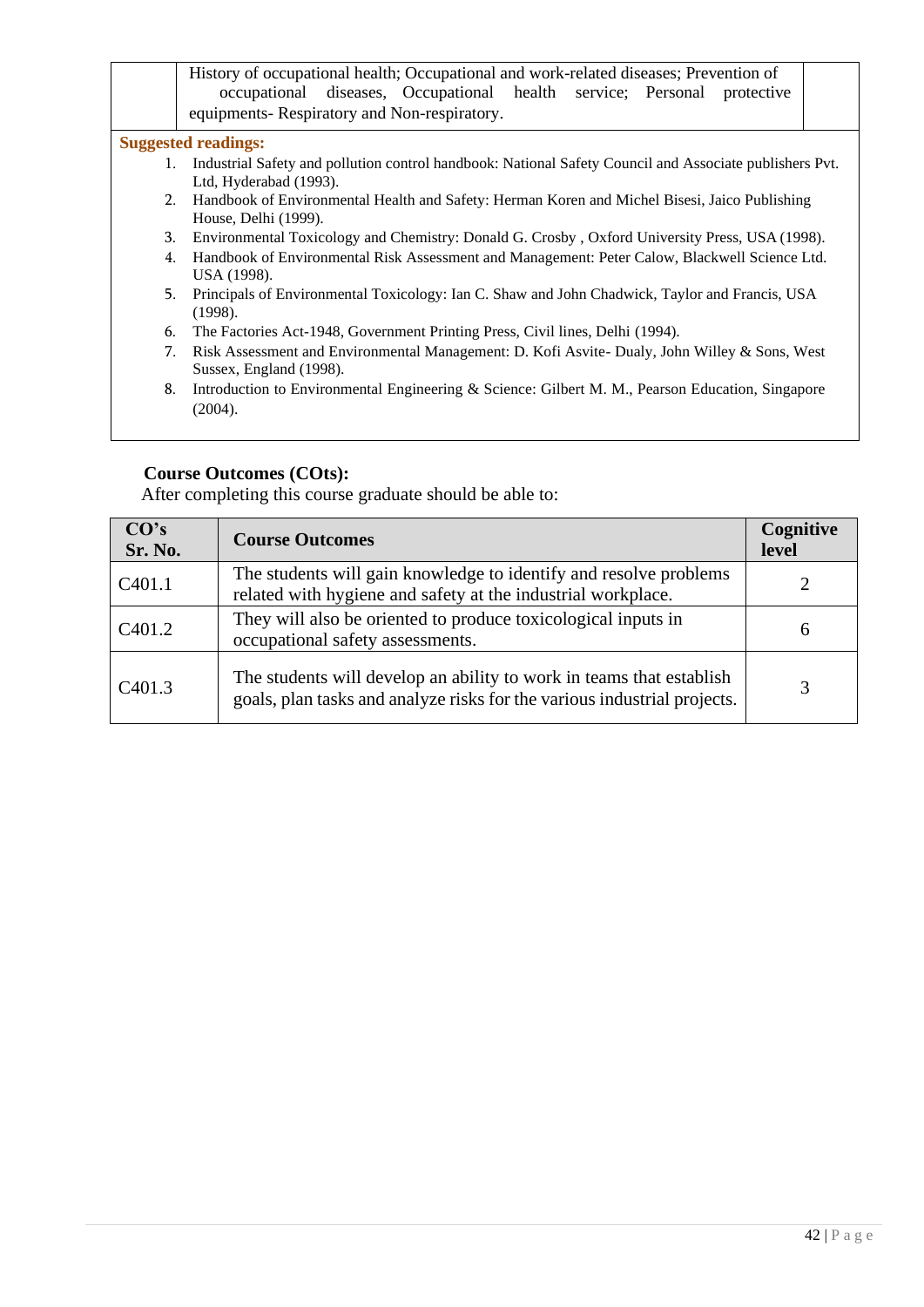| | History of occupational health; Occupational and work-related diseases; Prevention of occupational diseases, Occupational health service; Personal protective equipments- Respiratory and Non-respiratory. | |
|---|---|---|

**Suggested readings:**

1. Industrial Safety and pollution control handbook: National Safety Council and Associate publishers Pvt. Ltd, Hyderabad (1993).
2. Handbook of Environmental Health and Safety: Herman Koren and Michel Bisesi, Jaico Publishing House, Delhi (1999).
3. Environmental Toxicology and Chemistry: Donald G. Crosby , Oxford University Press, USA (1998).
4. Handbook of Environmental Risk Assessment and Management: Peter Calow, Blackwell Science Ltd. USA (1998).
5. Principals of Environmental Toxicology: Ian C. Shaw and John Chadwick, Taylor and Francis, USA (1998).
6. The Factories Act-1948, Government Printing Press, Civil lines, Delhi (1994).
7. Risk Assessment and Environmental Management: D. Kofi Asvite- Dualy, John Willey & Sons, West Sussex, England (1998).
8. Introduction to Environmental Engineering & Science: Gilbert M. M., Pearson Education, Singapore (2004).

**Course Outcomes (COts):**

After completing this course graduate should be able to:

| CO's Sr. No. | Course Outcomes | Cognitive level |
|---|---|---|
| C401.1 | The students will gain knowledge to identify and resolve problems related with hygiene and safety at the industrial workplace. | 2 |
| C401.2 | They will also be oriented to produce toxicological inputs in occupational safety assessments. | 6 |
| C401.3 | The students will develop an ability to work in teams that establish goals, plan tasks and analyze risks for the various industrial projects. | 3 |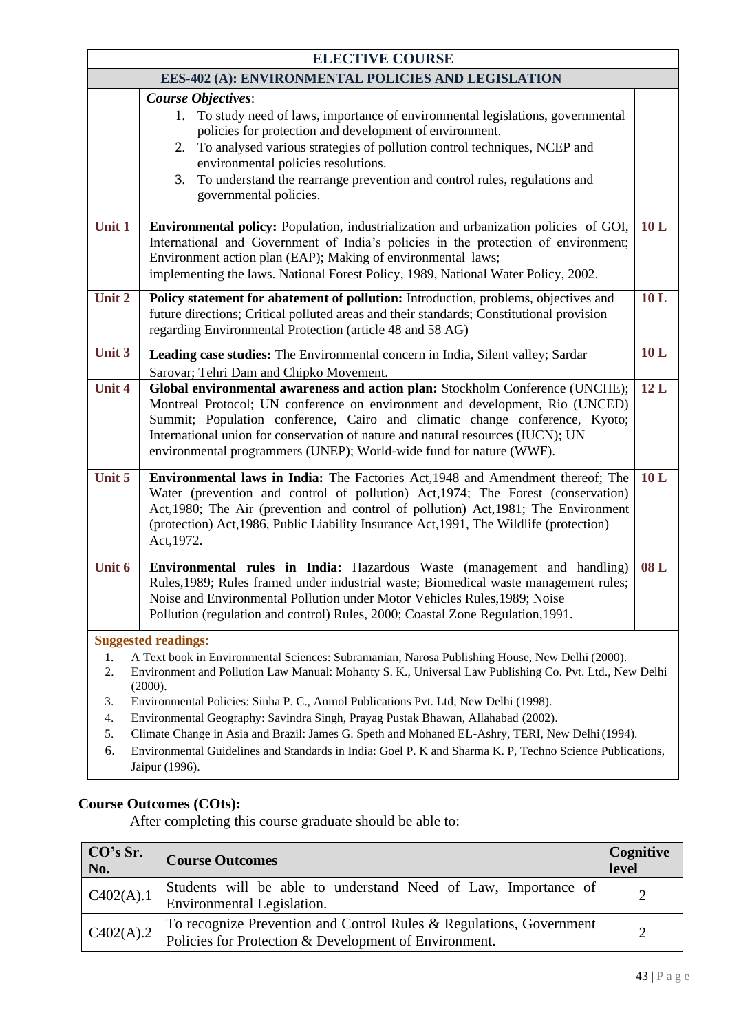| ELECTIVE COURSE | | |
|---|---|---|
| **EES-402 (A): ENVIRONMENTAL POLICIES AND LEGISLATION** | | |
| | ***Course Objectives***:<br>1. To study need of laws, importance of environmental legislations, governmental policies for protection and development of environment.<br>2. To analysed various strategies of pollution control techniques, NCEP and environmental policies resolutions.<br>3. To understand the rearrange prevention and control rules, regulations and governmental policies. | |
| **Unit 1** | **Environmental policy:** Population, industrialization and urbanization policies of GOI, International and Government of India's policies in the protection of environment; Environment action plan (EAP); Making of environmental laws; implementing the laws. National Forest Policy, 1989, National Water Policy, 2002. | **10 L** |
| **Unit 2** | **Policy statement for abatement of pollution:** Introduction, problems, objectives and future directions; Critical polluted areas and their standards; Constitutional provision regarding Environmental Protection (article 48 and 58 AG) | **10 L** |
| **Unit 3** | **Leading case studies:** The Environmental concern in India, Silent valley; Sardar Sarovar; Tehri Dam and Chipko Movement. | **10 L** |
| **Unit 4** | **Global environmental awareness and action plan:** Stockholm Conference (UNCHE); Montreal Protocol; UN conference on environment and development, Rio (UNCED) Summit; Population conference, Cairo and climatic change conference, Kyoto; International union for conservation of nature and natural resources (IUCN); UN environmental programmers (UNEP); World-wide fund for nature (WWF). | **12 L** |
| **Unit 5** | **Environmental laws in India:** The Factories Act,1948 and Amendment thereof; The Water (prevention and control of pollution) Act,1974; The Forest (conservation) Act,1980; The Air (prevention and control of pollution) Act,1981; The Environment (protection) Act,1986, Public Liability Insurance Act,1991, The Wildlife (protection) Act,1972. | **10 L** |
| **Unit 6** | **Environmental rules in India:** Hazardous Waste (management and handling) Rules,1989; Rules framed under industrial waste; Biomedical waste management rules; Noise and Environmental Pollution under Motor Vehicles Rules,1989; Noise Pollution (regulation and control) Rules, 2000; Coastal Zone Regulation,1991. | **08 L** |

**Suggested readings:**

1. A Text book in Environmental Sciences: Subramanian, Narosa Publishing House, New Delhi (2000).
2. Environment and Pollution Law Manual: Mohanty S. K., Universal Law Publishing Co. Pvt. Ltd., New Delhi (2000).
3. Environmental Policies: Sinha P. C., Anmol Publications Pvt. Ltd, New Delhi (1998).
4. Environmental Geography: Savindra Singh, Prayag Pustak Bhawan, Allahabad (2002).
5. Climate Change in Asia and Brazil: James G. Speth and Mohaned EL-Ashry, TERI, New Delhi (1994).
6. Environmental Guidelines and Standards in India: Goel P. K and Sharma K. P, Techno Science Publications, Jaipur (1996).

**Course Outcomes (COts):**

After completing this course graduate should be able to:

| CO's Sr. No. | Course Outcomes | Cognitive level |
|---|---|---|
| C402(A).1 | Students will be able to understand Need of Law, Importance of Environmental Legislation. | 2 |
| C402(A).2 | To recognize Prevention and Control Rules & Regulations, Government Policies for Protection & Development of Environment. | 2 |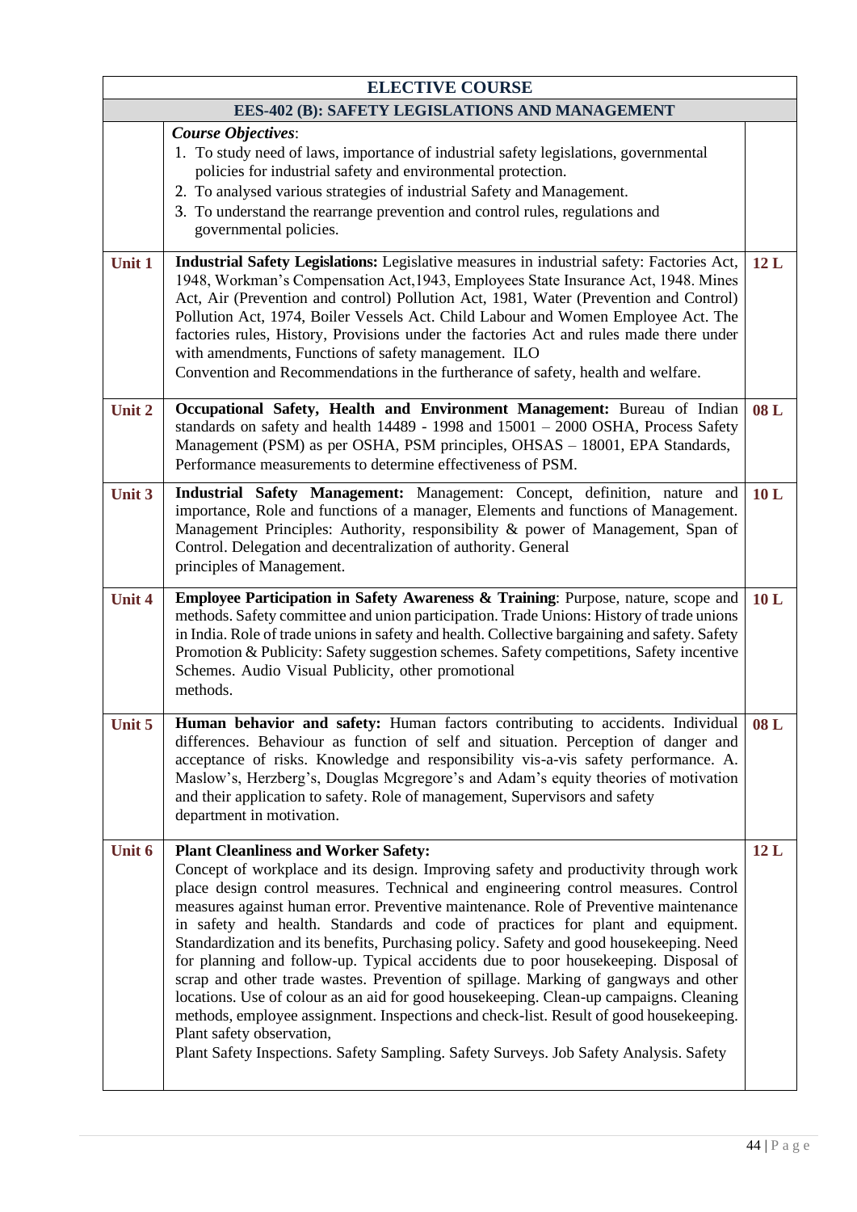| ELECTIVE COURSE | | |
|---|---|---|
| **EES-402 (B): SAFETY LEGISLATIONS AND MANAGEMENT** | | |
| | ***Course Objectives***:<br>1. To study need of laws, importance of industrial safety legislations, governmental policies for industrial safety and environmental protection.<br>2. To analysed various strategies of industrial Safety and Management.<br>3. To understand the rearrange prevention and control rules, regulations and governmental policies. | |
| **Unit 1** | **Industrial Safety Legislations:** Legislative measures in industrial safety: Factories Act, 1948, Workman's Compensation Act,1943, Employees State Insurance Act, 1948. Mines Act, Air (Prevention and control) Pollution Act, 1981, Water (Prevention and Control) Pollution Act, 1974, Boiler Vessels Act. Child Labour and Women Employee Act. The factories rules, History, Provisions under the factories Act and rules made there under with amendments, Functions of safety management. ILO Convention and Recommendations in the furtherance of safety, health and welfare. | **12 L** |
| **Unit 2** | **Occupational Safety, Health and Environment Management:** Bureau of Indian standards on safety and health 14489 - 1998 and 15001 – 2000 OSHA, Process Safety Management (PSM) as per OSHA, PSM principles, OHSAS – 18001, EPA Standards, Performance measurements to determine effectiveness of PSM. | **08 L** |
| **Unit 3** | **Industrial Safety Management:** Management: Concept, definition, nature and importance, Role and functions of a manager, Elements and functions of Management. Management Principles: Authority, responsibility & power of Management, Span of Control. Delegation and decentralization of authority. General principles of Management. | **10 L** |
| **Unit 4** | **Employee Participation in Safety Awareness & Training**: Purpose, nature, scope and methods. Safety committee and union participation. Trade Unions: History of trade unions in India. Role of trade unions in safety and health. Collective bargaining and safety. Safety Promotion & Publicity: Safety suggestion schemes. Safety competitions, Safety incentive Schemes. Audio Visual Publicity, other promotional methods. | **10 L** |
| **Unit 5** | **Human behavior and safety:** Human factors contributing to accidents. Individual differences. Behaviour as function of self and situation. Perception of danger and acceptance of risks. Knowledge and responsibility vis-a-vis safety performance. A. Maslow's, Herzberg's, Douglas Mcgregore's and Adam's equity theories of motivation and their application to safety. Role of management, Supervisors and safety department in motivation. | **08 L** |
| **Unit 6** | **Plant Cleanliness and Worker Safety:**<br>Concept of workplace and its design. Improving safety and productivity through work place design control measures. Technical and engineering control measures. Control measures against human error. Preventive maintenance. Role of Preventive maintenance in safety and health. Standards and code of practices for plant and equipment. Standardization and its benefits, Purchasing policy. Safety and good housekeeping. Need for planning and follow-up. Typical accidents due to poor housekeeping. Disposal of scrap and other trade wastes. Prevention of spillage. Marking of gangways and other locations. Use of colour as an aid for good housekeeping. Clean-up campaigns. Cleaning methods, employee assignment. Inspections and check-list. Result of good housekeeping. Plant safety observation,<br>Plant Safety Inspections. Safety Sampling. Safety Surveys. Job Safety Analysis. Safety | **12 L** |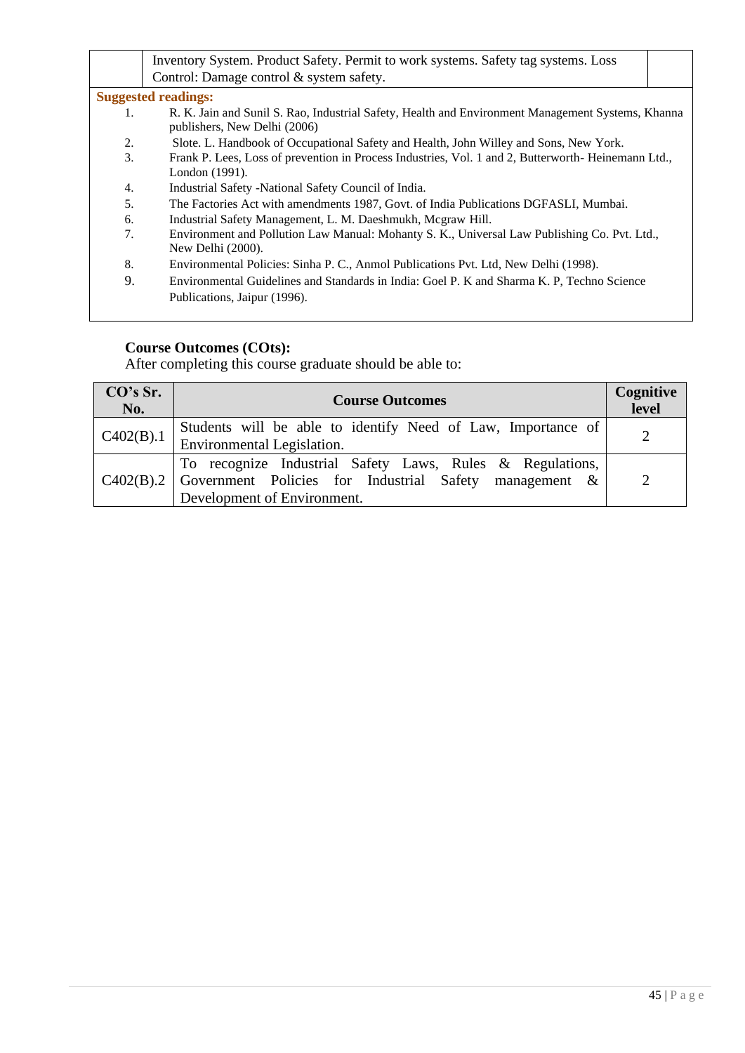| | Inventory System. Product Safety. Permit to work systems. Safety tag systems. Loss Control: Damage control & system safety. | |
|---|---|---|

**Suggested readings:**

1. R. K. Jain and Sunil S. Rao, Industrial Safety, Health and Environment Management Systems, Khanna publishers, New Delhi (2006)
2. Slote. L. Handbook of Occupational Safety and Health, John Willey and Sons, New York.
3. Frank P. Lees, Loss of prevention in Process Industries, Vol. 1 and 2, Butterworth- Heinemann Ltd., London (1991).
4. Industrial Safety -National Safety Council of India.
5. The Factories Act with amendments 1987, Govt. of India Publications DGFASLI, Mumbai.
6. Industrial Safety Management, L. M. Daeshmukh, Mcgraw Hill.
7. Environment and Pollution Law Manual: Mohanty S. K., Universal Law Publishing Co. Pvt. Ltd., New Delhi (2000).
8. Environmental Policies: Sinha P. C., Anmol Publications Pvt. Ltd, New Delhi (1998).
9. Environmental Guidelines and Standards in India: Goel P. K and Sharma K. P, Techno Science Publications, Jaipur (1996).

**Course Outcomes (COts):**

After completing this course graduate should be able to:

| CO's Sr. No. | Course Outcomes | Cognitive level |
|---|---|---|
| C402(B).1 | Students will be able to identify Need of Law, Importance of Environmental Legislation. | 2 |
| C402(B).2 | To recognize Industrial Safety Laws, Rules & Regulations, Government Policies for Industrial Safety management & Development of Environment. | 2 |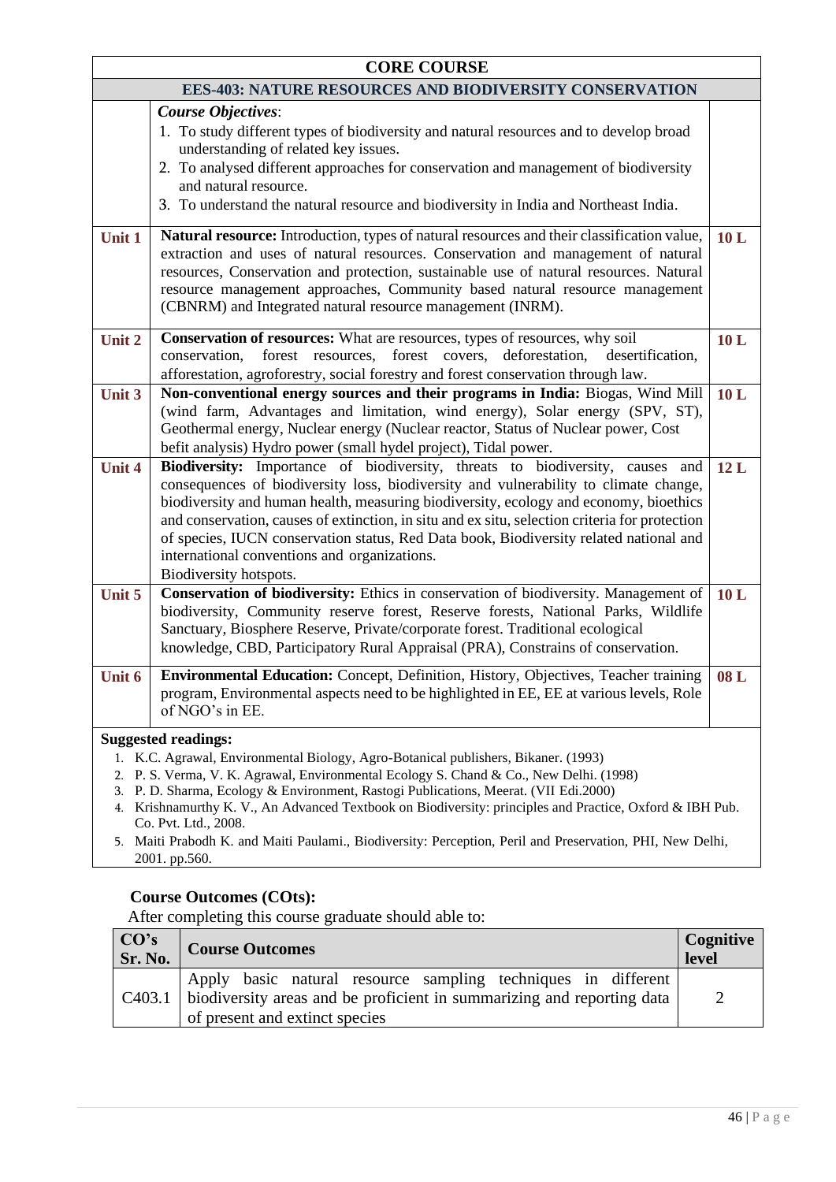| CORE COURSE | | |
|---|---|---|
| **EES-403: NATURE RESOURCES AND BIODIVERSITY CONSERVATION** | | |
| | ***Course Objectives***:<br>1. To study different types of biodiversity and natural resources and to develop broad understanding of related key issues.<br>2. To analysed different approaches for conservation and management of biodiversity and natural resource.<br>3. To understand the natural resource and biodiversity in India and Northeast India. | |
| **Unit 1** | **Natural resource:** Introduction, types of natural resources and their classification value, extraction and uses of natural resources. Conservation and management of natural resources, Conservation and protection, sustainable use of natural resources. Natural resource management approaches, Community based natural resource management (CBNRM) and Integrated natural resource management (INRM). | **10 L** |
| **Unit 2** | **Conservation of resources:** What are resources, types of resources, why soil conservation, forest resources, forest covers, deforestation, desertification, afforestation, agroforestry, social forestry and forest conservation through law. | **10 L** |
| **Unit 3** | **Non-conventional energy sources and their programs in India:** Biogas, Wind Mill (wind farm, Advantages and limitation, wind energy), Solar energy (SPV, ST), Geothermal energy, Nuclear energy (Nuclear reactor, Status of Nuclear power, Cost befit analysis) Hydro power (small hydel project), Tidal power. | **10 L** |
| **Unit 4** | **Biodiversity:** Importance of biodiversity, threats to biodiversity, causes and consequences of biodiversity loss, biodiversity and vulnerability to climate change, biodiversity and human health, measuring biodiversity, ecology and economy, bioethics and conservation, causes of extinction, in situ and ex situ, selection criteria for protection of species, IUCN conservation status, Red Data book, Biodiversity related national and international conventions and organizations.<br>Biodiversity hotspots. | **12 L** |
| **Unit 5** | **Conservation of biodiversity:** Ethics in conservation of biodiversity. Management of biodiversity, Community reserve forest, Reserve forests, National Parks, Wildlife Sanctuary, Biosphere Reserve, Private/corporate forest. Traditional ecological knowledge, CBD, Participatory Rural Appraisal (PRA), Constrains of conservation. | **10 L** |
| **Unit 6** | **Environmental Education:** Concept, Definition, History, Objectives, Teacher training program, Environmental aspects need to be highlighted in EE, EE at various levels, Role of NGO's in EE. | **08 L** |

**Suggested readings:**

1. K.C. Agrawal, Environmental Biology, Agro-Botanical publishers, Bikaner. (1993)
2. P. S. Verma, V. K. Agrawal, Environmental Ecology S. Chand & Co., New Delhi. (1998)
3. P. D. Sharma, Ecology & Environment, Rastogi Publications, Meerat. (VII Edi.2000)
4. Krishnamurthy K. V., An Advanced Textbook on Biodiversity: principles and Practice, Oxford & IBH Pub. Co. Pvt. Ltd., 2008.
5. Maiti Prabodh K. and Maiti Paulami., Biodiversity: Perception, Peril and Preservation, PHI, New Delhi, 2001. pp.560.

**Course Outcomes (COts):**

After completing this course graduate should able to:

| CO's Sr. No. | Course Outcomes | Cognitive level |
|---|---|---|
| C403.1 | Apply basic natural resource sampling techniques in different biodiversity areas and be proficient in summarizing and reporting data of present and extinct species | 2 |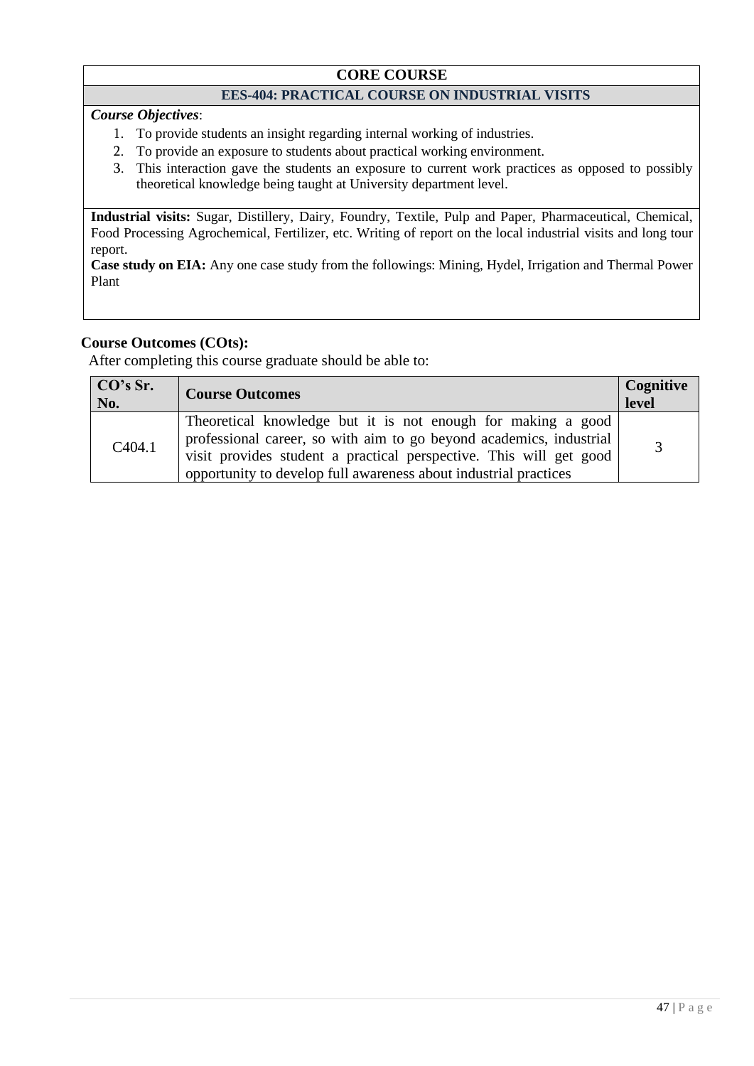## CORE COURSE

### EES-404: PRACTICAL COURSE ON INDUSTRIAL VISITS

***Course Objectives***:

1. To provide students an insight regarding internal working of industries.
2. To provide an exposure to students about practical working environment.
3. This interaction gave the students an exposure to current work practices as opposed to possibly theoretical knowledge being taught at University department level.

**Industrial visits:** Sugar, Distillery, Dairy, Foundry, Textile, Pulp and Paper, Pharmaceutical, Chemical, Food Processing Agrochemical, Fertilizer, etc. Writing of report on the local industrial visits and long tour report.

**Case study on EIA:** Any one case study from the followings: Mining, Hydel, Irrigation and Thermal Power Plant

**Course Outcomes (COts):**

After completing this course graduate should be able to:

| CO's Sr. No. | Course Outcomes | Cognitive level |
|---|---|---|
| C404.1 | Theoretical knowledge but it is not enough for making a good professional career, so with aim to go beyond academics, industrial visit provides student a practical perspective. This will get good opportunity to develop full awareness about industrial practices | 3 |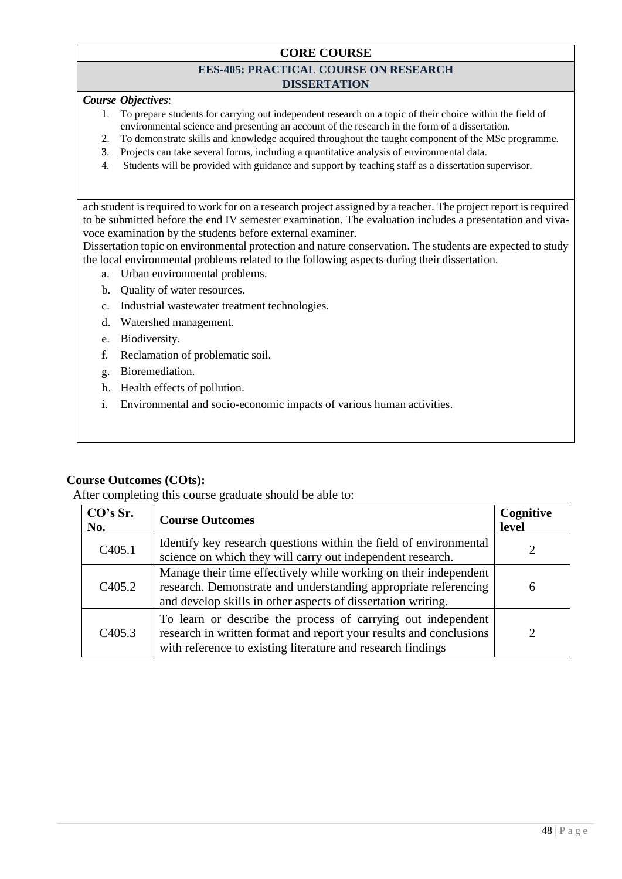## CORE COURSE

### EES-405: PRACTICAL COURSE ON RESEARCH DISSERTATION

***Course Objectives***:

1. To prepare students for carrying out independent research on a topic of their choice within the field of environmental science and presenting an account of the research in the form of a dissertation.
2. To demonstrate skills and knowledge acquired throughout the taught component of the MSc programme.
3. Projects can take several forms, including a quantitative analysis of environmental data.
4. Students will be provided with guidance and support by teaching staff as a dissertation supervisor.

ach student is required to work for on a research project assigned by a teacher. The project report is required to be submitted before the end IV semester examination. The evaluation includes a presentation and viva-voce examination by the students before external examiner.

Dissertation topic on environmental protection and nature conservation. The students are expected to study the local environmental problems related to the following aspects during their dissertation.

a. Urban environmental problems.
b. Quality of water resources.
c. Industrial wastewater treatment technologies.
d. Watershed management.
e. Biodiversity.
f. Reclamation of problematic soil.
g. Bioremediation.
h. Health effects of pollution.
i. Environmental and socio-economic impacts of various human activities.

**Course Outcomes (COts):**

After completing this course graduate should be able to:

| CO's Sr. No. | Course Outcomes | Cognitive level |
|---|---|---|
| C405.1 | Identify key research questions within the field of environmental science on which they will carry out independent research. | 2 |
| C405.2 | Manage their time effectively while working on their independent research. Demonstrate and understanding appropriate referencing and develop skills in other aspects of dissertation writing. | 6 |
| C405.3 | To learn or describe the process of carrying out independent research in written format and report your results and conclusions with reference to existing literature and research findings | 2 |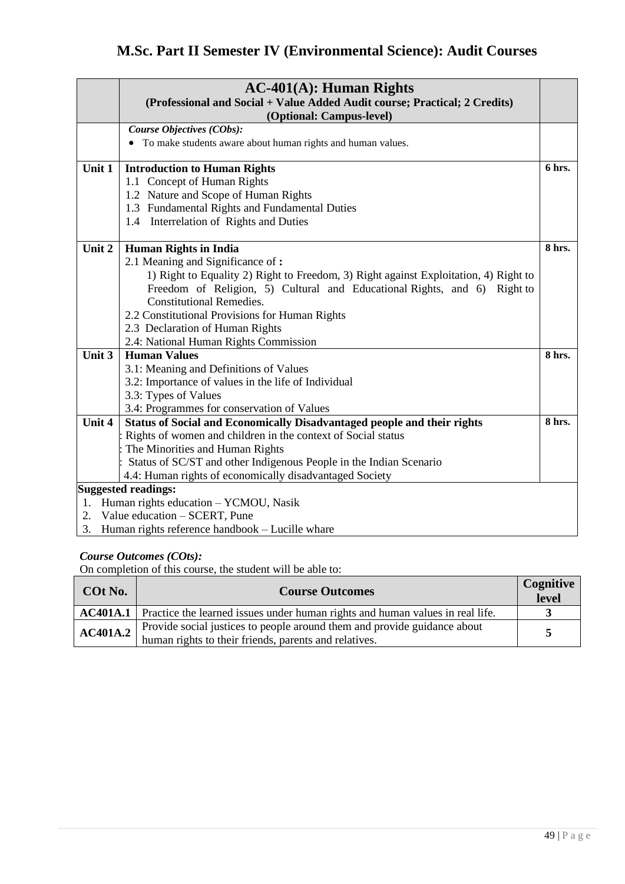# M.Sc. Part II Semester IV (Environmental Science): Audit Courses

| | **AC-401(A): Human Rights**<br>**(Professional and Social + Value Added Audit course; Practical; 2 Credits)**<br>**(Optional: Campus-level)** | |
|---|---|---|
| | ***Course Objectives (CObs):***<br>• To make students aware about human rights and human values. | |
| **Unit 1** | **Introduction to Human Rights**<br>1.1 Concept of Human Rights<br>1.2 Nature and Scope of Human Rights<br>1.3 Fundamental Rights and Fundamental Duties<br>1.4 Interrelation of Rights and Duties | **6 hrs.** |
| **Unit 2** | **Human Rights in India**<br>2.1 Meaning and Significance of **:**<br>1) Right to Equality 2) Right to Freedom, 3) Right against Exploitation, 4) Right to Freedom of Religion, 5) Cultural and Educational Rights, and 6) Right to Constitutional Remedies.<br>2.2 Constitutional Provisions for Human Rights<br>2.3 Declaration of Human Rights<br>2.4: National Human Rights Commission | **8 hrs.** |
| **Unit 3** | **Human Values**<br>3.1: Meaning and Definitions of Values<br>3.2: Importance of values in the life of Individual<br>3.3: Types of Values<br>3.4: Programmes for conservation of Values | **8 hrs.** |
| **Unit 4** | **Status of Social and Economically Disadvantaged people and their rights**<br>: Rights of women and children in the context of Social status<br>: The Minorities and Human Rights<br>: Status of SC/ST and other Indigenous People in the Indian Scenario<br>4.4: Human rights of economically disadvantaged Society | **8 hrs.** |

**Suggested readings:**

1. Human rights education – YCMOU, Nasik
2. Value education – SCERT, Pune
3. Human rights reference handbook – Lucille whare

***Course Outcomes (COts):***

On completion of this course, the student will be able to:

| COt No. | Course Outcomes | Cognitive level |
|---|---|---|
| **AC401A.1** | Practice the learned issues under human rights and human values in real life. | **3** |
| **AC401A.2** | Provide social justices to people around them and provide guidance about human rights to their friends, parents and relatives. | **5** |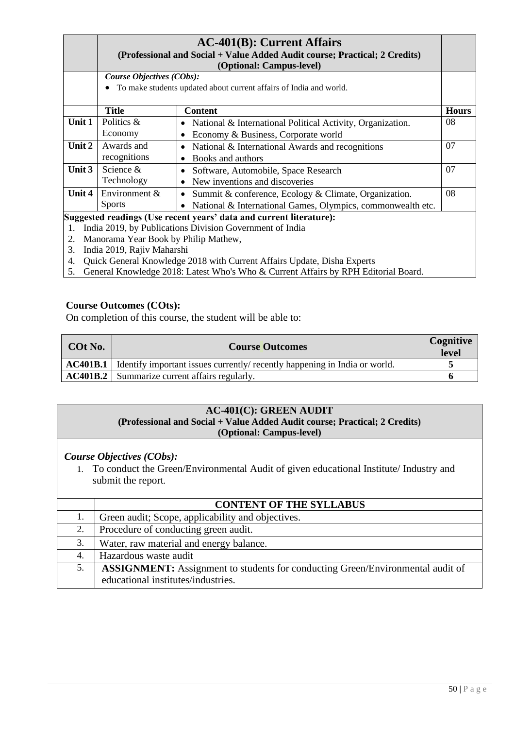| | **AC-401(B): Current Affairs**<br>**(Professional and Social + Value Added Audit course; Practical; 2 Credits)**<br>**(Optional: Campus-level)** | | |
|---|---|---|---|
| | ***Course Objectives (CObs):***<br>• To make students updated about current affairs of India and world. | | |
| | **Title** | **Content** | **Hours** |
| **Unit 1** | Politics & Economy | • National & International Political Activity, Organization.<br>• Economy & Business, Corporate world | 08 |
| **Unit 2** | Awards and recognitions | • National & International Awards and recognitions<br>• Books and authors | 07 |
| **Unit 3** | Science & Technology | • Software, Automobile, Space Research<br>• New inventions and discoveries | 07 |
| **Unit 4** | Environment & Sports | • Summit & conference, Ecology & Climate, Organization.<br>• National & International Games, Olympics, commonwealth etc. | 08 |

**Suggested readings (Use recent years' data and current literature):**

1. India 2019, by Publications Division Government of India
2. Manorama Year Book by Philip Mathew,
3. India 2019, Rajiv Maharshi
4. Quick General Knowledge 2018 with Current Affairs Update, Disha Experts
5. General Knowledge 2018: Latest Who's Who & Current Affairs by RPH Editorial Board.

**Course Outcomes (COts):**

On completion of this course, the student will be able to:

| COt No. | Course Outcomes | Cognitive level |
|---|---|---|
| **AC401B.1** | Identify important issues currently/ recently happening in India or world. | **5** |
| **AC401B.2** | Summarize current affairs regularly. | **6** |

## AC-401(C): GREEN AUDIT

**(Professional and Social + Value Added Audit course; Practical; 2 Credits)**
**(Optional: Campus-level)**

***Course Objectives (CObs):***

1. To conduct the Green/Environmental Audit of given educational Institute/ Industry and submit the report.

| | CONTENT OF THE SYLLABUS |
|---|---|
| 1. | Green audit; Scope, applicability and objectives. |
| 2. | Procedure of conducting green audit. |
| 3. | Water, raw material and energy balance. |
| 4. | Hazardous waste audit |
| 5. | **ASSIGNMENT:** Assignment to students for conducting Green/Environmental audit of educational institutes/industries. |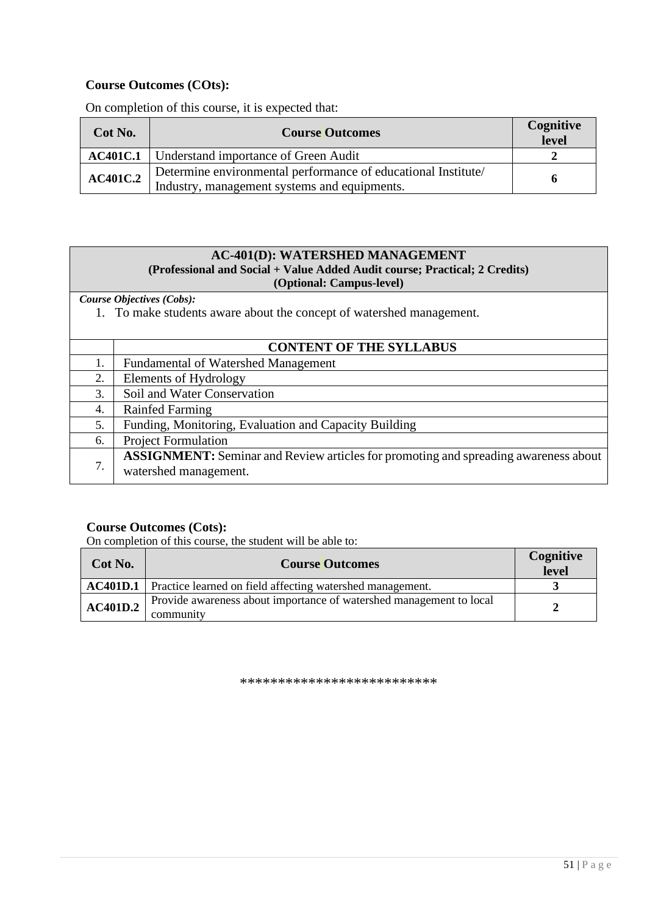**Course Outcomes (COts):**

On completion of this course, it is expected that:

| Cot No. | Course Outcomes | Cognitive level |
|---|---|---|
| **AC401C.1** | Understand importance of Green Audit | **2** |
| **AC401C.2** | Determine environmental performance of educational Institute/ Industry, management systems and equipments. | **6** |

| | |
|---|---|
| **AC-401(D): WATERSHED MANAGEMENT**<br>**(Professional and Social + Value Added Audit course; Practical; 2 Credits)**<br>**(Optional: Campus-level)** | |
| ***Course Objectives (Cobs):***<br>1. To make students aware about the concept of watershed management. | |
| | **CONTENT OF THE SYLLABUS** |
| 1. | Fundamental of Watershed Management |
| 2. | Elements of Hydrology |
| 3. | Soil and Water Conservation |
| 4. | Rainfed Farming |
| 5. | Funding, Monitoring, Evaluation and Capacity Building |
| 6. | Project Formulation |
| 7. | **ASSIGNMENT:** Seminar and Review articles for promoting and spreading awareness about watershed management. |

**Course Outcomes (Cots):**

On completion of this course, the student will be able to:

| Cot No. | Course Outcomes | Cognitive level |
|---|---|---|
| **AC401D.1** | Practice learned on field affecting watershed management. | **3** |
| **AC401D.2** | Provide awareness about importance of watershed management to local community | **2** |

*************************